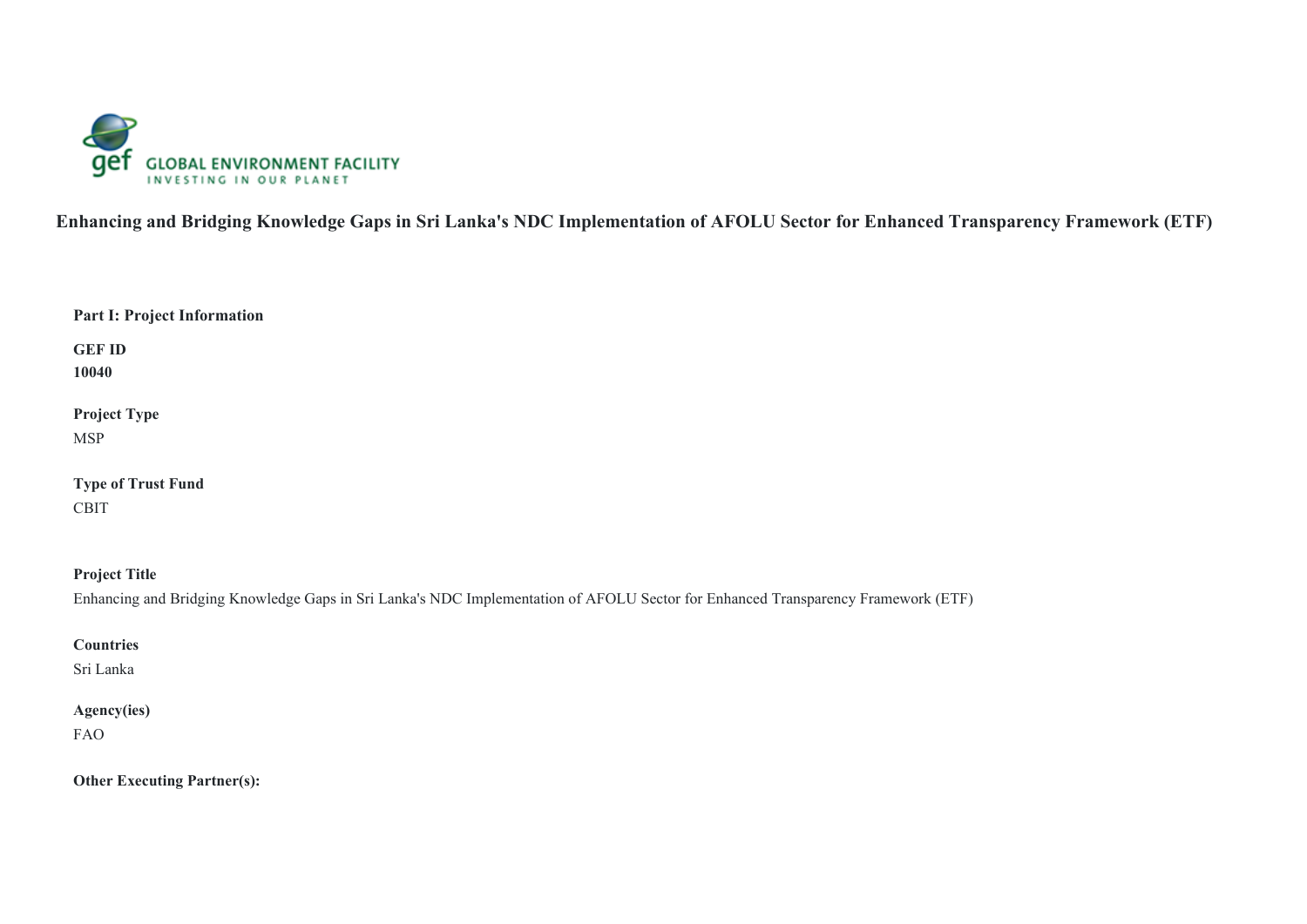# Enhancing and Bridging Knowledge Gaps in Sri Lanka's NDC Implementation of AFOLU Sector for Enhanced Transparency Framework (ETF)

**Part I: Project Information**

**GEF ID**
**10040**

**Project Type**
MSP

**Type of Trust Fund**
CBIT

**Project Title**
Enhancing and Bridging Knowledge Gaps in Sri Lanka's NDC Implementation of AFOLU Sector for Enhanced Transparency Framework (ETF)

**Countries**
Sri Lanka

**Agency(ies)**
FAO

**Other Executing Partner(s):**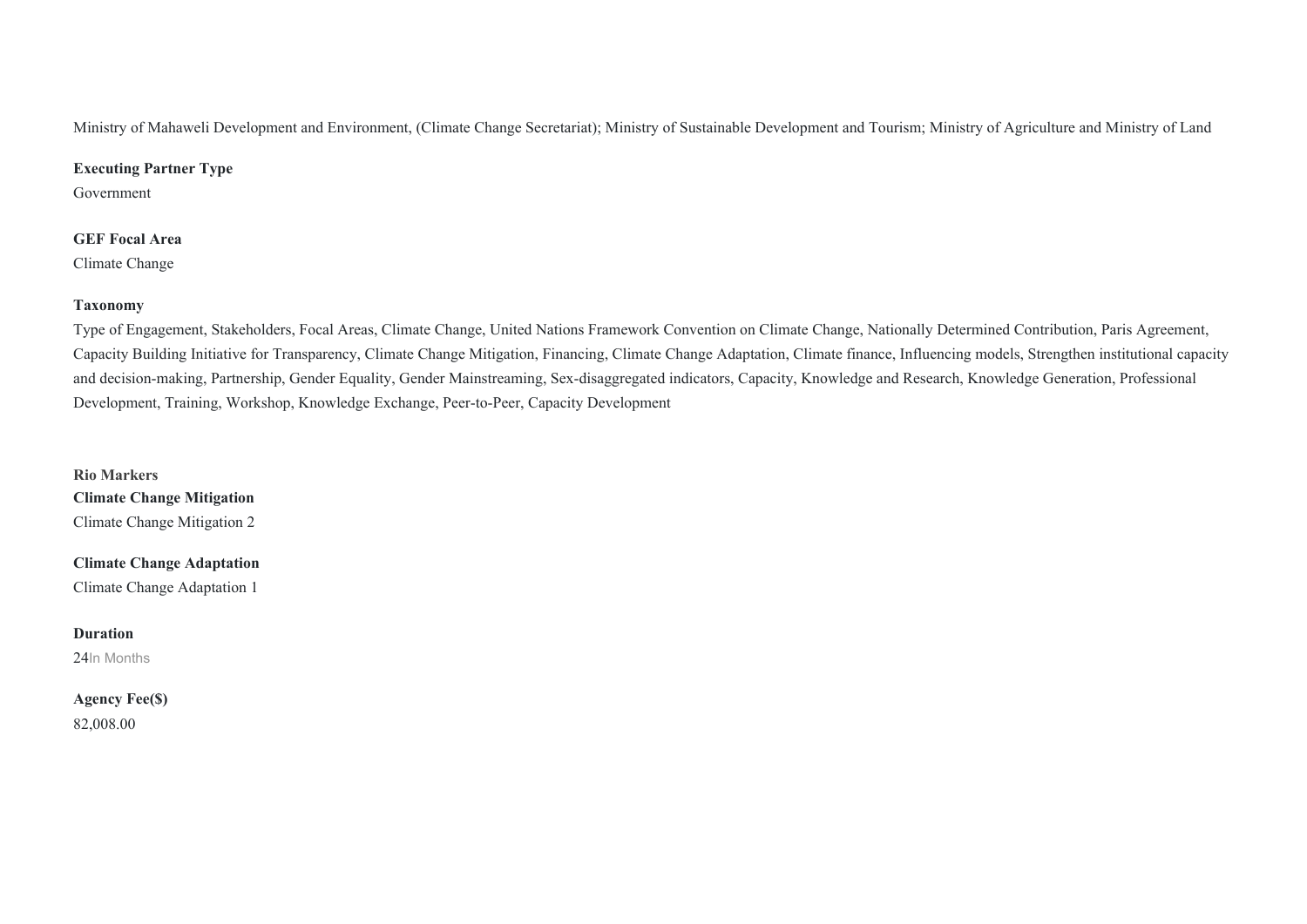Ministry of Mahaweli Development and Environment, (Climate Change Secretariat); Ministry of Sustainable Development and Tourism; Ministry of Agriculture and Ministry of Land

**Executing Partner Type**

Government

**GEF Focal Area**

Climate Change

**Taxonomy**

Type of Engagement, Stakeholders, Focal Areas, Climate Change, United Nations Framework Convention on Climate Change, Nationally Determined Contribution, Paris Agreement, Capacity Building Initiative for Transparency, Climate Change Mitigation, Financing, Climate Change Adaptation, Climate finance, Influencing models, Strengthen institutional capacity and decision-making, Partnership, Gender Equality, Gender Mainstreaming, Sex-disaggregated indicators, Capacity, Knowledge and Research, Knowledge Generation, Professional Development, Training, Workshop, Knowledge Exchange, Peer-to-Peer, Capacity Development

**Rio Markers**

**Climate Change Mitigation**

Climate Change Mitigation 2

**Climate Change Adaptation**

Climate Change Adaptation 1

**Duration**

24In Months

**Agency Fee($)**

82,008.00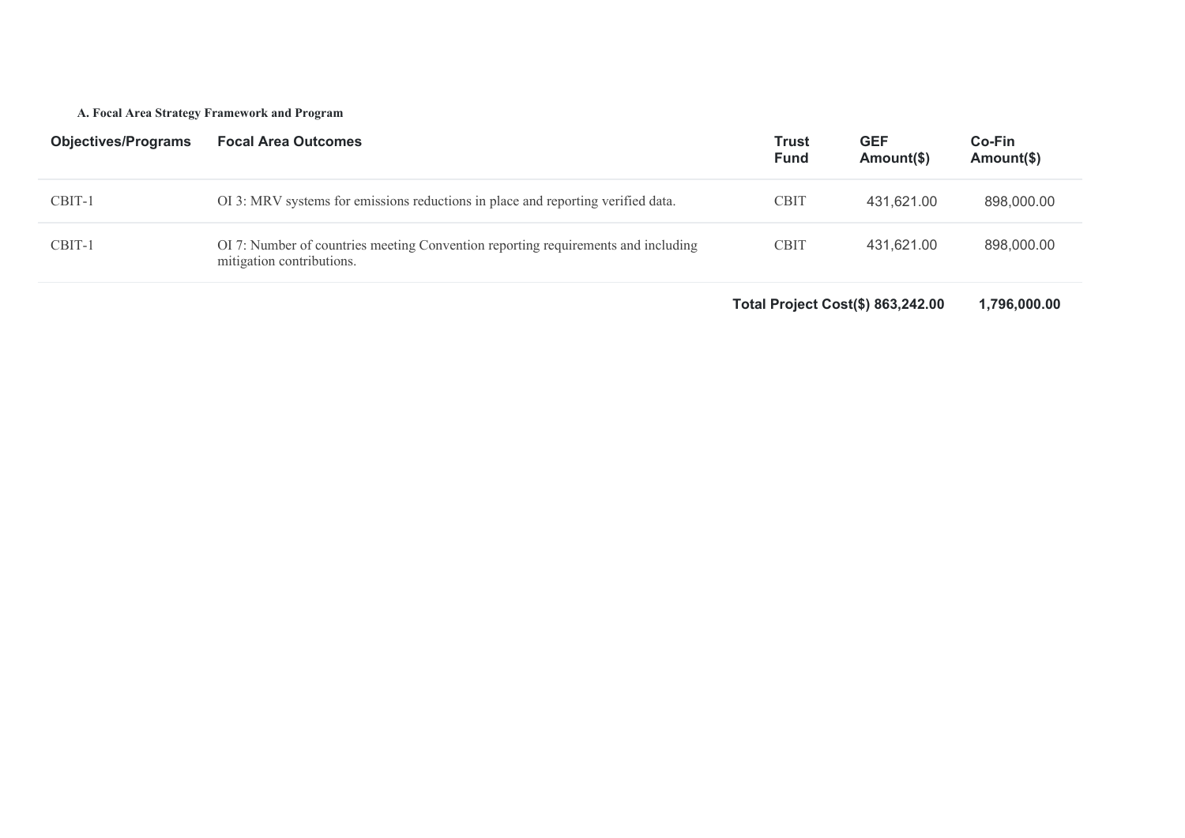**A. Focal Area Strategy Framework and Program**

| Objectives/Programs | Focal Area Outcomes | Trust Fund | GEF Amount($) | Co-Fin Amount($) |
|---|---|---|---|---|
| CBIT-1 | OI 3: MRV systems for emissions reductions in place and reporting verified data. | CBIT | 431,621.00 | 898,000.00 |
| CBIT-1 | OI 7: Number of countries meeting Convention reporting requirements and including mitigation contributions. | CBIT | 431,621.00 | 898,000.00 |
| | | **Total Project Cost($)** | **863,242.00** | **1,796,000.00** |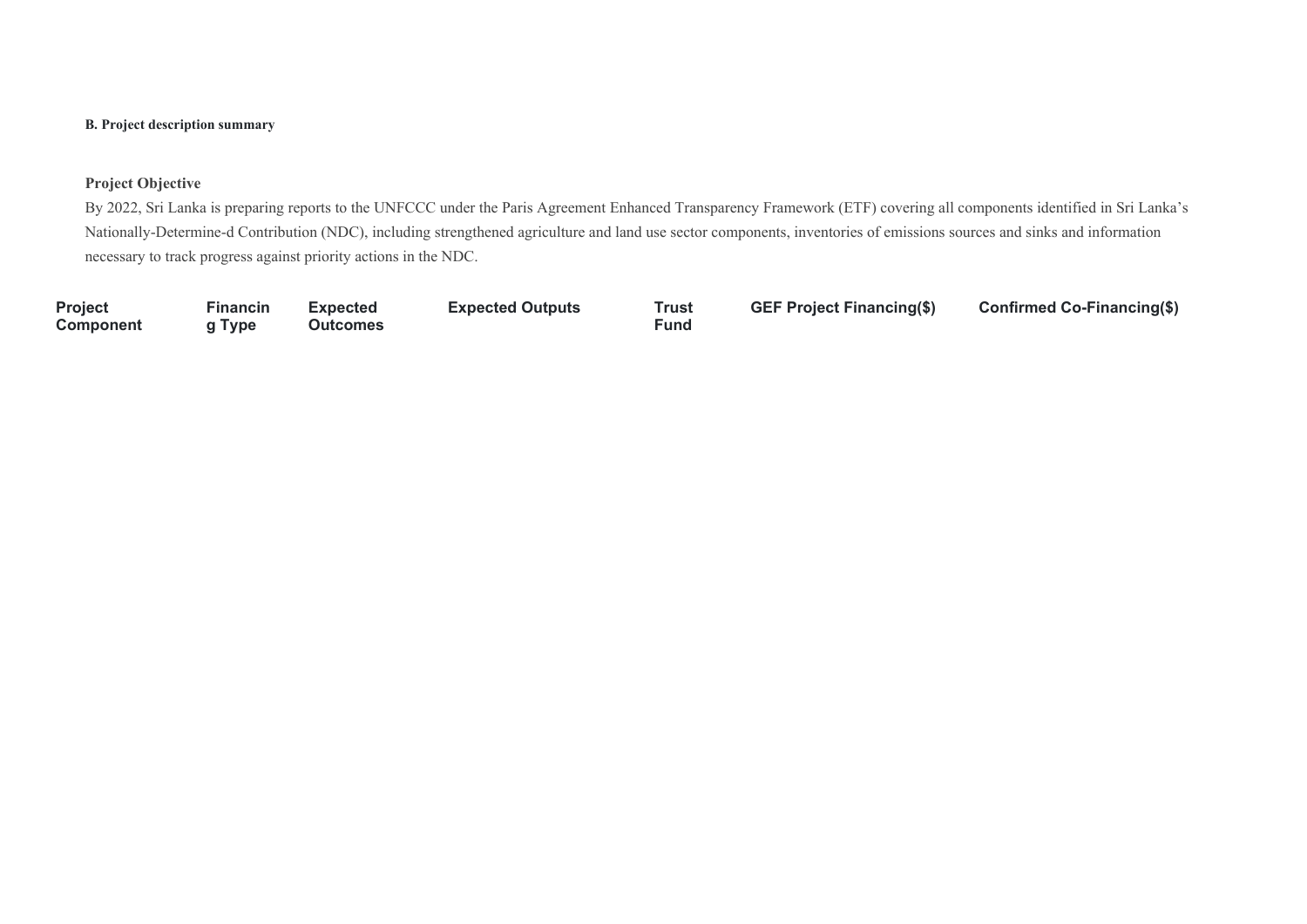**B. Project description summary**

**Project Objective**

By 2022, Sri Lanka is preparing reports to the UNFCCC under the Paris Agreement Enhanced Transparency Framework (ETF) covering all components identified in Sri Lanka's Nationally-Determine-d Contribution (NDC), including strengthened agriculture and land use sector components, inventories of emissions sources and sinks and information necessary to track progress against priority actions in the NDC.

| Project Component | Financing Type | Expected Outcomes | Expected Outputs | Trust Fund | GEF Project Financing($) | Confirmed Co-Financing($) |
|---|---|---|---|---|---|---|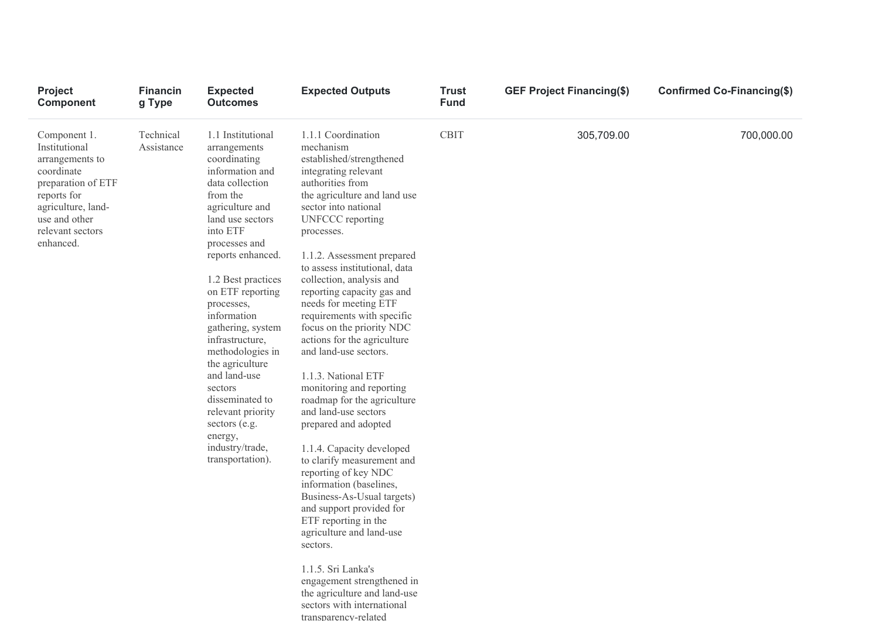| Project Component | Financing Type | Expected Outcomes | Expected Outputs | Trust Fund | GEF Project Financing($) | Confirmed Co-Financing($) |
|---|---|---|---|---|---|---|
| Component 1. Institutional arrangements to coordinate preparation of ETF reports for agriculture, land-use and other relevant sectors enhanced. | Technical Assistance | 1.1 Institutional arrangements coordinating information and data collection from the agriculture and land use sectors into ETF processes and reports enhanced.<br><br>1.2 Best practices on ETF reporting processes, information gathering, system infrastructure, methodologies in the agriculture and land-use sectors disseminated to relevant priority sectors (e.g. energy, industry/trade, transportation). | 1.1.1 Coordination mechanism established/strengthened integrating relevant authorities from the agriculture and land use sector into national UNFCCC reporting processes.<br><br>1.1.2. Assessment prepared to assess institutional, data collection, analysis and reporting capacity gas and needs for meeting ETF requirements with specific focus on the priority NDC actions for the agriculture and land-use sectors.<br><br>1.1.3. National ETF monitoring and reporting roadmap for the agriculture and land-use sectors prepared and adopted<br><br>1.1.4. Capacity developed to clarify measurement and reporting of key NDC information (baselines, Business-As-Usual targets) and support provided for ETF reporting in the agriculture and land-use sectors.<br><br>1.1.5. Sri Lanka's engagement strengthened in the agriculture and land-use sectors with international transparency-related | CBIT | 305,709.00 | 700,000.00 |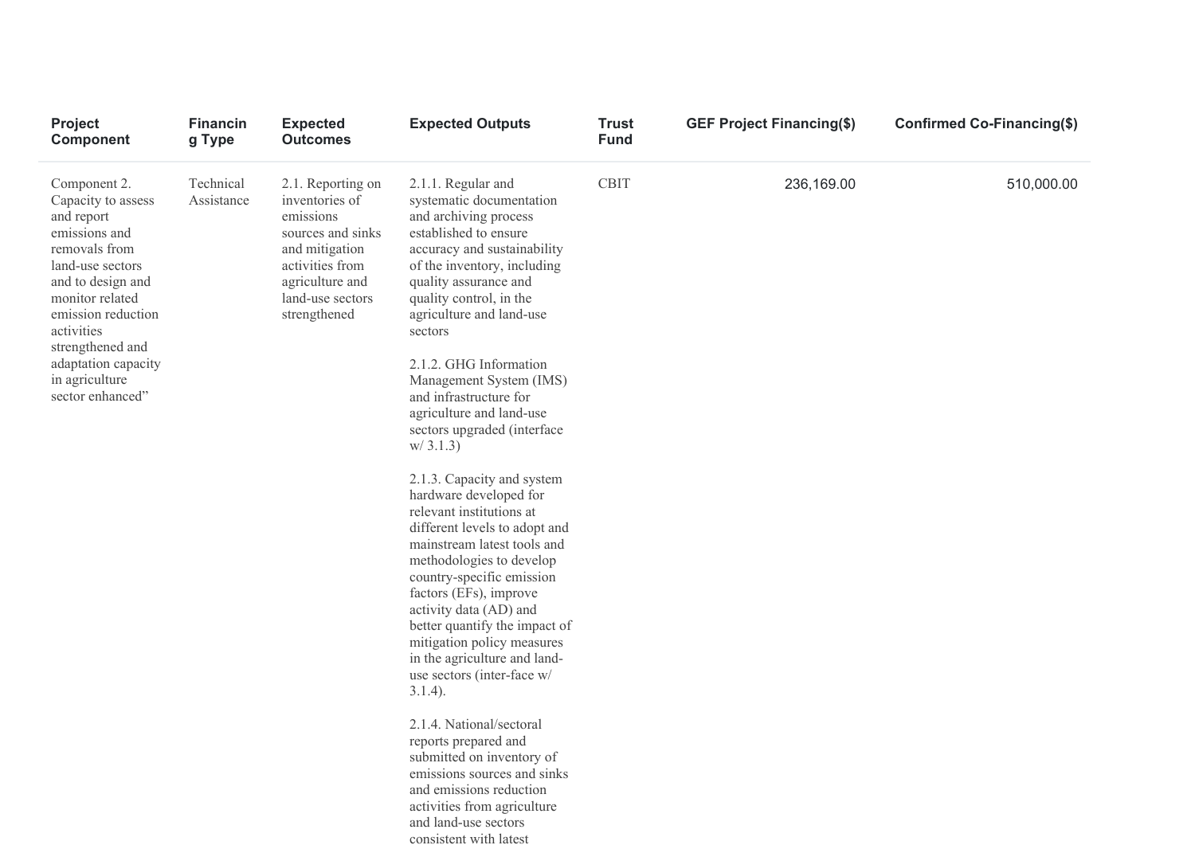| Project Component | Financing Type | Expected Outcomes | Expected Outputs | Trust Fund | GEF Project Financing($) | Confirmed Co-Financing($) |
|---|---|---|---|---|---|---|
| Component 2. Capacity to assess and report emissions and removals from land-use sectors and to design and monitor related emission reduction activities strengthened and adaptation capacity in agriculture sector enhanced” | Technical Assistance | 2.1. Reporting on inventories of emissions sources and sinks and mitigation activities from agriculture and land-use sectors strengthened | 2.1.1. Regular and systematic documentation and archiving process established to ensure accuracy and sustainability of the inventory, including quality assurance and quality control, in the agriculture and land-use sectors<br><br>2.1.2. GHG Information Management System (IMS) and infrastructure for agriculture and land-use sectors upgraded (interface w/ 3.1.3)<br><br>2.1.3. Capacity and system hardware developed for relevant institutions at different levels to adopt and mainstream latest tools and methodologies to develop country-specific emission factors (EFs), improve activity data (AD) and better quantify the impact of mitigation policy measures in the agriculture and land-use sectors (inter-face w/ 3.1.4).<br><br>2.1.4. National/sectoral reports prepared and submitted on inventory of emissions sources and sinks and emissions reduction activities from agriculture and land-use sectors consistent with latest | CBIT | 236,169.00 | 510,000.00 |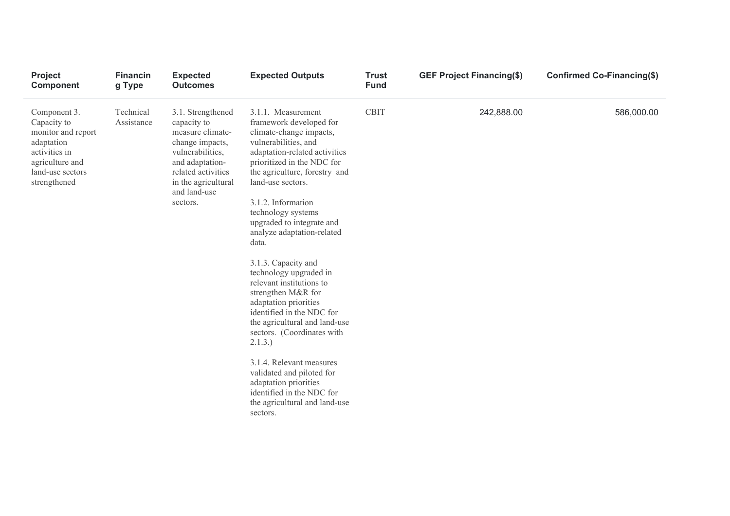| Project Component | Financing Type | Expected Outcomes | Expected Outputs | Trust Fund | GEF Project Financing($) | Confirmed Co-Financing($) |
|---|---|---|---|---|---|---|
| Component 3. Capacity to monitor and report adaptation activities in agriculture and land-use sectors strengthened | Technical Assistance | 3.1. Strengthened capacity to measure climate-change impacts, vulnerabilities, and adaptation-related activities in the agricultural and land-use sectors. | 3.1.1. Measurement framework developed for climate-change impacts, vulnerabilities, and adaptation-related activities prioritized in the NDC for the agriculture, forestry and land-use sectors.<br><br>3.1.2. Information technology systems upgraded to integrate and analyze adaptation-related data.<br><br>3.1.3. Capacity and technology upgraded in relevant institutions to strengthen M&R for adaptation priorities identified in the NDC for the agricultural and land-use sectors. (Coordinates with 2.1.3.)<br><br>3.1.4. Relevant measures validated and piloted for adaptation priorities identified in the NDC for the agricultural and land-use sectors. | CBIT | 242,888.00 | 586,000.00 |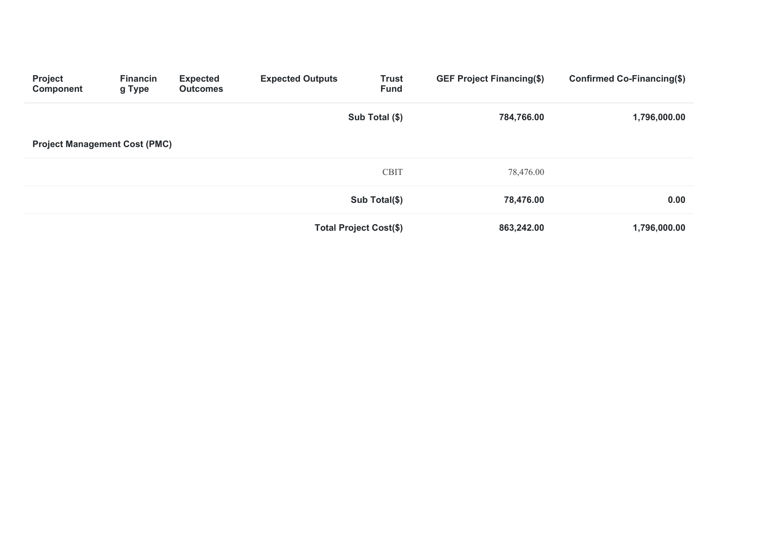| Project Component | Financing Type | Expected Outcomes | Expected Outputs | Trust Fund | GEF Project Financing($) | Confirmed Co-Financing($) |
|---|---|---|---|---|---|---|
| | | | | **Sub Total ($)** | **784,766.00** | **1,796,000.00** |
| **Project Management Cost (PMC)** | | | | | | |
| | | | | CBIT | 78,476.00 | |
| | | | | **Sub Total($)** | **78,476.00** | **0.00** |
| | | | | **Total Project Cost($)** | **863,242.00** | **1,796,000.00** |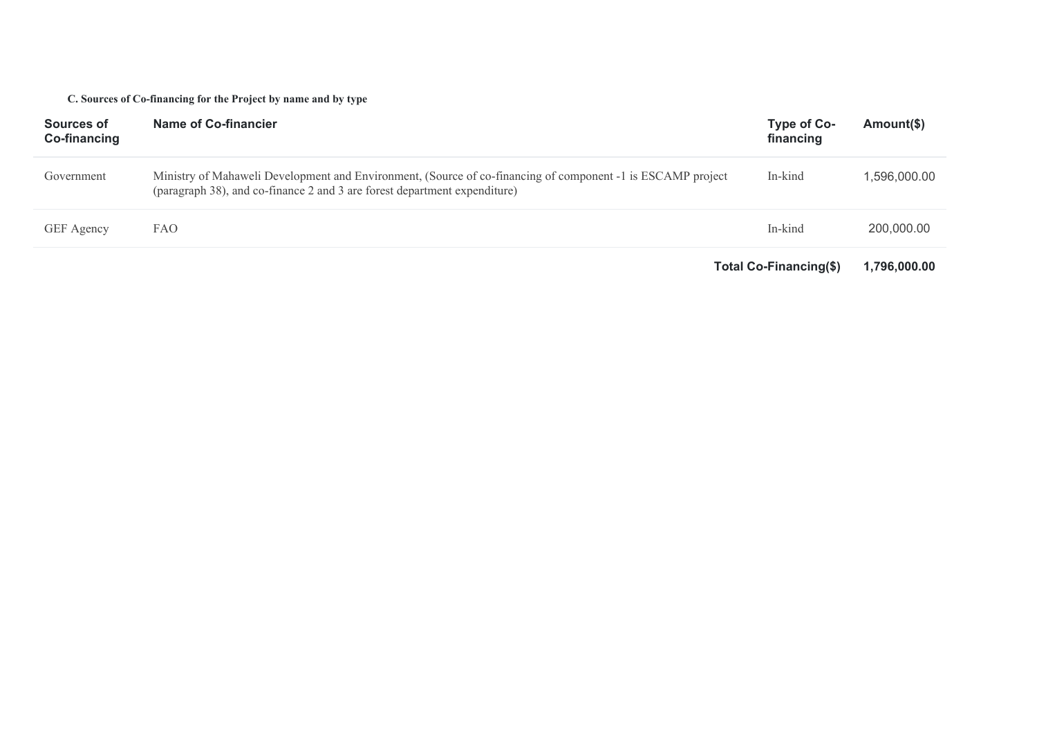**C. Sources of Co-financing for the Project by name and by type**

| Sources of Co-financing | Name of Co-financier | Type of Co-financing | Amount($) |
|---|---|---|---|
| Government | Ministry of Mahaweli Development and Environment, (Source of co-financing of component -1 is ESCAMP project (paragraph 38), and co-finance 2 and 3 are forest department expenditure) | In-kind | 1,596,000.00 |
| GEF Agency | FAO | In-kind | 200,000.00 |
| | | **Total Co-Financing($)** | **1,796,000.00** |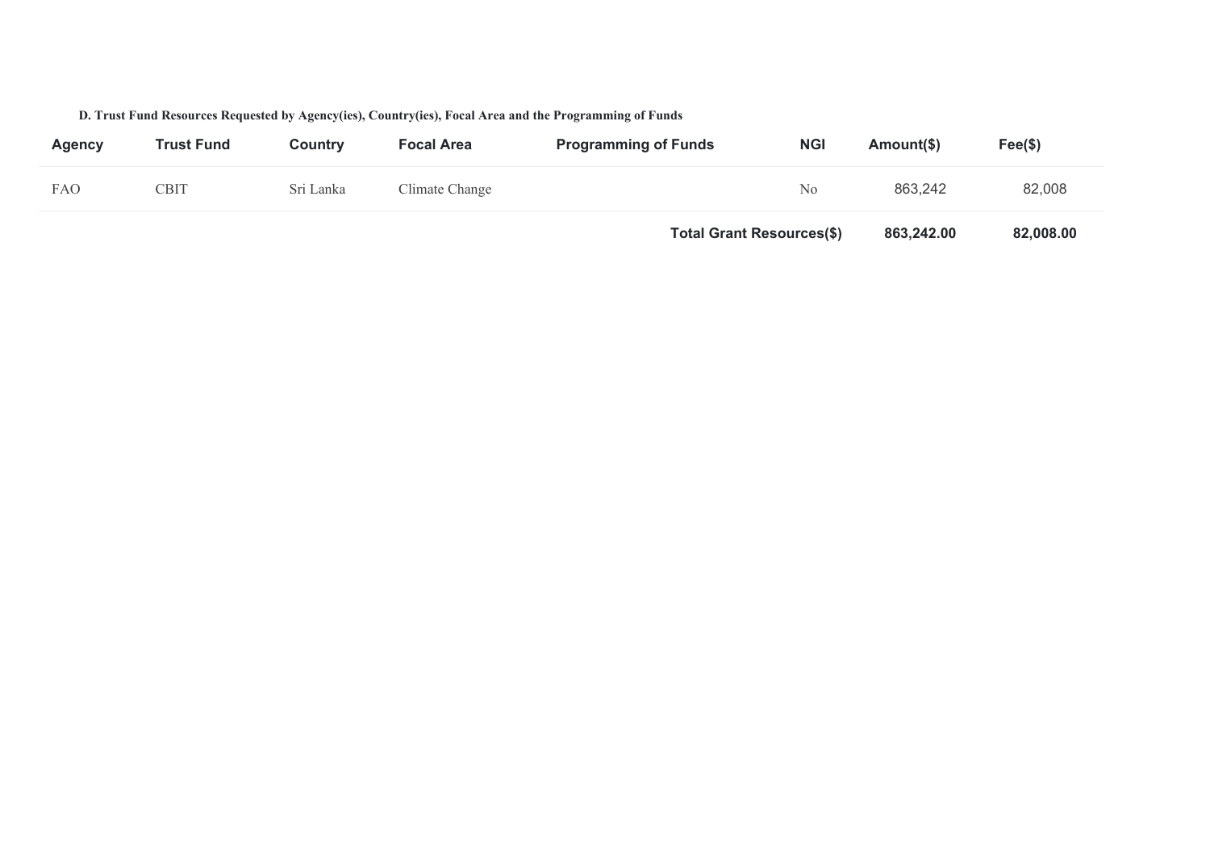### D. Trust Fund Resources Requested by Agency(ies), Country(ies), Focal Area and the Programming of Funds

| Agency | Trust Fund | Country | Focal Area | Programming of Funds | NGI | Amount($) | Fee($) |
|---|---|---|---|---|---|---|---|
| FAO | CBIT | Sri Lanka | Climate Change | | No | 863,242 | 82,008 |
| | | | | **Total Grant Resources($)** | | **863,242.00** | **82,008.00** |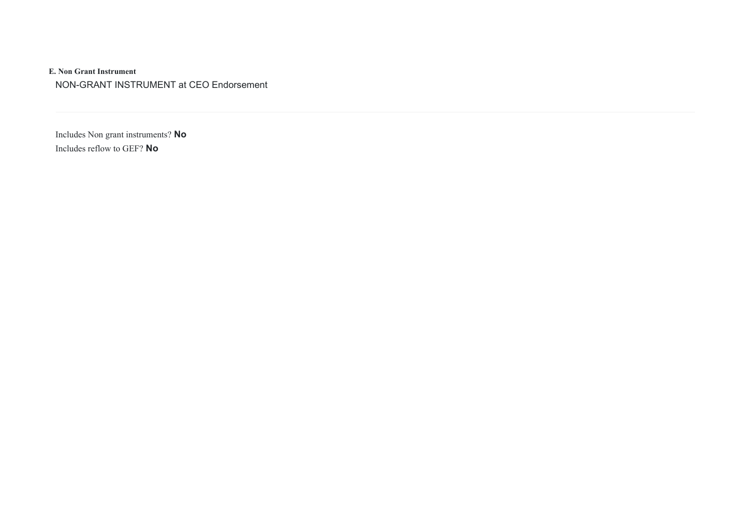### E. Non Grant Instrument

NON-GRANT INSTRUMENT at CEO Endorsement

Includes Non grant instruments? **No**

Includes reflow to GEF? **No**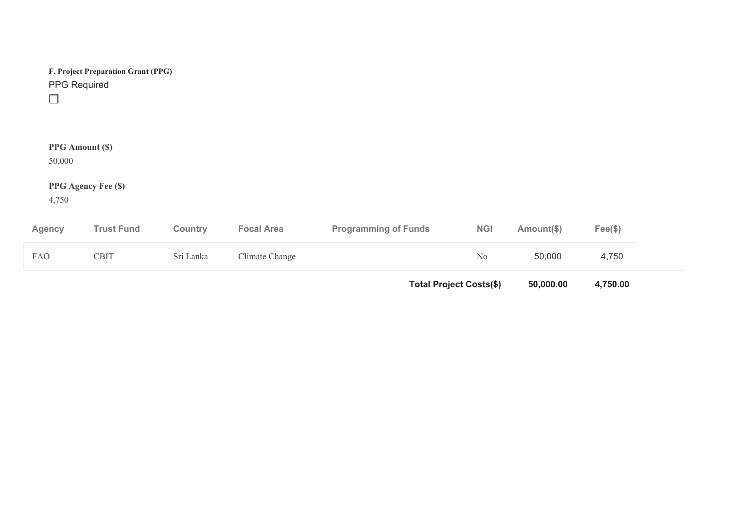**F. Project Preparation Grant (PPG)**

PPG Required

☐

**PPG Amount ($)**

50,000

**PPG Agency Fee ($)**

4,750

| Agency | Trust Fund | Country | Focal Area | Programming of Funds | NGI | Amount($) | Fee($) |
|---|---|---|---|---|---|---|---|
| FAO | CBIT | Sri Lanka | Climate Change | | No | 50,000 | 4,750 |
| | | | | **Total Project Costs($)** | | **50,000.00** | **4,750.00** |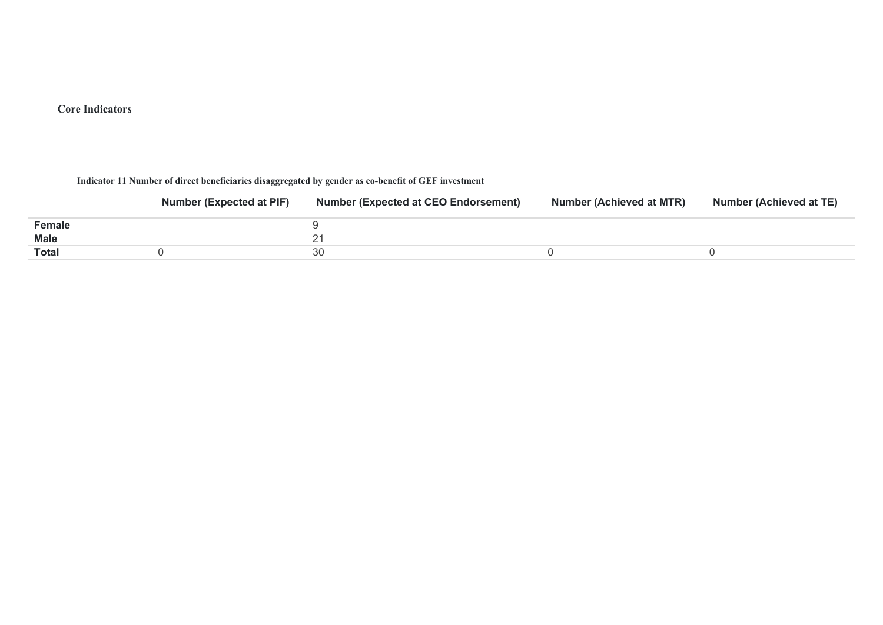# Core Indicators

**Indicator 11 Number of direct beneficiaries disaggregated by gender as co-benefit of GEF investment**

| | Number (Expected at PIF) | Number (Expected at CEO Endorsement) | Number (Achieved at MTR) | Number (Achieved at TE) |
|---|---|---|---|---|
| **Female** | | 9 | | |
| **Male** | | 21 | | |
| **Total** | 0 | 30 | 0 | 0 |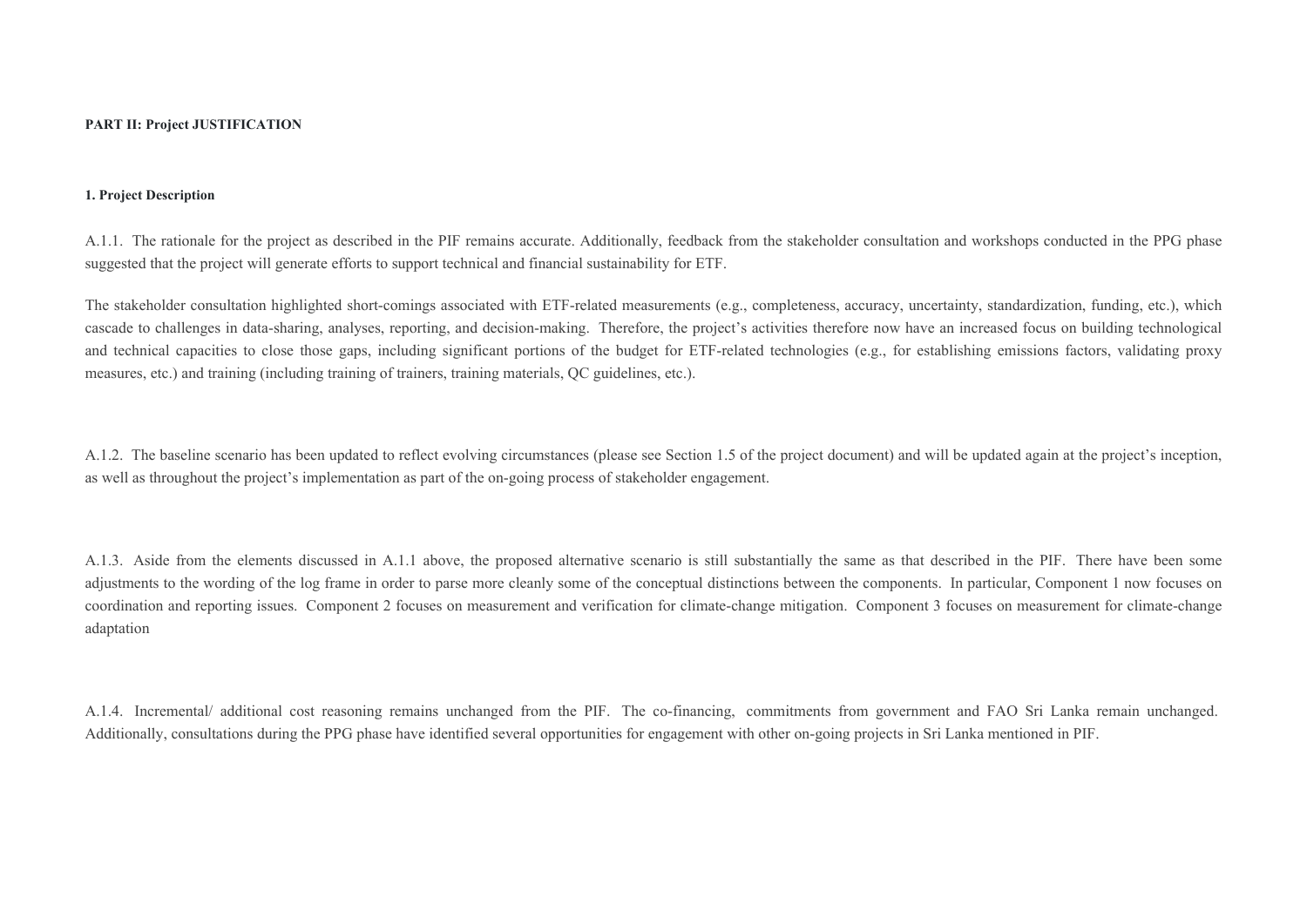**PART II: Project JUSTIFICATION**

**1. Project Description**

A.1.1. The rationale for the project as described in the PIF remains accurate. Additionally, feedback from the stakeholder consultation and workshops conducted in the PPG phase suggested that the project will generate efforts to support technical and financial sustainability for ETF.

The stakeholder consultation highlighted short-comings associated with ETF-related measurements (e.g., completeness, accuracy, uncertainty, standardization, funding, etc.), which cascade to challenges in data-sharing, analyses, reporting, and decision-making. Therefore, the project's activities therefore now have an increased focus on building technological and technical capacities to close those gaps, including significant portions of the budget for ETF-related technologies (e.g., for establishing emissions factors, validating proxy measures, etc.) and training (including training of trainers, training materials, QC guidelines, etc.).

A.1.2. The baseline scenario has been updated to reflect evolving circumstances (please see Section 1.5 of the project document) and will be updated again at the project's inception, as well as throughout the project's implementation as part of the on-going process of stakeholder engagement.

A.1.3. Aside from the elements discussed in A.1.1 above, the proposed alternative scenario is still substantially the same as that described in the PIF. There have been some adjustments to the wording of the log frame in order to parse more cleanly some of the conceptual distinctions between the components. In particular, Component 1 now focuses on coordination and reporting issues. Component 2 focuses on measurement and verification for climate-change mitigation. Component 3 focuses on measurement for climate-change adaptation

A.1.4. Incremental/ additional cost reasoning remains unchanged from the PIF. The co-financing, commitments from government and FAO Sri Lanka remain unchanged. Additionally, consultations during the PPG phase have identified several opportunities for engagement with other on-going projects in Sri Lanka mentioned in PIF.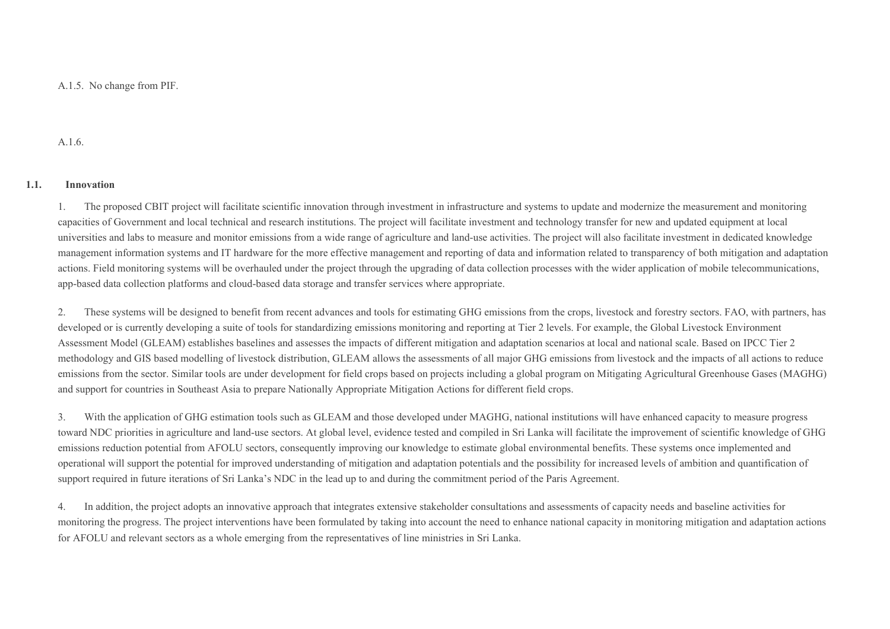A.1.5. No change from PIF.

A.1.6.

### 1.1. Innovation

1. The proposed CBIT project will facilitate scientific innovation through investment in infrastructure and systems to update and modernize the measurement and monitoring capacities of Government and local technical and research institutions. The project will facilitate investment and technology transfer for new and updated equipment at local universities and labs to measure and monitor emissions from a wide range of agriculture and land-use activities. The project will also facilitate investment in dedicated knowledge management information systems and IT hardware for the more effective management and reporting of data and information related to transparency of both mitigation and adaptation actions. Field monitoring systems will be overhauled under the project through the upgrading of data collection processes with the wider application of mobile telecommunications, app-based data collection platforms and cloud-based data storage and transfer services where appropriate.

2. These systems will be designed to benefit from recent advances and tools for estimating GHG emissions from the crops, livestock and forestry sectors. FAO, with partners, has developed or is currently developing a suite of tools for standardizing emissions monitoring and reporting at Tier 2 levels. For example, the Global Livestock Environment Assessment Model (GLEAM) establishes baselines and assesses the impacts of different mitigation and adaptation scenarios at local and national scale. Based on IPCC Tier 2 methodology and GIS based modelling of livestock distribution, GLEAM allows the assessments of all major GHG emissions from livestock and the impacts of all actions to reduce emissions from the sector. Similar tools are under development for field crops based on projects including a global program on Mitigating Agricultural Greenhouse Gases (MAGHG) and support for countries in Southeast Asia to prepare Nationally Appropriate Mitigation Actions for different field crops.

3. With the application of GHG estimation tools such as GLEAM and those developed under MAGHG, national institutions will have enhanced capacity to measure progress toward NDC priorities in agriculture and land-use sectors. At global level, evidence tested and compiled in Sri Lanka will facilitate the improvement of scientific knowledge of GHG emissions reduction potential from AFOLU sectors, consequently improving our knowledge to estimate global environmental benefits. These systems once implemented and operational will support the potential for improved understanding of mitigation and adaptation potentials and the possibility for increased levels of ambition and quantification of support required in future iterations of Sri Lanka's NDC in the lead up to and during the commitment period of the Paris Agreement.

4. In addition, the project adopts an innovative approach that integrates extensive stakeholder consultations and assessments of capacity needs and baseline activities for monitoring the progress. The project interventions have been formulated by taking into account the need to enhance national capacity in monitoring mitigation and adaptation actions for AFOLU and relevant sectors as a whole emerging from the representatives of line ministries in Sri Lanka.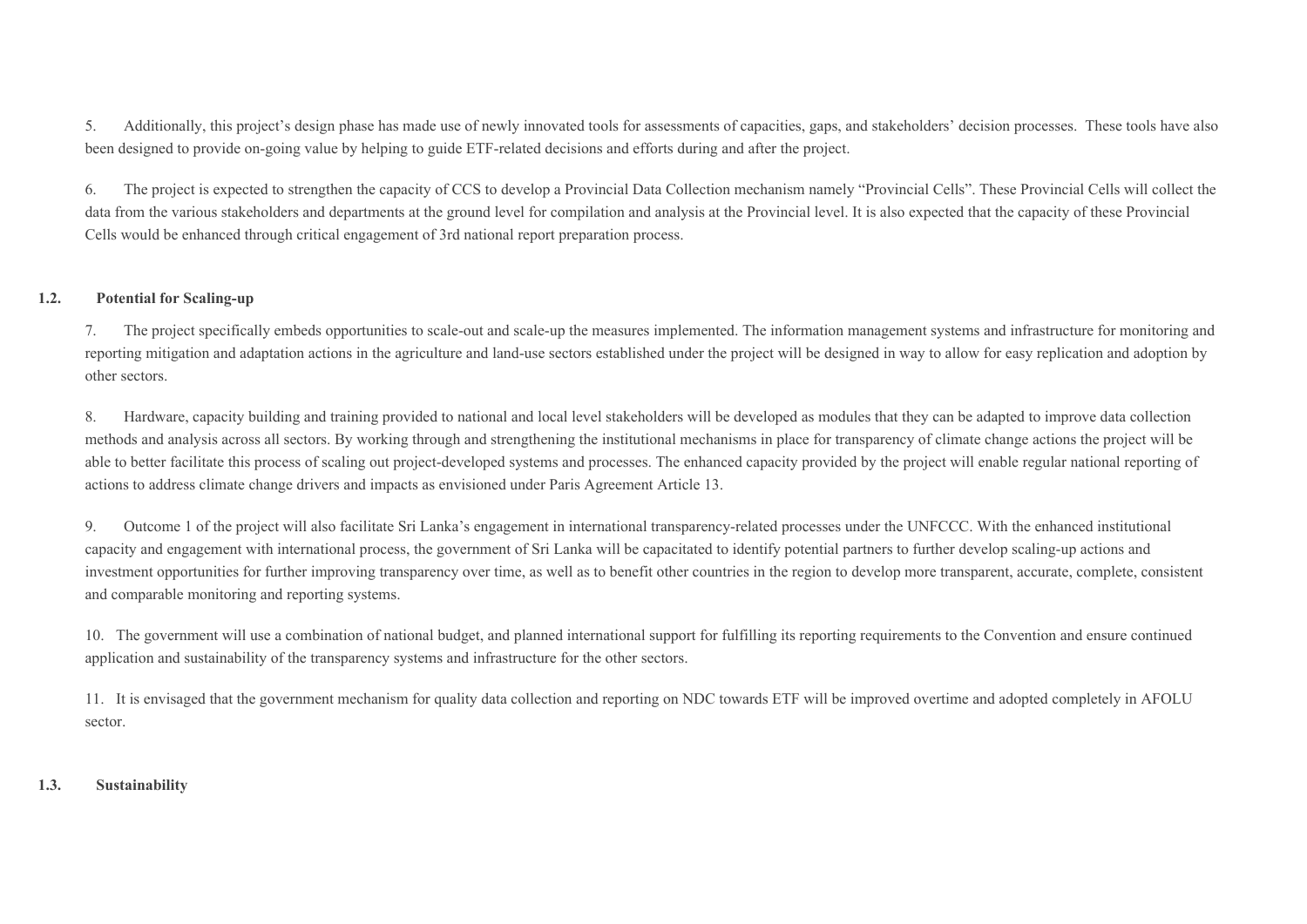5. Additionally, this project's design phase has made use of newly innovated tools for assessments of capacities, gaps, and stakeholders' decision processes. These tools have also been designed to provide on-going value by helping to guide ETF-related decisions and efforts during and after the project.

6. The project is expected to strengthen the capacity of CCS to develop a Provincial Data Collection mechanism namely "Provincial Cells". These Provincial Cells will collect the data from the various stakeholders and departments at the ground level for compilation and analysis at the Provincial level. It is also expected that the capacity of these Provincial Cells would be enhanced through critical engagement of 3rd national report preparation process.

### 1.2. Potential for Scaling-up

7. The project specifically embeds opportunities to scale-out and scale-up the measures implemented. The information management systems and infrastructure for monitoring and reporting mitigation and adaptation actions in the agriculture and land-use sectors established under the project will be designed in way to allow for easy replication and adoption by other sectors.

8. Hardware, capacity building and training provided to national and local level stakeholders will be developed as modules that they can be adapted to improve data collection methods and analysis across all sectors. By working through and strengthening the institutional mechanisms in place for transparency of climate change actions the project will be able to better facilitate this process of scaling out project-developed systems and processes. The enhanced capacity provided by the project will enable regular national reporting of actions to address climate change drivers and impacts as envisioned under Paris Agreement Article 13.

9. Outcome 1 of the project will also facilitate Sri Lanka's engagement in international transparency-related processes under the UNFCCC. With the enhanced institutional capacity and engagement with international process, the government of Sri Lanka will be capacitated to identify potential partners to further develop scaling-up actions and investment opportunities for further improving transparency over time, as well as to benefit other countries in the region to develop more transparent, accurate, complete, consistent and comparable monitoring and reporting systems.

10. The government will use a combination of national budget, and planned international support for fulfilling its reporting requirements to the Convention and ensure continued application and sustainability of the transparency systems and infrastructure for the other sectors.

11. It is envisaged that the government mechanism for quality data collection and reporting on NDC towards ETF will be improved overtime and adopted completely in AFOLU sector.

### 1.3. Sustainability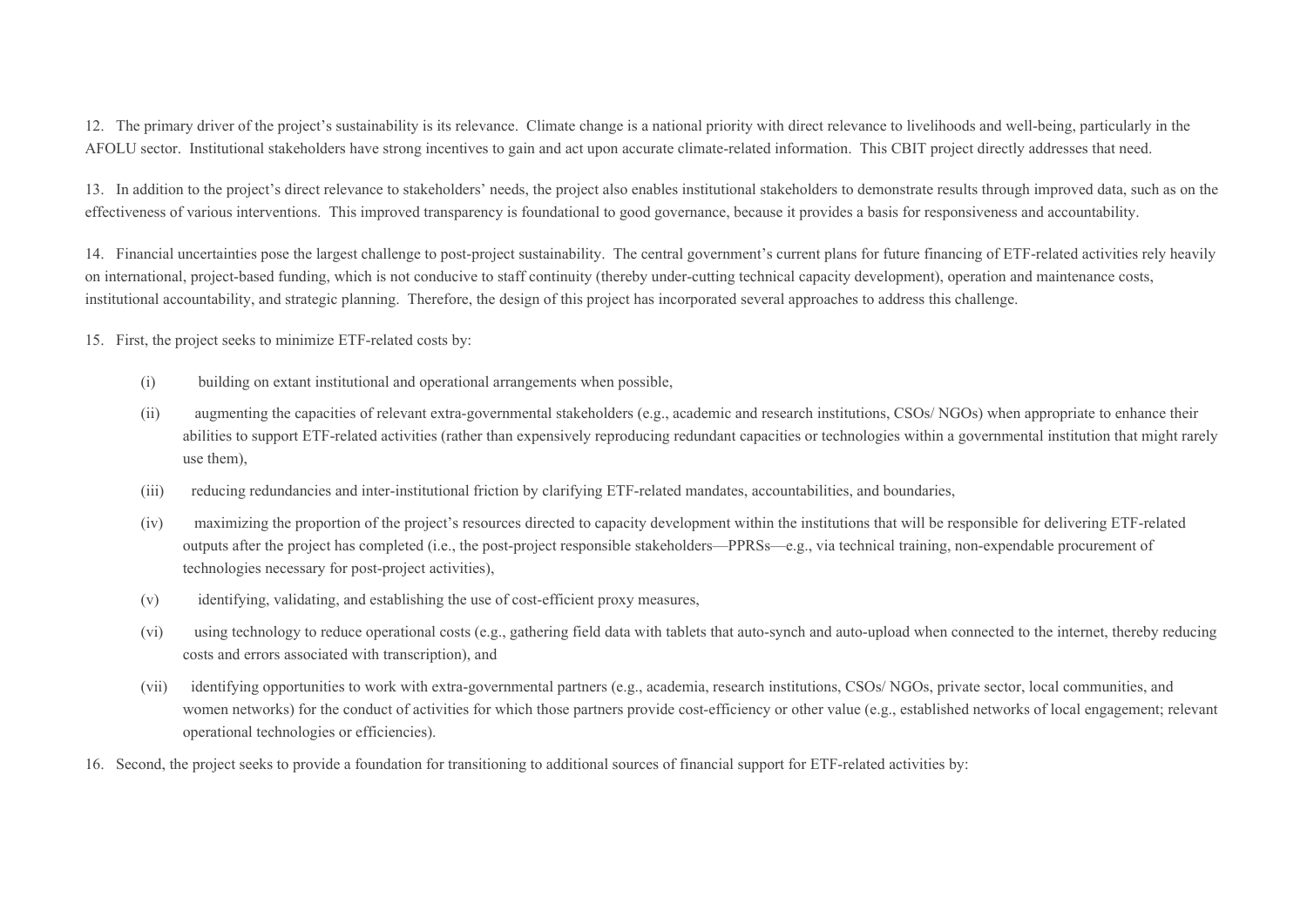12. The primary driver of the project's sustainability is its relevance. Climate change is a national priority with direct relevance to livelihoods and well-being, particularly in the AFOLU sector. Institutional stakeholders have strong incentives to gain and act upon accurate climate-related information. This CBIT project directly addresses that need.

13. In addition to the project's direct relevance to stakeholders' needs, the project also enables institutional stakeholders to demonstrate results through improved data, such as on the effectiveness of various interventions. This improved transparency is foundational to good governance, because it provides a basis for responsiveness and accountability.

14. Financial uncertainties pose the largest challenge to post-project sustainability. The central government's current plans for future financing of ETF-related activities rely heavily on international, project-based funding, which is not conducive to staff continuity (thereby under-cutting technical capacity development), operation and maintenance costs, institutional accountability, and strategic planning. Therefore, the design of this project has incorporated several approaches to address this challenge.

15. First, the project seeks to minimize ETF-related costs by:

(i) building on extant institutional and operational arrangements when possible,

(ii) augmenting the capacities of relevant extra-governmental stakeholders (e.g., academic and research institutions, CSOs/ NGOs) when appropriate to enhance their abilities to support ETF-related activities (rather than expensively reproducing redundant capacities or technologies within a governmental institution that might rarely use them),

(iii) reducing redundancies and inter-institutional friction by clarifying ETF-related mandates, accountabilities, and boundaries,

(iv) maximizing the proportion of the project's resources directed to capacity development within the institutions that will be responsible for delivering ETF-related outputs after the project has completed (i.e., the post-project responsible stakeholders—PPRSs—e.g., via technical training, non-expendable procurement of technologies necessary for post-project activities),

(v) identifying, validating, and establishing the use of cost-efficient proxy measures,

(vi) using technology to reduce operational costs (e.g., gathering field data with tablets that auto-synch and auto-upload when connected to the internet, thereby reducing costs and errors associated with transcription), and

(vii) identifying opportunities to work with extra-governmental partners (e.g., academia, research institutions, CSOs/ NGOs, private sector, local communities, and women networks) for the conduct of activities for which those partners provide cost-efficiency or other value (e.g., established networks of local engagement; relevant operational technologies or efficiencies).

16. Second, the project seeks to provide a foundation for transitioning to additional sources of financial support for ETF-related activities by: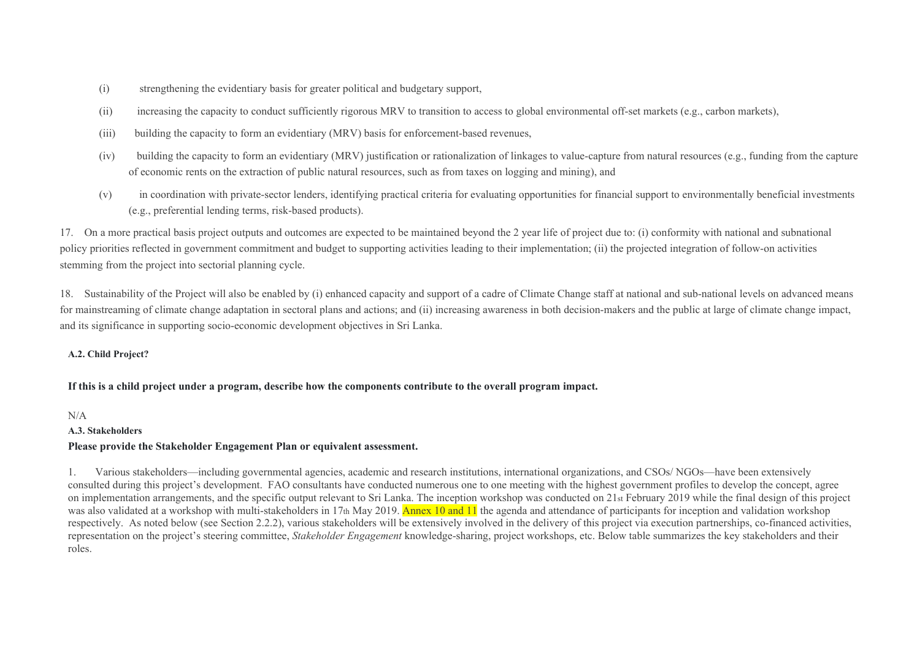(i) strengthening the evidentiary basis for greater political and budgetary support,

(ii) increasing the capacity to conduct sufficiently rigorous MRV to transition to access to global environmental off-set markets (e.g., carbon markets),

(iii) building the capacity to form an evidentiary (MRV) basis for enforcement-based revenues,

(iv) building the capacity to form an evidentiary (MRV) justification or rationalization of linkages to value-capture from natural resources (e.g., funding from the capture of economic rents on the extraction of public natural resources, such as from taxes on logging and mining), and

(v) in coordination with private-sector lenders, identifying practical criteria for evaluating opportunities for financial support to environmentally beneficial investments (e.g., preferential lending terms, risk-based products).

17. On a more practical basis project outputs and outcomes are expected to be maintained beyond the 2 year life of project due to: (i) conformity with national and subnational policy priorities reflected in government commitment and budget to supporting activities leading to their implementation; (ii) the projected integration of follow-on activities stemming from the project into sectorial planning cycle.

18. Sustainability of the Project will also be enabled by (i) enhanced capacity and support of a cadre of Climate Change staff at national and sub-national levels on advanced means for mainstreaming of climate change adaptation in sectoral plans and actions; and (ii) increasing awareness in both decision-makers and the public at large of climate change impact, and its significance in supporting socio-economic development objectives in Sri Lanka.

**A.2. Child Project?**

**If this is a child project under a program, describe how the components contribute to the overall program impact.**

N/A

**A.3. Stakeholders**

**Please provide the Stakeholder Engagement Plan or equivalent assessment.**

1. Various stakeholders—including governmental agencies, academic and research institutions, international organizations, and CSOs/ NGOs—have been extensively consulted during this project's development. FAO consultants have conducted numerous one to one meeting with the highest government profiles to develop the concept, agree on implementation arrangements, and the specific output relevant to Sri Lanka. The inception workshop was conducted on 21st February 2019 while the final design of this project was also validated at a workshop with multi-stakeholders in 17th May 2019. Annex 10 and 11 the agenda and attendance of participants for inception and validation workshop respectively. As noted below (see Section 2.2.2), various stakeholders will be extensively involved in the delivery of this project via execution partnerships, co-financed activities, representation on the project's steering committee, *Stakeholder Engagement* knowledge-sharing, project workshops, etc. Below table summarizes the key stakeholders and their roles.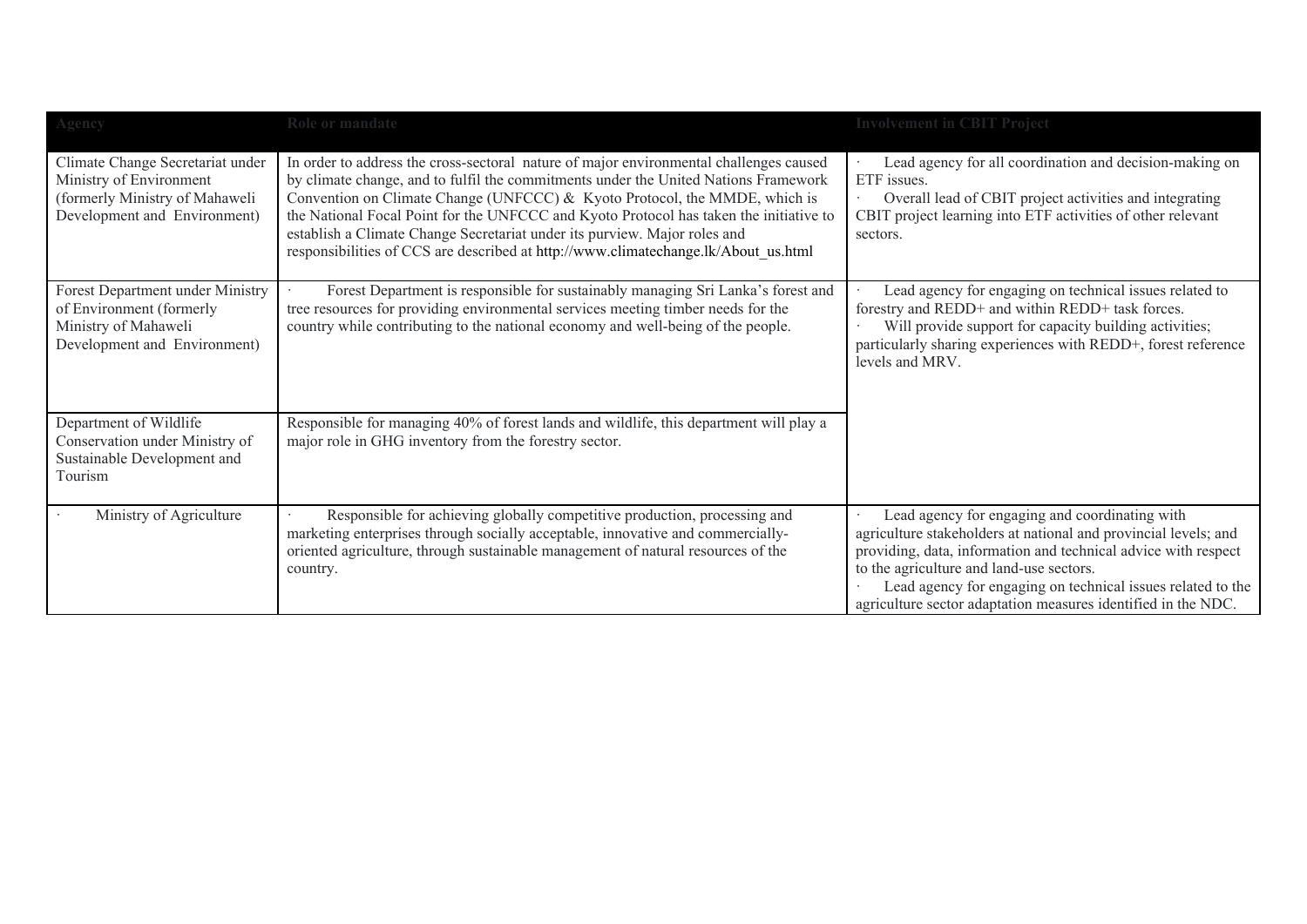| Agency | Role or mandate | Involvement in CBIT Project |
|---|---|---|
| Climate Change Secretariat under Ministry of Environment (formerly Ministry of Mahaweli Development and Environment) | In order to address the cross-sectoral nature of major environmental challenges caused by climate change, and to fulfil the commitments under the United Nations Framework Convention on Climate Change (UNFCCC) & Kyoto Protocol, the MMDE, which is the National Focal Point for the UNFCCC and Kyoto Protocol has taken the initiative to establish a Climate Change Secretariat under its purview. Major roles and responsibilities of CCS are described at http://www.climatechange.lk/About_us.html | · Lead agency for all coordination and decision-making on ETF issues.<br>· Overall lead of CBIT project activities and integrating CBIT project learning into ETF activities of other relevant sectors. |
| Forest Department under Ministry of Environment (formerly Ministry of Mahaweli Development and Environment) | · Forest Department is responsible for sustainably managing Sri Lanka's forest and tree resources for providing environmental services meeting timber needs for the country while contributing to the national economy and well-being of the people. | · Lead agency for engaging on technical issues related to forestry and REDD+ and within REDD+ task forces.<br>· Will provide support for capacity building activities; particularly sharing experiences with REDD+, forest reference levels and MRV. |
| Department of Wildlife Conservation under Ministry of Sustainable Development and Tourism | Responsible for managing 40% of forest lands and wildlife, this department will play a major role in GHG inventory from the forestry sector. | |
| · Ministry of Agriculture | · Responsible for achieving globally competitive production, processing and marketing enterprises through socially acceptable, innovative and commercially-oriented agriculture, through sustainable management of natural resources of the country. | · Lead agency for engaging and coordinating with agriculture stakeholders at national and provincial levels; and providing, data, information and technical advice with respect to the agriculture and land-use sectors.<br>· Lead agency for engaging on technical issues related to the agriculture sector adaptation measures identified in the NDC. |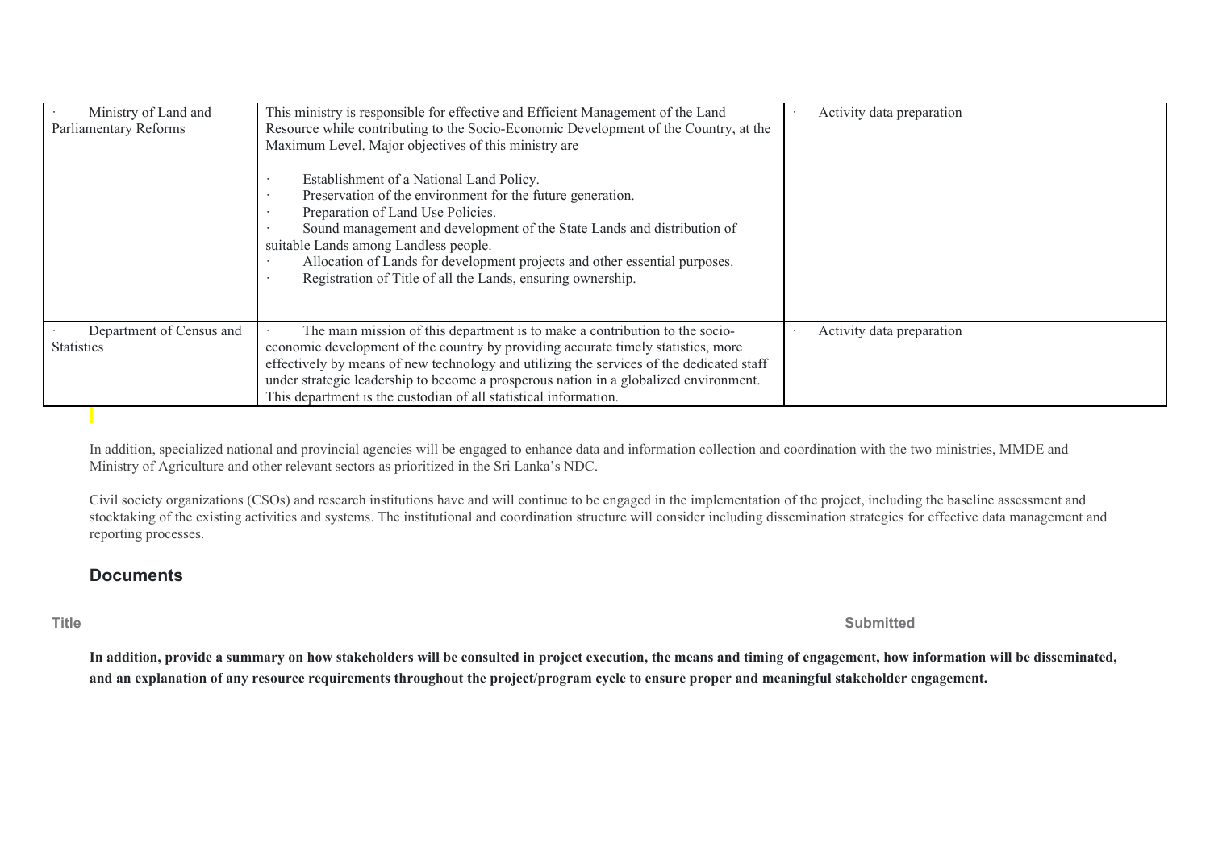| · Ministry of Land and Parliamentary Reforms | This ministry is responsible for effective and Efficient Management of the Land Resource while contributing to the Socio-Economic Development of the Country, at the Maximum Level. Major objectives of this ministry are<br><br>· Establishment of a National Land Policy.<br>· Preservation of the environment for the future generation.<br>· Preparation of Land Use Policies.<br>· Sound management and development of the State Lands and distribution of suitable Lands among Landless people.<br>· Allocation of Lands for development projects and other essential purposes.<br>· Registration of Title of all the Lands, ensuring ownership. | · Activity data preparation |
|---|---|---|
| · Department of Census and Statistics | · The main mission of this department is to make a contribution to the socio-economic development of the country by providing accurate timely statistics, more effectively by means of new technology and utilizing the services of the dedicated staff under strategic leadership to become a prosperous nation in a globalized environment. This department is the custodian of all statistical information. | · Activity data preparation |

In addition, specialized national and provincial agencies will be engaged to enhance data and information collection and coordination with the two ministries, MMDE and Ministry of Agriculture and other relevant sectors as prioritized in the Sri Lanka's NDC.

Civil society organizations (CSOs) and research institutions have and will continue to be engaged in the implementation of the project, including the baseline assessment and stocktaking of the existing activities and systems. The institutional and coordination structure will consider including dissemination strategies for effective data management and reporting processes.

## Documents

| Title | Submitted |
|---|---|

**In addition, provide a summary on how stakeholders will be consulted in project execution, the means and timing of engagement, how information will be disseminated, and an explanation of any resource requirements throughout the project/program cycle to ensure proper and meaningful stakeholder engagement.**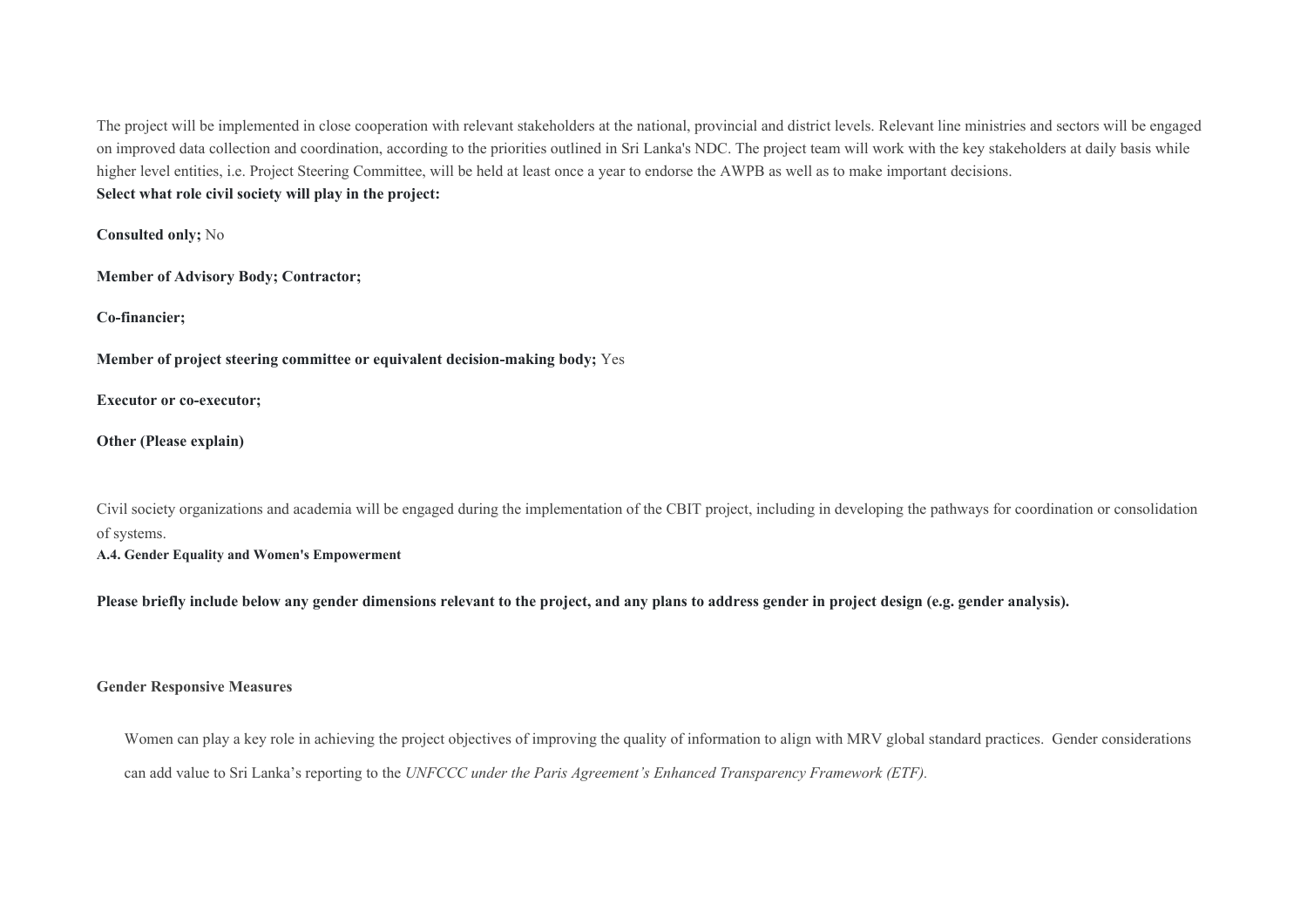The project will be implemented in close cooperation with relevant stakeholders at the national, provincial and district levels. Relevant line ministries and sectors will be engaged on improved data collection and coordination, according to the priorities outlined in Sri Lanka's NDC. The project team will work with the key stakeholders at daily basis while higher level entities, i.e. Project Steering Committee, will be held at least once a year to endorse the AWPB as well as to make important decisions.

**Select what role civil society will play in the project:**

**Consulted only;** No

**Member of Advisory Body; Contractor;**

**Co-financier;**

**Member of project steering committee or equivalent decision-making body;** Yes

**Executor or co-executor;**

**Other (Please explain)**

Civil society organizations and academia will be engaged during the implementation of the CBIT project, including in developing the pathways for coordination or consolidation of systems.

#### A.4. Gender Equality and Women's Empowerment

**Please briefly include below any gender dimensions relevant to the project, and any plans to address gender in project design (e.g. gender analysis).**

**Gender Responsive Measures**

Women can play a key role in achieving the project objectives of improving the quality of information to align with MRV global standard practices. Gender considerations can add value to Sri Lanka's reporting to the *UNFCCC under the Paris Agreement's Enhanced Transparency Framework (ETF).*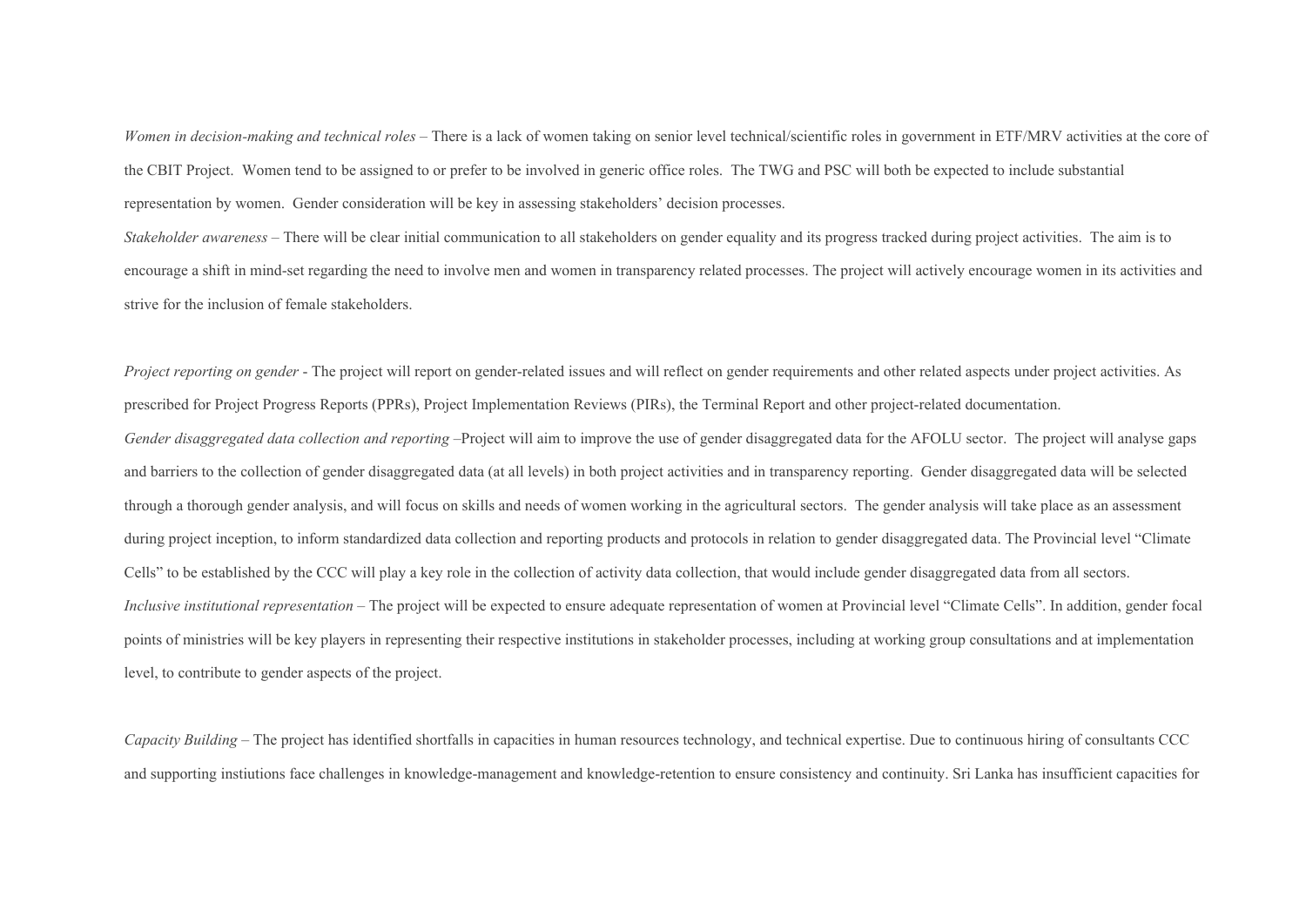*Women in decision-making and technical roles* – There is a lack of women taking on senior level technical/scientific roles in government in ETF/MRV activities at the core of the CBIT Project. Women tend to be assigned to or prefer to be involved in generic office roles. The TWG and PSC will both be expected to include substantial representation by women. Gender consideration will be key in assessing stakeholders' decision processes.

*Stakeholder awareness* – There will be clear initial communication to all stakeholders on gender equality and its progress tracked during project activities. The aim is to encourage a shift in mind-set regarding the need to involve men and women in transparency related processes. The project will actively encourage women in its activities and strive for the inclusion of female stakeholders.

*Project reporting on gender* - The project will report on gender-related issues and will reflect on gender requirements and other related aspects under project activities. As prescribed for Project Progress Reports (PPRs), Project Implementation Reviews (PIRs), the Terminal Report and other project-related documentation.

*Gender disaggregated data collection and reporting* –Project will aim to improve the use of gender disaggregated data for the AFOLU sector. The project will analyse gaps and barriers to the collection of gender disaggregated data (at all levels) in both project activities and in transparency reporting. Gender disaggregated data will be selected through a thorough gender analysis, and will focus on skills and needs of women working in the agricultural sectors. The gender analysis will take place as an assessment during project inception, to inform standardized data collection and reporting products and protocols in relation to gender disaggregated data. The Provincial level "Climate Cells" to be established by the CCC will play a key role in the collection of activity data collection, that would include gender disaggregated data from all sectors.

*Inclusive institutional representation* – The project will be expected to ensure adequate representation of women at Provincial level "Climate Cells". In addition, gender focal points of ministries will be key players in representing their respective institutions in stakeholder processes, including at working group consultations and at implementation level, to contribute to gender aspects of the project.

*Capacity Building* – The project has identified shortfalls in capacities in human resources technology, and technical expertise. Due to continuous hiring of consultants CCC and supporting instiutions face challenges in knowledge-management and knowledge-retention to ensure consistency and continuity. Sri Lanka has insufficient capacities for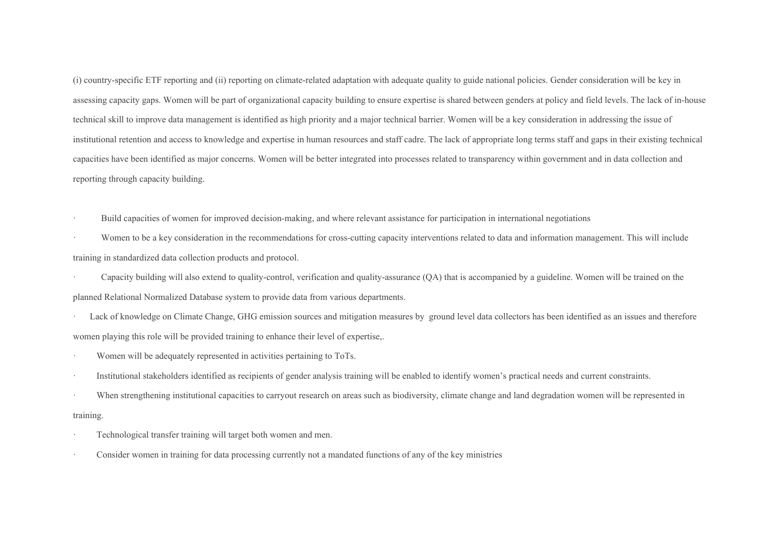(i) country-specific ETF reporting and (ii) reporting on climate-related adaptation with adequate quality to guide national policies. Gender consideration will be key in assessing capacity gaps. Women will be part of organizational capacity building to ensure expertise is shared between genders at policy and field levels. The lack of in-house technical skill to improve data management is identified as high priority and a major technical barrier. Women will be a key consideration in addressing the issue of institutional retention and access to knowledge and expertise in human resources and staff cadre. The lack of appropriate long terms staff and gaps in their existing technical capacities have been identified as major concerns. Women will be better integrated into processes related to transparency within government and in data collection and reporting through capacity building.

- Build capacities of women for improved decision-making, and where relevant assistance for participation in international negotiations
- Women to be a key consideration in the recommendations for cross-cutting capacity interventions related to data and information management. This will include training in standardized data collection products and protocol.
- Capacity building will also extend to quality-control, verification and quality-assurance (QA) that is accompanied by a guideline. Women will be trained on the planned Relational Normalized Database system to provide data from various departments.
- Lack of knowledge on Climate Change, GHG emission sources and mitigation measures by ground level data collectors has been identified as an issues and therefore women playing this role will be provided training to enhance their level of expertise,.
- Women will be adequately represented in activities pertaining to ToTs.
- Institutional stakeholders identified as recipients of gender analysis training will be enabled to identify women's practical needs and current constraints.
- When strengthening institutional capacities to carryout research on areas such as biodiversity, climate change and land degradation women will be represented in training.
- Technological transfer training will target both women and men.
- Consider women in training for data processing currently not a mandated functions of any of the key ministries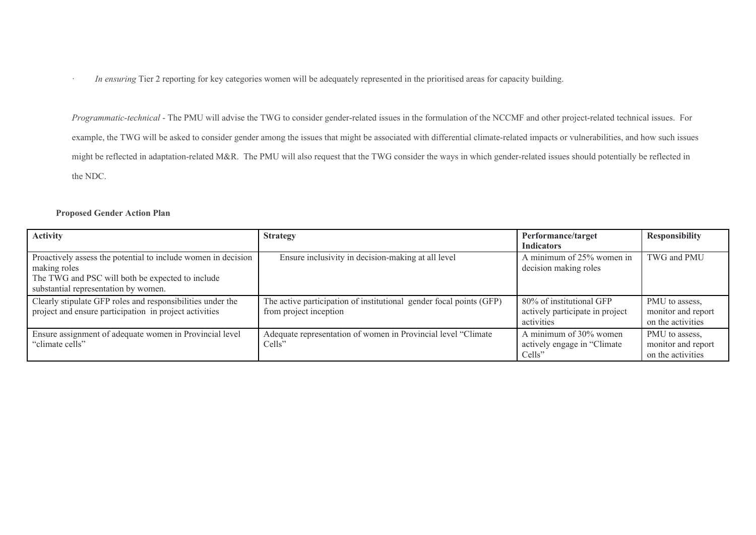- *In ensuring* Tier 2 reporting for key categories women will be adequately represented in the prioritised areas for capacity building.

*Programmatic-technical* - The PMU will advise the TWG to consider gender-related issues in the formulation of the NCCMF and other project-related technical issues. For example, the TWG will be asked to consider gender among the issues that might be associated with differential climate-related impacts or vulnerabilities, and how such issues might be reflected in adaptation-related M&R. The PMU will also request that the TWG consider the ways in which gender-related issues should potentially be reflected in the NDC.

**Proposed Gender Action Plan**

| Activity | Strategy | Performance/target Indicators | Responsibility |
|---|---|---|---|
| Proactively assess the potential to include women in decision making roles<br>The TWG and PSC will both be expected to include substantial representation by women. | Ensure inclusivity in decision-making at all level | A minimum of 25% women in decision making roles | TWG and PMU |
| Clearly stipulate GFP roles and responsibilities under the project and ensure participation in project activities | The active participation of institutional gender focal points (GFP) from project inception | 80% of institutional GFP actively participate in project activities | PMU to assess, monitor and report on the activities |
| Ensure assignment of adequate women in Provincial level "climate cells" | Adequate representation of women in Provincial level "Climate Cells" | A minimum of 30% women actively engage in "Climate Cells" | PMU to assess, monitor and report on the activities |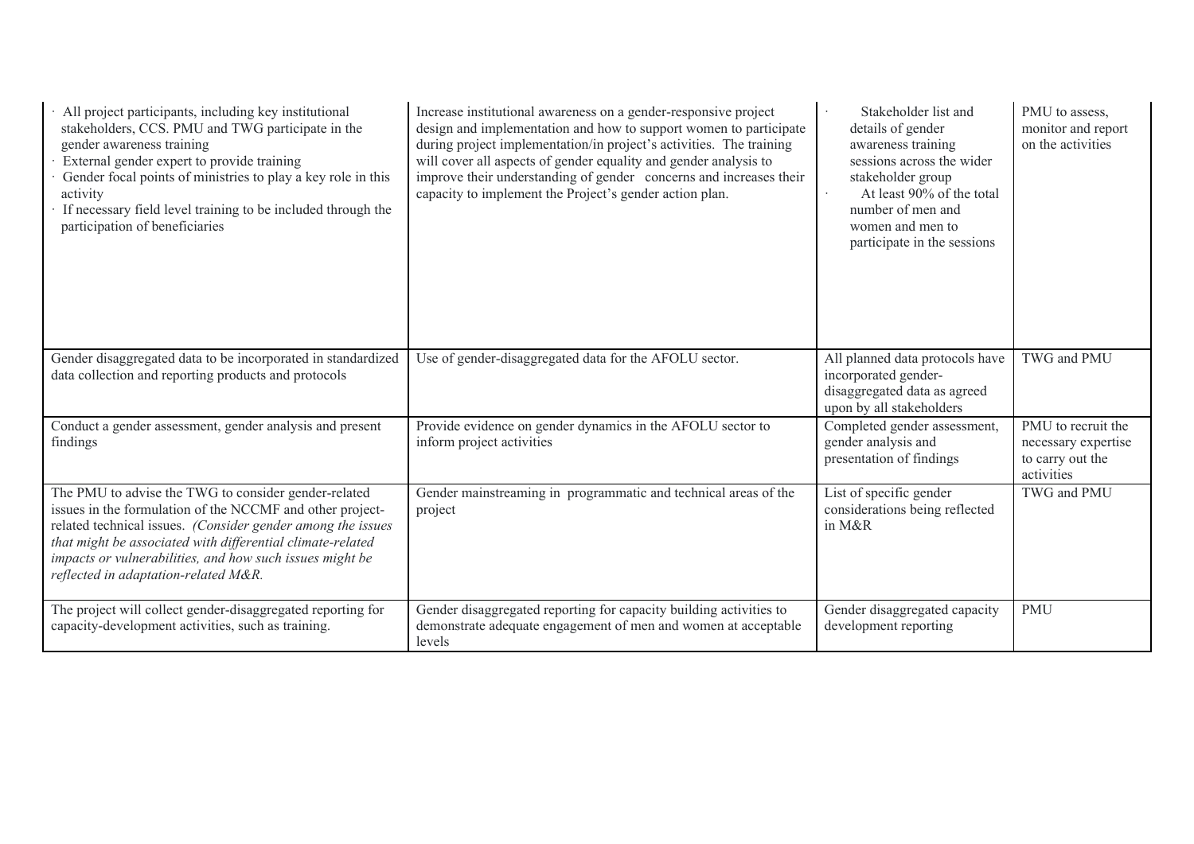| | | | |
|---|---|---|---|
| · All project participants, including key institutional stakeholders, CCS. PMU and TWG participate in the gender awareness training<br>· External gender expert to provide training<br>· Gender focal points of ministries to play a key role in this activity<br>· If necessary field level training to be included through the participation of beneficiaries | Increase institutional awareness on a gender-responsive project design and implementation and how to support women to participate during project implementation/in project's activities. The training will cover all aspects of gender equality and gender analysis to improve their understanding of gender concerns and increases their capacity to implement the Project's gender action plan. | · Stakeholder list and details of gender awareness training sessions across the wider stakeholder group<br>· At least 90% of the total number of men and women and men to participate in the sessions | PMU to assess, monitor and report on the activities |
| Gender disaggregated data to be incorporated in standardized data collection and reporting products and protocols | Use of gender-disaggregated data for the AFOLU sector. | All planned data protocols have incorporated gender-disaggregated data as agreed upon by all stakeholders | TWG and PMU |
| Conduct a gender assessment, gender analysis and present findings | Provide evidence on gender dynamics in the AFOLU sector to inform project activities | Completed gender assessment, gender analysis and presentation of findings | PMU to recruit the necessary expertise to carry out the activities |
| The PMU to advise the TWG to consider gender-related issues in the formulation of the NCCMF and other project-related technical issues. *(Consider gender among the issues that might be associated with differential climate-related impacts or vulnerabilities, and how such issues might be reflected in adaptation-related M&R.* | Gender mainstreaming in programmatic and technical areas of the project | List of specific gender considerations being reflected in M&R | TWG and PMU |
| The project will collect gender-disaggregated reporting for capacity-development activities, such as training. | Gender disaggregated reporting for capacity building activities to demonstrate adequate engagement of men and women at acceptable levels | Gender disaggregated capacity development reporting | PMU |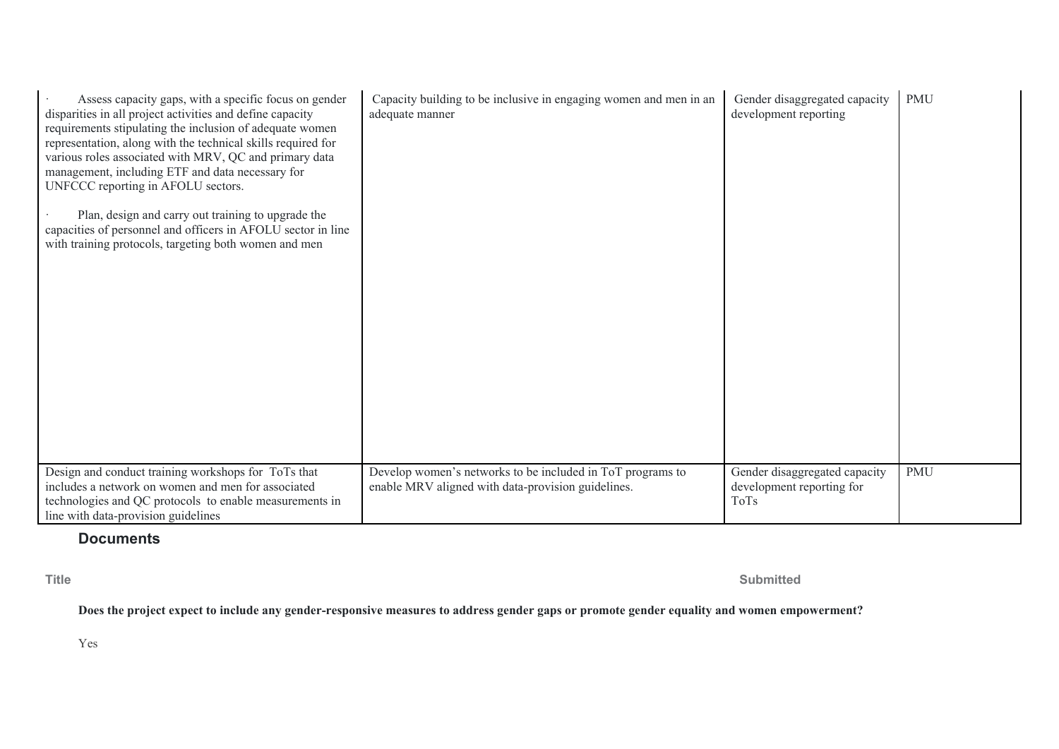| | | | |
|---|---|---|---|
| · Assess capacity gaps, with a specific focus on gender disparities in all project activities and define capacity requirements stipulating the inclusion of adequate women representation, along with the technical skills required for various roles associated with MRV, QC and primary data management, including ETF and data necessary for UNFCCC reporting in AFOLU sectors.<br><br>· Plan, design and carry out training to upgrade the capacities of personnel and officers in AFOLU sector in line with training protocols, targeting both women and men | Capacity building to be inclusive in engaging women and men in an adequate manner | Gender disaggregated capacity development reporting | PMU |
| Design and conduct training workshops for ToTs that includes a network on women and men for associated technologies and QC protocols to enable measurements in line with data-provision guidelines | Develop women's networks to be included in ToT programs to enable MRV aligned with data-provision guidelines. | Gender disaggregated capacity development reporting for ToTs | PMU |

### Documents

| Title | Submitted |
|---|---|

**Does the project expect to include any gender-responsive measures to address gender gaps or promote gender equality and women empowerment?**

Yes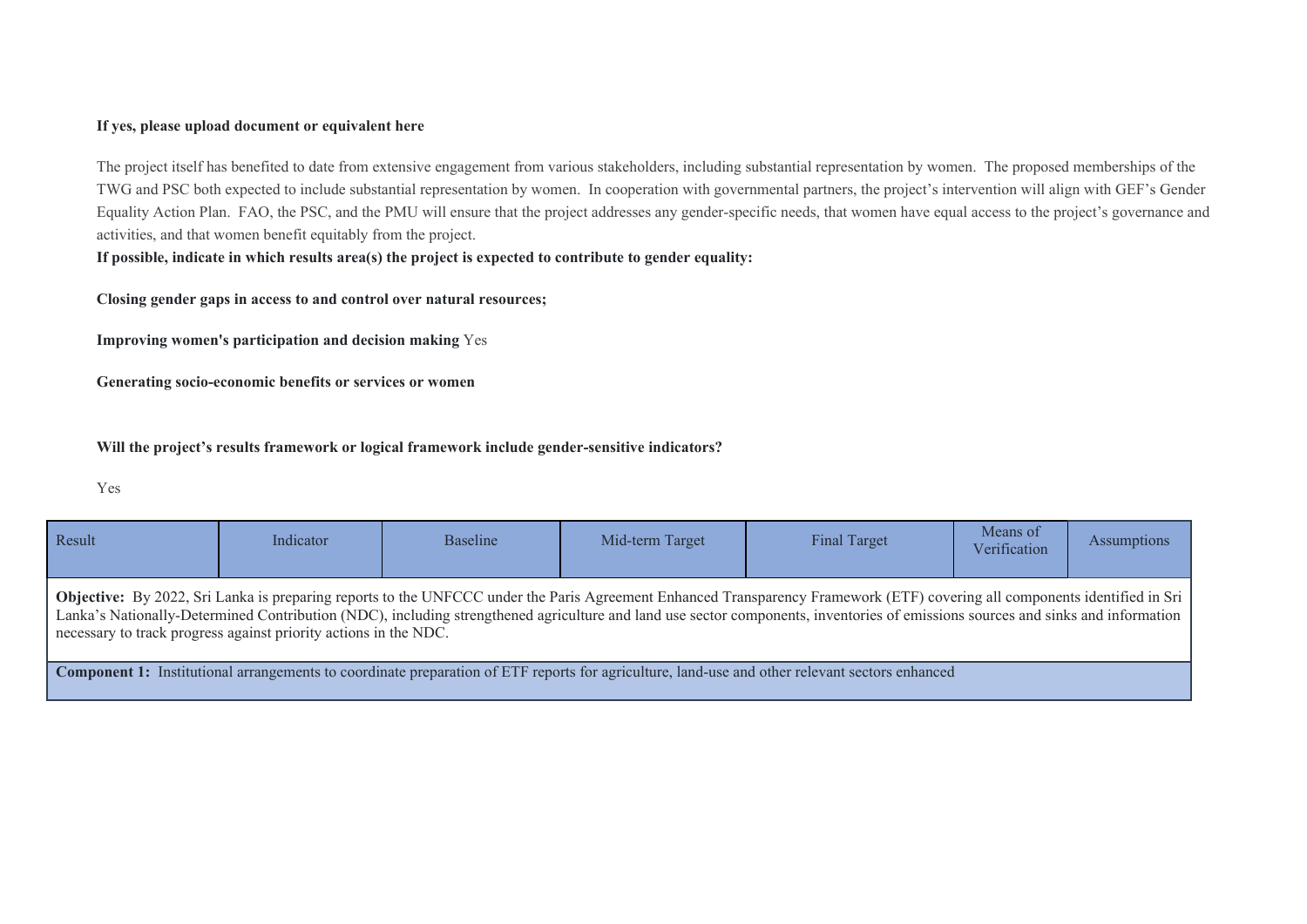**If yes, please upload document or equivalent here**

The project itself has benefited to date from extensive engagement from various stakeholders, including substantial representation by women. The proposed memberships of the TWG and PSC both expected to include substantial representation by women. In cooperation with governmental partners, the project's intervention will align with GEF's Gender Equality Action Plan. FAO, the PSC, and the PMU will ensure that the project addresses any gender-specific needs, that women have equal access to the project's governance and activities, and that women benefit equitably from the project.

**If possible, indicate in which results area(s) the project is expected to contribute to gender equality:**

**Closing gender gaps in access to and control over natural resources;**

**Improving women's participation and decision making** Yes

**Generating socio-economic benefits or services or women**

**Will the project's results framework or logical framework include gender-sensitive indicators?**

Yes

| Result | Indicator | Baseline | Mid-term Target | Final Target | Means of Verification | Assumptions |
|---|---|---|---|---|---|---|
| **Objective:** By 2022, Sri Lanka is preparing reports to the UNFCCC under the Paris Agreement Enhanced Transparency Framework (ETF) covering all components identified in Sri Lanka's Nationally-Determined Contribution (NDC), including strengthened agriculture and land use sector components, inventories of emissions sources and sinks and information necessary to track progress against priority actions in the NDC. | | | | | | |
| **Component 1:** Institutional arrangements to coordinate preparation of ETF reports for agriculture, land-use and other relevant sectors enhanced | | | | | | |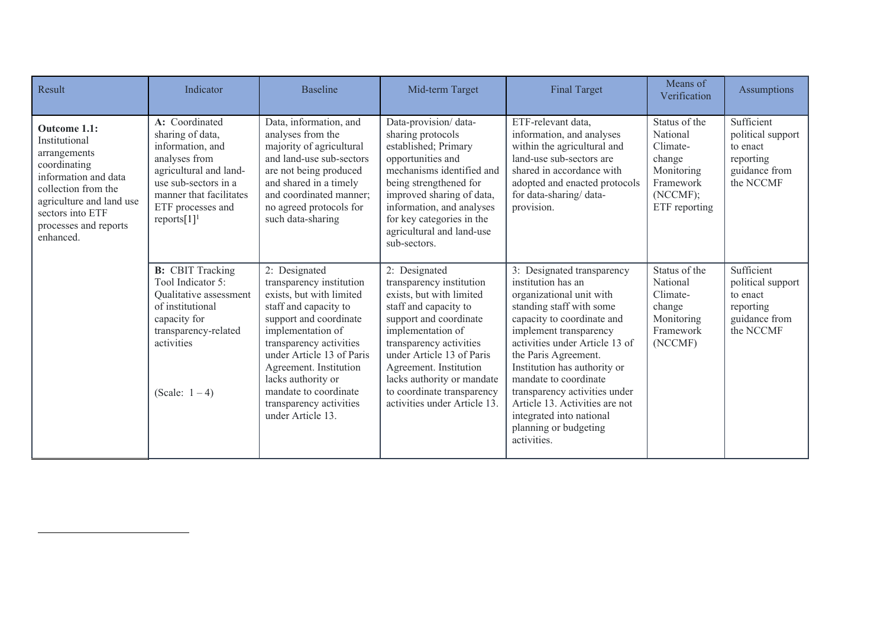| Result | Indicator | Baseline | Mid-term Target | Final Target | Means of Verification | Assumptions |
|---|---|---|---|---|---|---|
| **Outcome 1.1:** Institutional arrangements coordinating information and data collection from the agriculture and land use sectors into ETF processes and reports enhanced. | **A:** Coordinated sharing of data, information, and analyses from agricultural and land-use sub-sectors in a manner that facilitates ETF processes and reports[1][1] | Data, information, and analyses from the majority of agricultural and land-use sub-sectors are not being produced and shared in a timely and coordinated manner; no agreed protocols for such data-sharing | Data-provision/ data-sharing protocols established; Primary opportunities and mechanisms identified and being strengthened for improved sharing of data, information, and analyses for key categories in the agricultural and land-use sub-sectors. | ETF-relevant data, information, and analyses within the agricultural and land-use sub-sectors are shared in accordance with adopted and enacted protocols for data-sharing/ data-provision. | Status of the National Climate-change Monitoring Framework (NCCMF); ETF reporting | Sufficient political support to enact reporting guidance from the NCCMF |
| | **B:** CBIT Tracking Tool Indicator 5: Qualitative assessment of institutional capacity for transparency-related activities<br><br>(Scale: 1 – 4) | 2: Designated transparency institution exists, but with limited staff and capacity to support and coordinate implementation of transparency activities under Article 13 of Paris Agreement. Institution lacks authority or mandate to coordinate transparency activities under Article 13. | 2: Designated transparency institution exists, but with limited staff and capacity to support and coordinate implementation of transparency activities under Article 13 of Paris Agreement. Institution lacks authority or mandate to coordinate transparency activities under Article 13. | 3: Designated transparency institution has an organizational unit with standing staff with some capacity to coordinate and implement transparency activities under Article 13 of the Paris Agreement. Institution has authority or mandate to coordinate transparency activities under Article 13. Activities are not integrated into national planning or budgeting activities. | Status of the National Climate-change Monitoring Framework (NCCMF) | Sufficient political support to enact reporting guidance from the NCCMF |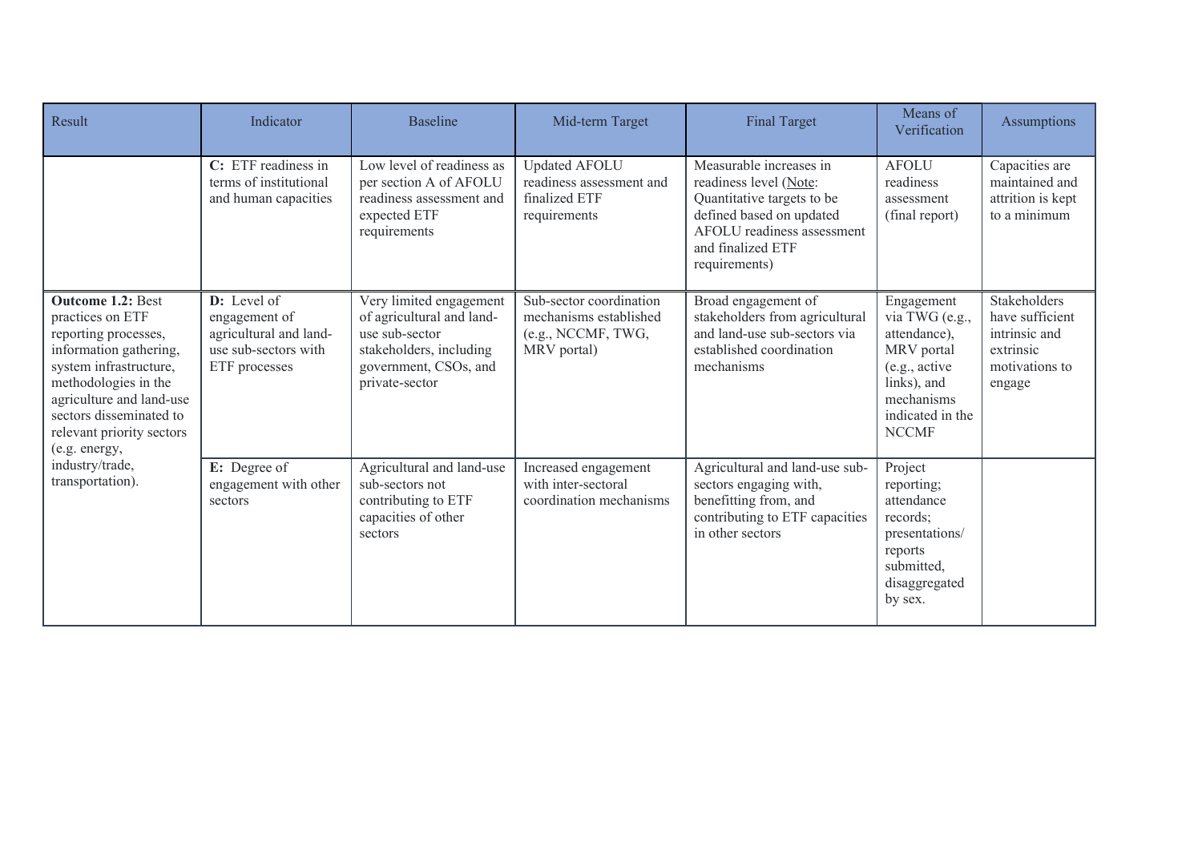| Result | Indicator | Baseline | Mid-term Target | Final Target | Means of Verification | Assumptions |
|---|---|---|---|---|---|---|
| | **C:** ETF readiness in terms of institutional and human capacities | Low level of readiness as per section A of AFOLU readiness assessment and expected ETF requirements | Updated AFOLU readiness assessment and finalized ETF requirements | Measurable increases in readiness level (Note: Quantitative targets to be defined based on updated AFOLU readiness assessment and finalized ETF requirements) | AFOLU readiness assessment (final report) | Capacities are maintained and attrition is kept to a minimum |
| **Outcome 1.2:** Best practices on ETF reporting processes, information gathering, system infrastructure, methodologies in the agriculture and land-use sectors disseminated to relevant priority sectors (e.g. energy, industry/trade, transportation). | **D:** Level of engagement of agricultural and land-use sub-sectors with ETF processes | Very limited engagement of agricultural and land-use sub-sector stakeholders, including government, CSOs, and private-sector | Sub-sector coordination mechanisms established (e.g., NCCMF, TWG, MRV portal) | Broad engagement of stakeholders from agricultural and land-use sub-sectors via established coordination mechanisms | Engagement via TWG (e.g., attendance), MRV portal (e.g., active links), and mechanisms indicated in the NCCMF | Stakeholders have sufficient intrinsic and extrinsic motivations to engage |
| | **E:** Degree of engagement with other sectors | Agricultural and land-use sub-sectors not contributing to ETF capacities of other sectors | Increased engagement with inter-sectoral coordination mechanisms | Agricultural and land-use sub-sectors engaging with, benefitting from, and contributing to ETF capacities in other sectors | Project reporting; attendance records; presentations/ reports submitted, disaggregated by sex. | |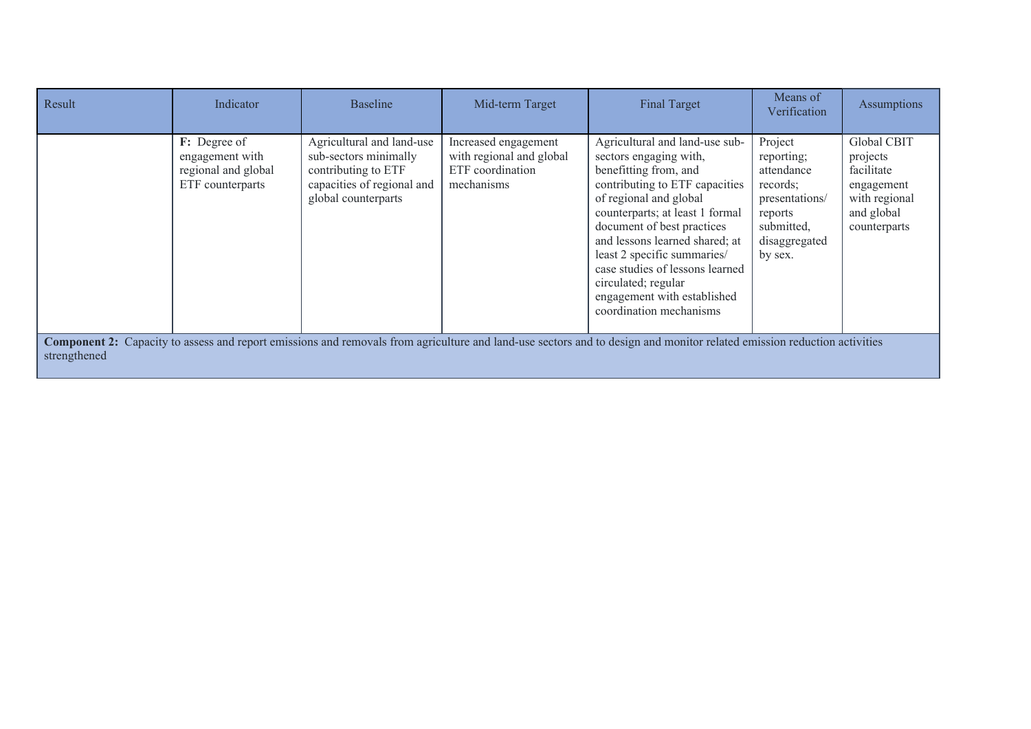| Result | Indicator | Baseline | Mid-term Target | Final Target | Means of Verification | Assumptions |
|---|---|---|---|---|---|---|
| | **F:** Degree of engagement with regional and global ETF counterparts | Agricultural and land-use sub-sectors minimally contributing to ETF capacities of regional and global counterparts | Increased engagement with regional and global ETF coordination mechanisms | Agricultural and land-use sub-sectors engaging with, benefitting from, and contributing to ETF capacities of regional and global counterparts; at least 1 formal document of best practices and lessons learned shared; at least 2 specific summaries/ case studies of lessons learned circulated; regular engagement with established coordination mechanisms | Project reporting; attendance records; presentations/ reports submitted, disaggregated by sex. | Global CBIT projects facilitate engagement with regional and global counterparts |
| **Component 2:** Capacity to assess and report emissions and removals from agriculture and land-use sectors and to design and monitor related emission reduction activities strengthened | | | | | | |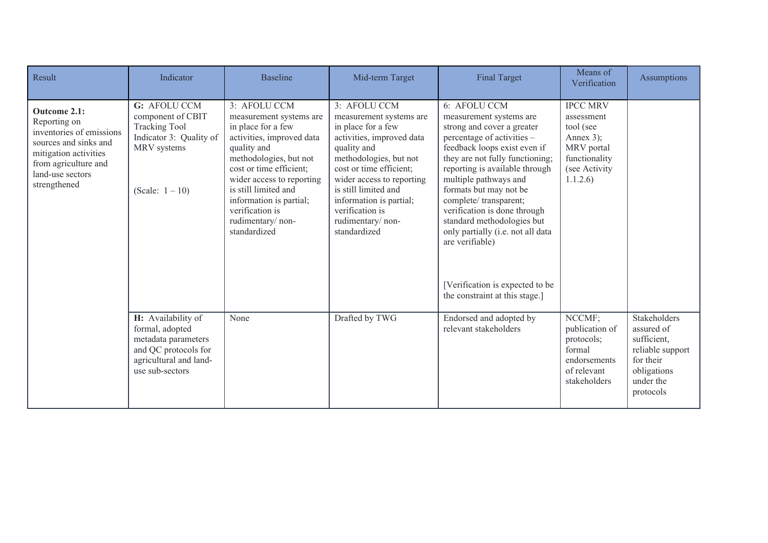| Result | Indicator | Baseline | Mid-term Target | Final Target | Means of Verification | Assumptions |
|---|---|---|---|---|---|---|
| **Outcome 2.1:** Reporting on inventories of emissions sources and sinks and mitigation activities from agriculture and land-use sectors strengthened | **G:** AFOLU CCM component of CBIT Tracking Tool Indicator 3: Quality of MRV systems<br><br>(Scale: 1 – 10) | 3: AFOLU CCM measurement systems are in place for a few activities, improved data quality and methodologies, but not cost or time efficient; wider access to reporting is still limited and information is partial; verification is rudimentary/ non-standardized | 3: AFOLU CCM measurement systems are in place for a few activities, improved data quality and methodologies, but not cost or time efficient; wider access to reporting is still limited and information is partial; verification is rudimentary/ non-standardized | 6: AFOLU CCM measurement systems are strong and cover a greater percentage of activities – feedback loops exist even if they are not fully functioning; reporting is available through multiple pathways and formats but may not be complete/ transparent; verification is done through standard methodologies but only partially (i.e. not all data are verifiable)<br><br>[Verification is expected to be the constraint at this stage.] | IPCC MRV assessment tool (see Annex 3); MRV portal functionality (see Activity 1.1.2.6) | |
| | **H:** Availability of formal, adopted metadata parameters and QC protocols for agricultural and land-use sub-sectors | None | Drafted by TWG | Endorsed and adopted by relevant stakeholders | NCCMF; publication of protocols; formal endorsements of relevant stakeholders | Stakeholders assured of sufficient, reliable support for their obligations under the protocols |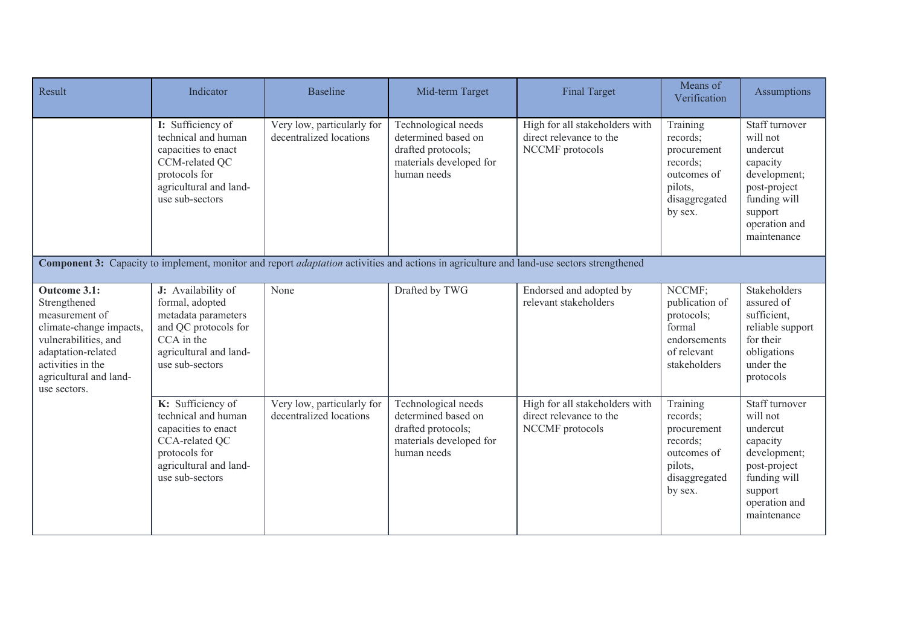| Result | Indicator | Baseline | Mid-term Target | Final Target | Means of Verification | Assumptions |
|---|---|---|---|---|---|---|
| | **I:** Sufficiency of technical and human capacities to enact CCM-related QC protocols for agricultural and land-use sub-sectors | Very low, particularly for decentralized locations | Technological needs determined based on drafted protocols; materials developed for human needs | High for all stakeholders with direct relevance to the NCCMF protocols | Training records; procurement records; outcomes of pilots, disaggregated by sex. | Staff turnover will not undercut capacity development; post-project funding will support operation and maintenance |
| **Component 3:** Capacity to implement, monitor and report *adaptation* activities and actions in agriculture and land-use sectors strengthened | | | | | | |
| **Outcome 3.1:** Strengthened measurement of climate-change impacts, vulnerabilities, and adaptation-related activities in the agricultural and land-use sectors. | **J:** Availability of formal, adopted metadata parameters and QC protocols for CCA in the agricultural and land-use sub-sectors | None | Drafted by TWG | Endorsed and adopted by relevant stakeholders | NCCMF; publication of protocols; formal endorsements of relevant stakeholders | Stakeholders assured of sufficient, reliable support for their obligations under the protocols |
| | **K:** Sufficiency of technical and human capacities to enact CCA-related QC protocols for agricultural and land-use sub-sectors | Very low, particularly for decentralized locations | Technological needs determined based on drafted protocols; materials developed for human needs | High for all stakeholders with direct relevance to the NCCMF protocols | Training records; procurement records; outcomes of pilots, disaggregated by sex. | Staff turnover will not undercut capacity development; post-project funding will support operation and maintenance |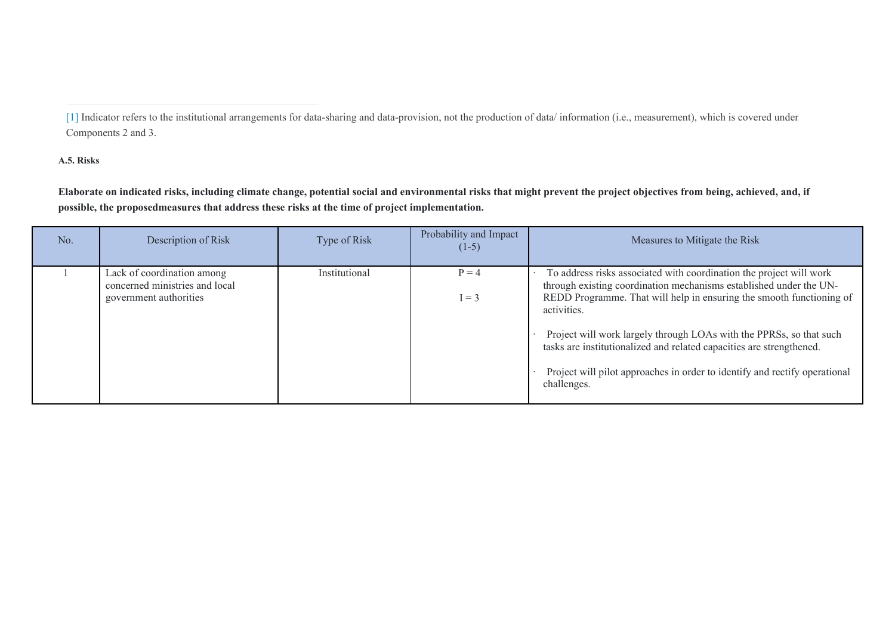[1] Indicator refers to the institutional arrangements for data-sharing and data-provision, not the production of data/ information (i.e., measurement), which is covered under Components 2 and 3.

**A.5. Risks**

**Elaborate on indicated risks, including climate change, potential social and environmental risks that might prevent the project objectives from being, achieved, and, if possible, the proposedmeasures that address these risks at the time of project implementation.**

| No. | Description of Risk | Type of Risk | Probability and Impact (1-5) | Measures to Mitigate the Risk |
|---|---|---|---|---|
| 1 | Lack of coordination among concerned ministries and local government authorities | Institutional | P = 4<br><br>I = 3 | · To address risks associated with coordination the project will work through existing coordination mechanisms established under the UN-REDD Programme. That will help in ensuring the smooth functioning of activities.<br><br>· Project will work largely through LOAs with the PPRSs, so that such tasks are institutionalized and related capacities are strengthened.<br><br>· Project will pilot approaches in order to identify and rectify operational challenges. |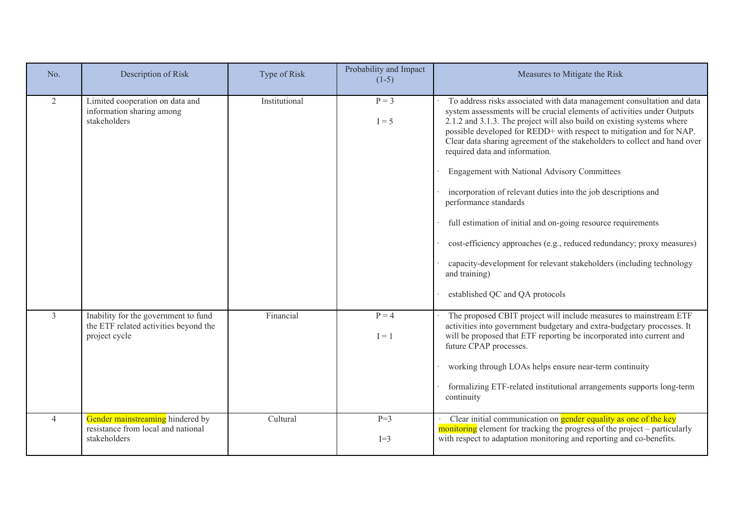| No. | Description of Risk | Type of Risk | Probability and Impact (1-5) | Measures to Mitigate the Risk |
|---|---|---|---|---|
| 2 | Limited cooperation on data and information sharing among stakeholders | Institutional | P = 3<br><br>I = 5 | · To address risks associated with data management consultation and data system assessments will be crucial elements of activities under Outputs 2.1.2 and 3.1.3. The project will also build on existing systems where possible developed for REDD+ with respect to mitigation and for NAP. Clear data sharing agreement of the stakeholders to collect and hand over required data and information.<br><br>· Engagement with National Advisory Committees<br><br>· incorporation of relevant duties into the job descriptions and performance standards<br><br>· full estimation of initial and on-going resource requirements<br><br>· cost-efficiency approaches (e.g., reduced redundancy; proxy measures)<br><br>· capacity-development for relevant stakeholders (including technology and training)<br><br>· established QC and QA protocols |
| 3 | Inability for the government to fund the ETF related activities beyond the project cycle | Financial | P = 4<br><br>I = 1 | · The proposed CBIT project will include measures to mainstream ETF activities into government budgetary and extra-budgetary processes. It will be proposed that ETF reporting be incorporated into current and future CPAP processes.<br><br>· working through LOAs helps ensure near-term continuity<br><br>· formalizing ETF-related institutional arrangements supports long-term continuity |
| 4 | Gender mainstreaming hindered by resistance from local and national stakeholders | Cultural | P=3<br><br>I=3 | · Clear initial communication on gender equality as one of the key monitoring element for tracking the progress of the project – particularly with respect to adaptation monitoring and reporting and co-benefits. |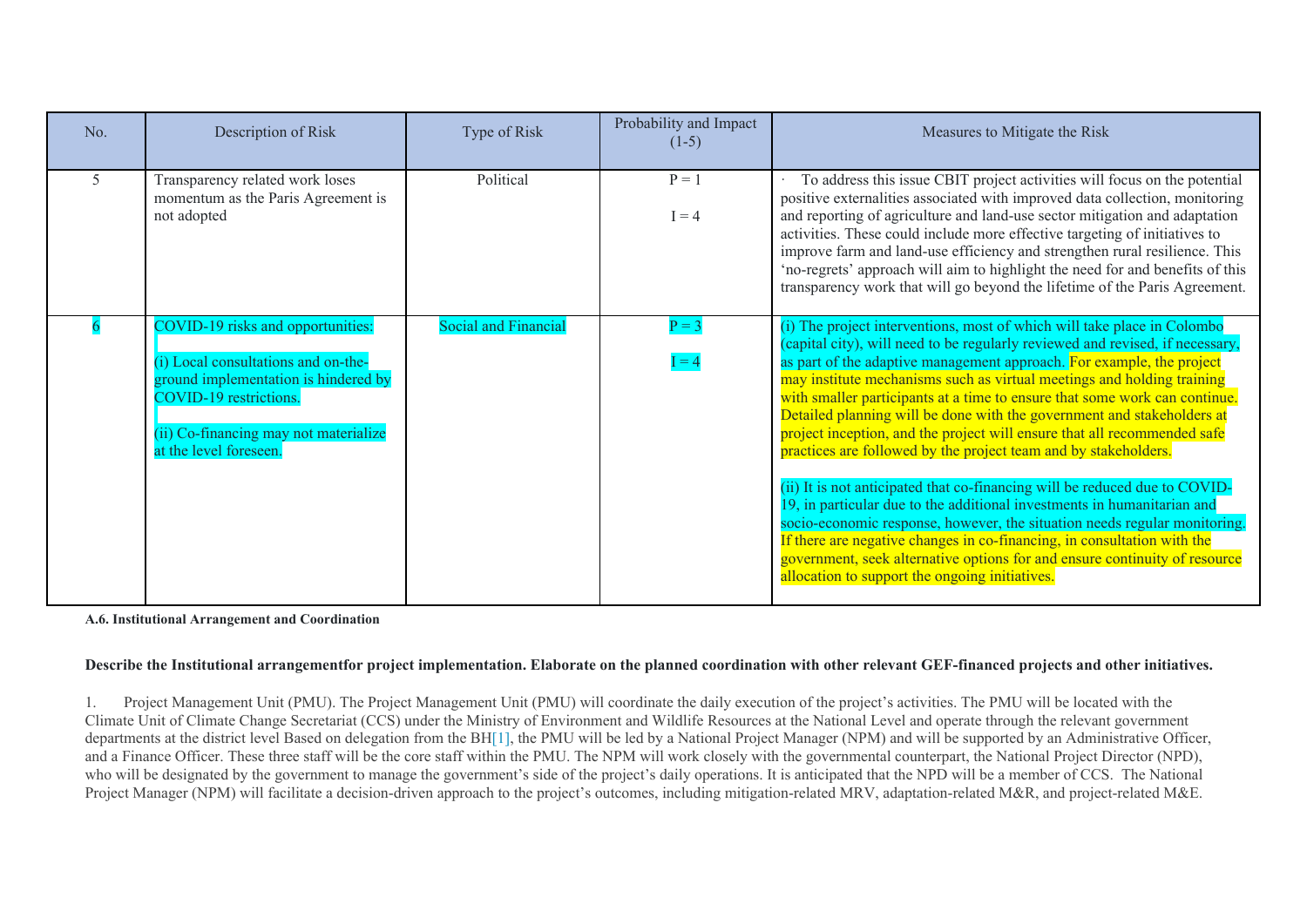| No. | Description of Risk | Type of Risk | Probability and Impact (1-5) | Measures to Mitigate the Risk |
|---|---|---|---|---|
| 5 | Transparency related work loses momentum as the Paris Agreement is not adopted | Political | P = 1<br><br>I = 4 | · To address this issue CBIT project activities will focus on the potential positive externalities associated with improved data collection, monitoring and reporting of agriculture and land-use sector mitigation and adaptation activities. These could include more effective targeting of initiatives to improve farm and land-use efficiency and strengthen rural resilience. This 'no-regrets' approach will aim to highlight the need for and benefits of this transparency work that will go beyond the lifetime of the Paris Agreement. |
| 6 | COVID-19 risks and opportunities:<br><br>(i) Local consultations and on-the-ground implementation is hindered by COVID-19 restrictions.<br><br>(ii) Co-financing may not materialize at the level foreseen. | Social and Financial | P = 3<br><br>I = 4 | (i) The project interventions, most of which will take place in Colombo (capital city), will need to be regularly reviewed and revised, if necessary, as part of the adaptive management approach. For example, the project may institute mechanisms such as virtual meetings and holding training with smaller participants at a time to ensure that some work can continue. Detailed planning will be done with the government and stakeholders at project inception, and the project will ensure that all recommended safe practices are followed by the project team and by stakeholders.<br><br>(ii) It is not anticipated that co-financing will be reduced due to COVID-19, in particular due to the additional investments in humanitarian and socio-economic response, however, the situation needs regular monitoring. If there are negative changes in co-financing, in consultation with the government, seek alternative options for and ensure continuity of resource allocation to support the ongoing initiatives. |

**A.6. Institutional Arrangement and Coordination**

**Describe the Institutional arrangementfor project implementation. Elaborate on the planned coordination with other relevant GEF-financed projects and other initiatives.**

1. Project Management Unit (PMU). The Project Management Unit (PMU) will coordinate the daily execution of the project's activities. The PMU will be located with the Climate Unit of Climate Change Secretariat (CCS) under the Ministry of Environment and Wildlife Resources at the National Level and operate through the relevant government departments at the district level Based on delegation from the BH[1], the PMU will be led by a National Project Manager (NPM) and will be supported by an Administrative Officer, and a Finance Officer. These three staff will be the core staff within the PMU. The NPM will work closely with the governmental counterpart, the National Project Director (NPD), who will be designated by the government to manage the government's side of the project's daily operations. It is anticipated that the NPD will be a member of CCS. The National Project Manager (NPM) will facilitate a decision-driven approach to the project's outcomes, including mitigation-related MRV, adaptation-related M&R, and project-related M&E.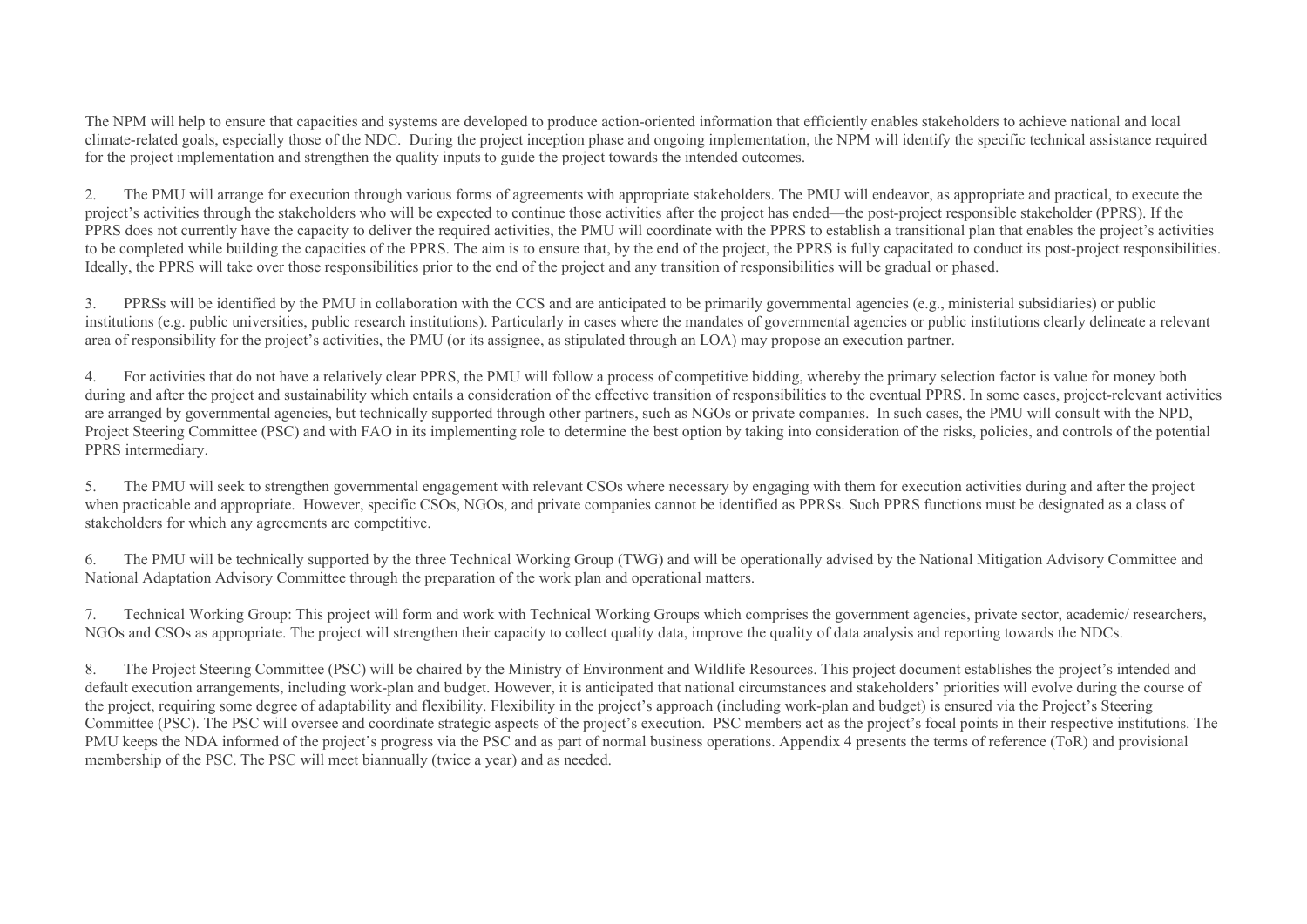The NPM will help to ensure that capacities and systems are developed to produce action-oriented information that efficiently enables stakeholders to achieve national and local climate-related goals, especially those of the NDC. During the project inception phase and ongoing implementation, the NPM will identify the specific technical assistance required for the project implementation and strengthen the quality inputs to guide the project towards the intended outcomes.

2. The PMU will arrange for execution through various forms of agreements with appropriate stakeholders. The PMU will endeavor, as appropriate and practical, to execute the project's activities through the stakeholders who will be expected to continue those activities after the project has ended—the post-project responsible stakeholder (PPRS). If the PPRS does not currently have the capacity to deliver the required activities, the PMU will coordinate with the PPRS to establish a transitional plan that enables the project's activities to be completed while building the capacities of the PPRS. The aim is to ensure that, by the end of the project, the PPRS is fully capacitated to conduct its post-project responsibilities. Ideally, the PPRS will take over those responsibilities prior to the end of the project and any transition of responsibilities will be gradual or phased.

3. PPRSs will be identified by the PMU in collaboration with the CCS and are anticipated to be primarily governmental agencies (e.g., ministerial subsidiaries) or public institutions (e.g. public universities, public research institutions). Particularly in cases where the mandates of governmental agencies or public institutions clearly delineate a relevant area of responsibility for the project's activities, the PMU (or its assignee, as stipulated through an LOA) may propose an execution partner.

4. For activities that do not have a relatively clear PPRS, the PMU will follow a process of competitive bidding, whereby the primary selection factor is value for money both during and after the project and sustainability which entails a consideration of the effective transition of responsibilities to the eventual PPRS. In some cases, project-relevant activities are arranged by governmental agencies, but technically supported through other partners, such as NGOs or private companies. In such cases, the PMU will consult with the NPD, Project Steering Committee (PSC) and with FAO in its implementing role to determine the best option by taking into consideration of the risks, policies, and controls of the potential PPRS intermediary.

5. The PMU will seek to strengthen governmental engagement with relevant CSOs where necessary by engaging with them for execution activities during and after the project when practicable and appropriate. However, specific CSOs, NGOs, and private companies cannot be identified as PPRSs. Such PPRS functions must be designated as a class of stakeholders for which any agreements are competitive.

6. The PMU will be technically supported by the three Technical Working Group (TWG) and will be operationally advised by the National Mitigation Advisory Committee and National Adaptation Advisory Committee through the preparation of the work plan and operational matters.

7. Technical Working Group: This project will form and work with Technical Working Groups which comprises the government agencies, private sector, academic/ researchers, NGOs and CSOs as appropriate. The project will strengthen their capacity to collect quality data, improve the quality of data analysis and reporting towards the NDCs.

8. The Project Steering Committee (PSC) will be chaired by the Ministry of Environment and Wildlife Resources. This project document establishes the project's intended and default execution arrangements, including work-plan and budget. However, it is anticipated that national circumstances and stakeholders' priorities will evolve during the course of the project, requiring some degree of adaptability and flexibility. Flexibility in the project's approach (including work-plan and budget) is ensured via the Project's Steering Committee (PSC). The PSC will oversee and coordinate strategic aspects of the project's execution. PSC members act as the project's focal points in their respective institutions. The PMU keeps the NDA informed of the project's progress via the PSC and as part of normal business operations. Appendix 4 presents the terms of reference (ToR) and provisional membership of the PSC. The PSC will meet biannually (twice a year) and as needed.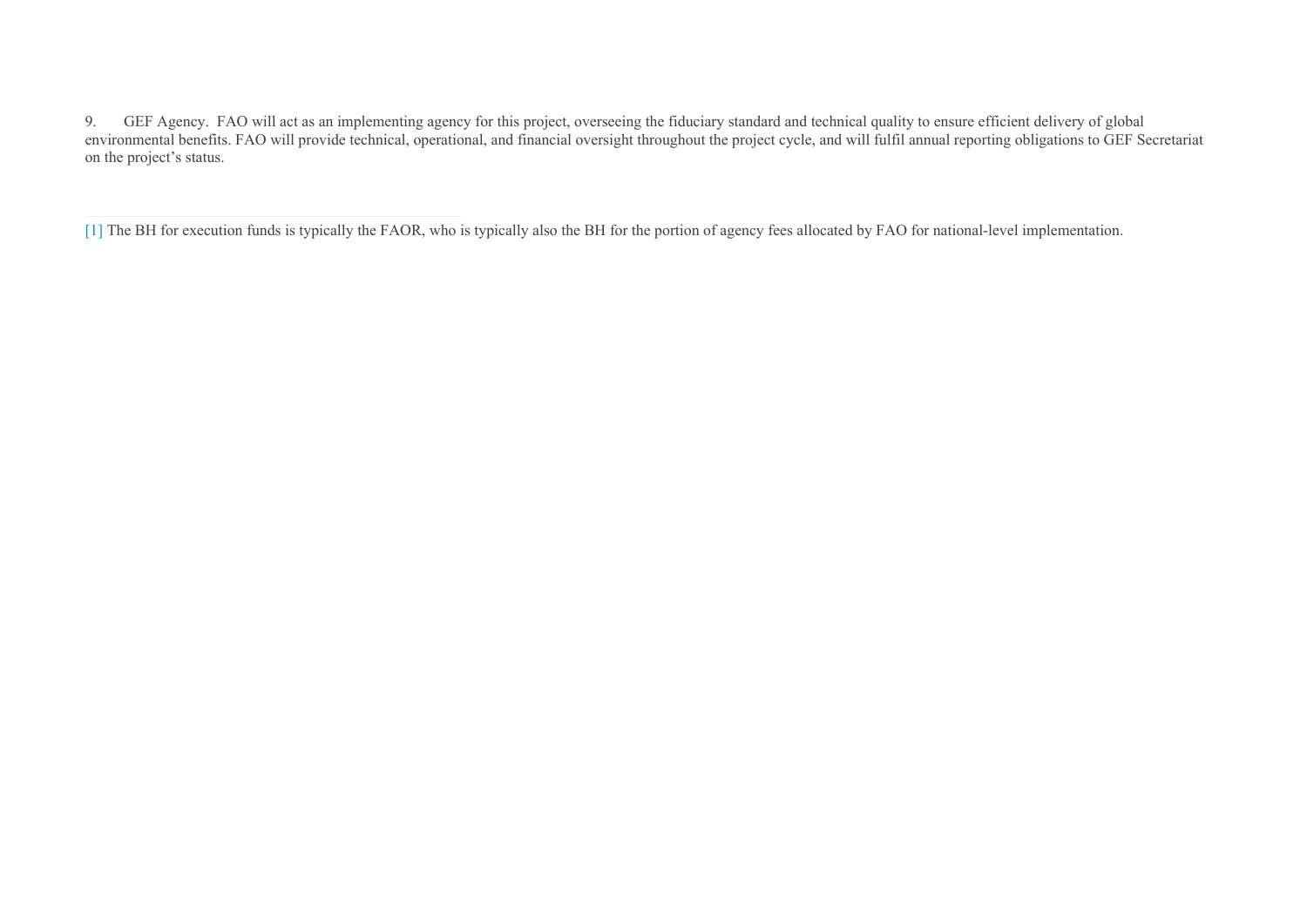9. GEF Agency. FAO will act as an implementing agency for this project, overseeing the fiduciary standard and technical quality to ensure efficient delivery of global environmental benefits. FAO will provide technical, operational, and financial oversight throughout the project cycle, and will fulfil annual reporting obligations to GEF Secretariat on the project's status.

---

[1] The BH for execution funds is typically the FAOR, who is typically also the BH for the portion of agency fees allocated by FAO for national-level implementation.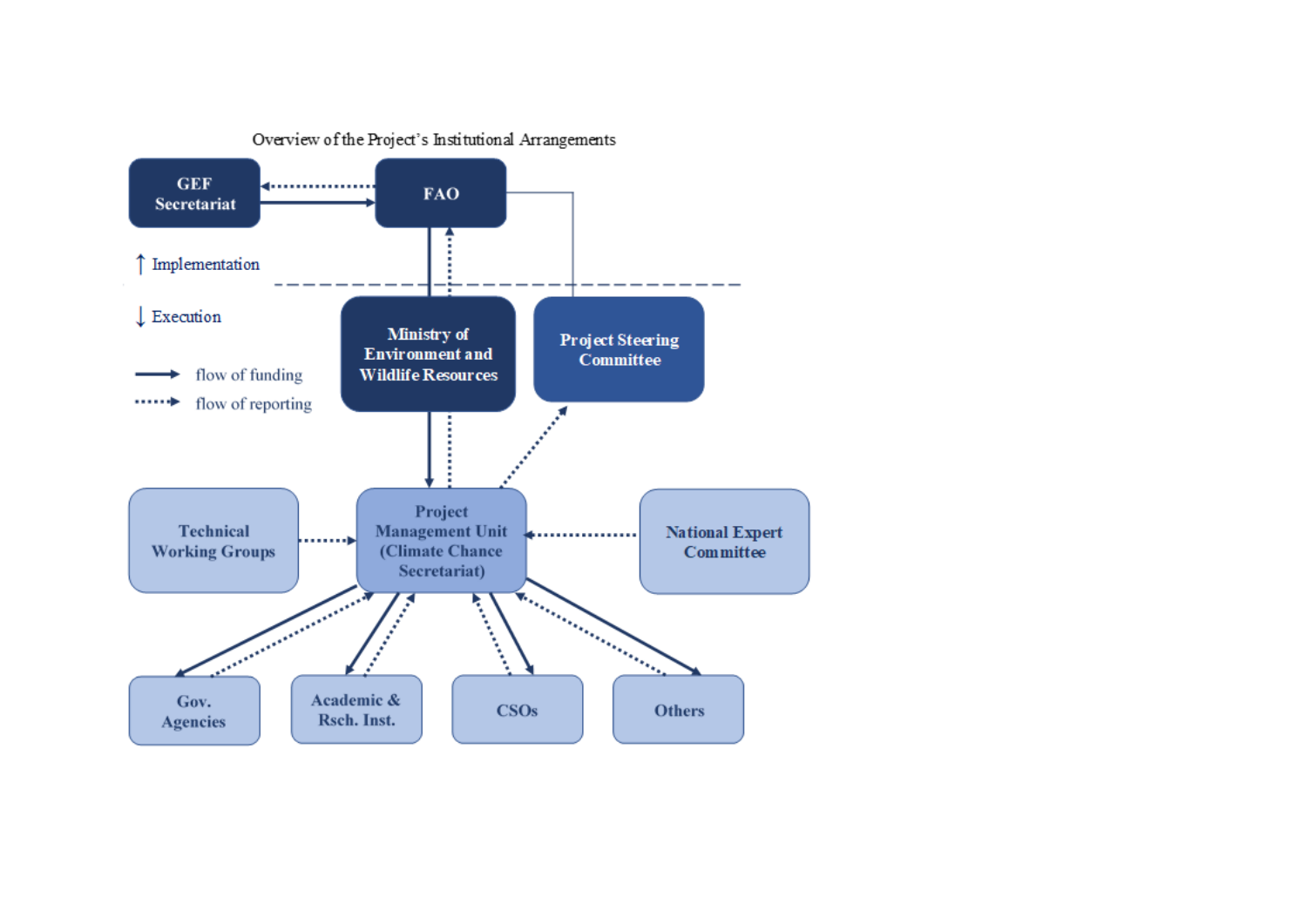Overview of the Project's Institutional Arrangements

GEF Secretariat

FAO

↑ Implementation

↓ Execution

flow of funding

flow of reporting

Ministry of Environment and Wildlife Resources

Project Steering Committee

Technical Working Groups

Project Management Unit (Climate Chance Secretariat)

National Expert Committee

Gov. Agencies

Academic & Rsch. Inst.

CSOs

Others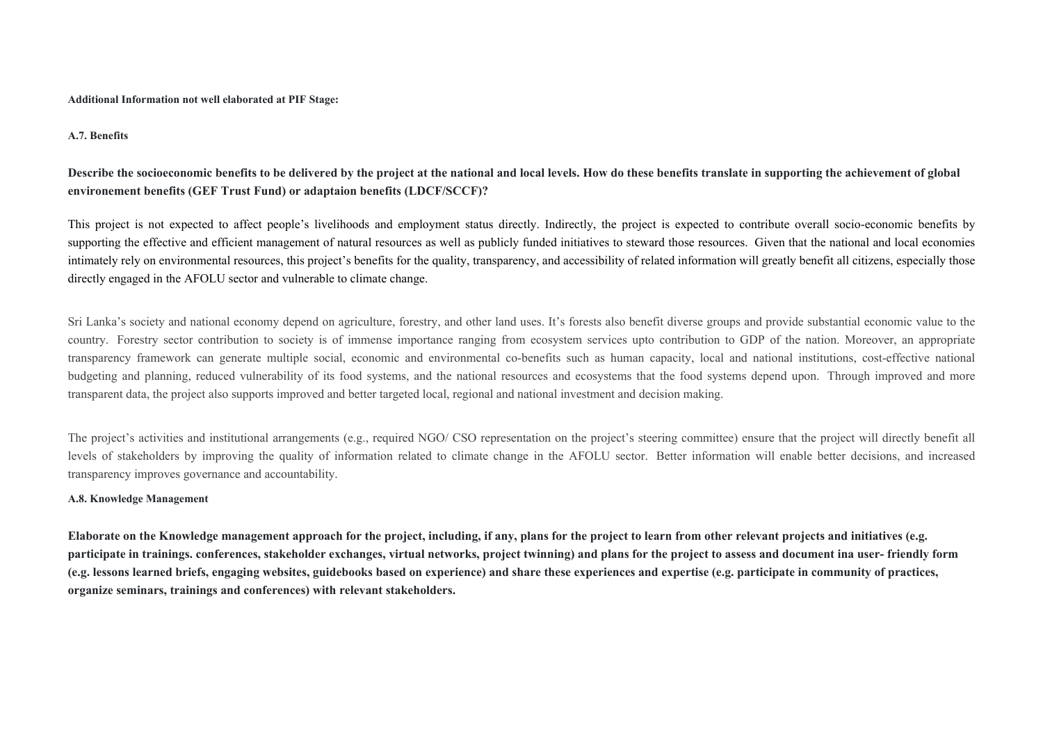**Additional Information not well elaborated at PIF Stage:**

**A.7. Benefits**

**Describe the socioeconomic benefits to be delivered by the project at the national and local levels. How do these benefits translate in supporting the achievement of global environement benefits (GEF Trust Fund) or adaptaion benefits (LDCF/SCCF)?**

This project is not expected to affect people's livelihoods and employment status directly. Indirectly, the project is expected to contribute overall socio-economic benefits by supporting the effective and efficient management of natural resources as well as publicly funded initiatives to steward those resources. Given that the national and local economies intimately rely on environmental resources, this project's benefits for the quality, transparency, and accessibility of related information will greatly benefit all citizens, especially those directly engaged in the AFOLU sector and vulnerable to climate change.

Sri Lanka's society and national economy depend on agriculture, forestry, and other land uses. It's forests also benefit diverse groups and provide substantial economic value to the country. Forestry sector contribution to society is of immense importance ranging from ecosystem services upto contribution to GDP of the nation. Moreover, an appropriate transparency framework can generate multiple social, economic and environmental co-benefits such as human capacity, local and national institutions, cost-effective national budgeting and planning, reduced vulnerability of its food systems, and the national resources and ecosystems that the food systems depend upon. Through improved and more transparent data, the project also supports improved and better targeted local, regional and national investment and decision making.

The project's activities and institutional arrangements (e.g., required NGO/ CSO representation on the project's steering committee) ensure that the project will directly benefit all levels of stakeholders by improving the quality of information related to climate change in the AFOLU sector. Better information will enable better decisions, and increased transparency improves governance and accountability.

**A.8. Knowledge Management**

**Elaborate on the Knowledge management approach for the project, including, if any, plans for the project to learn from other relevant projects and initiatives (e.g. participate in trainings. conferences, stakeholder exchanges, virtual networks, project twinning) and plans for the project to assess and document ina user- friendly form (e.g. lessons learned briefs, engaging websites, guidebooks based on experience) and share these experiences and expertise (e.g. participate in community of practices, organize seminars, trainings and conferences) with relevant stakeholders.**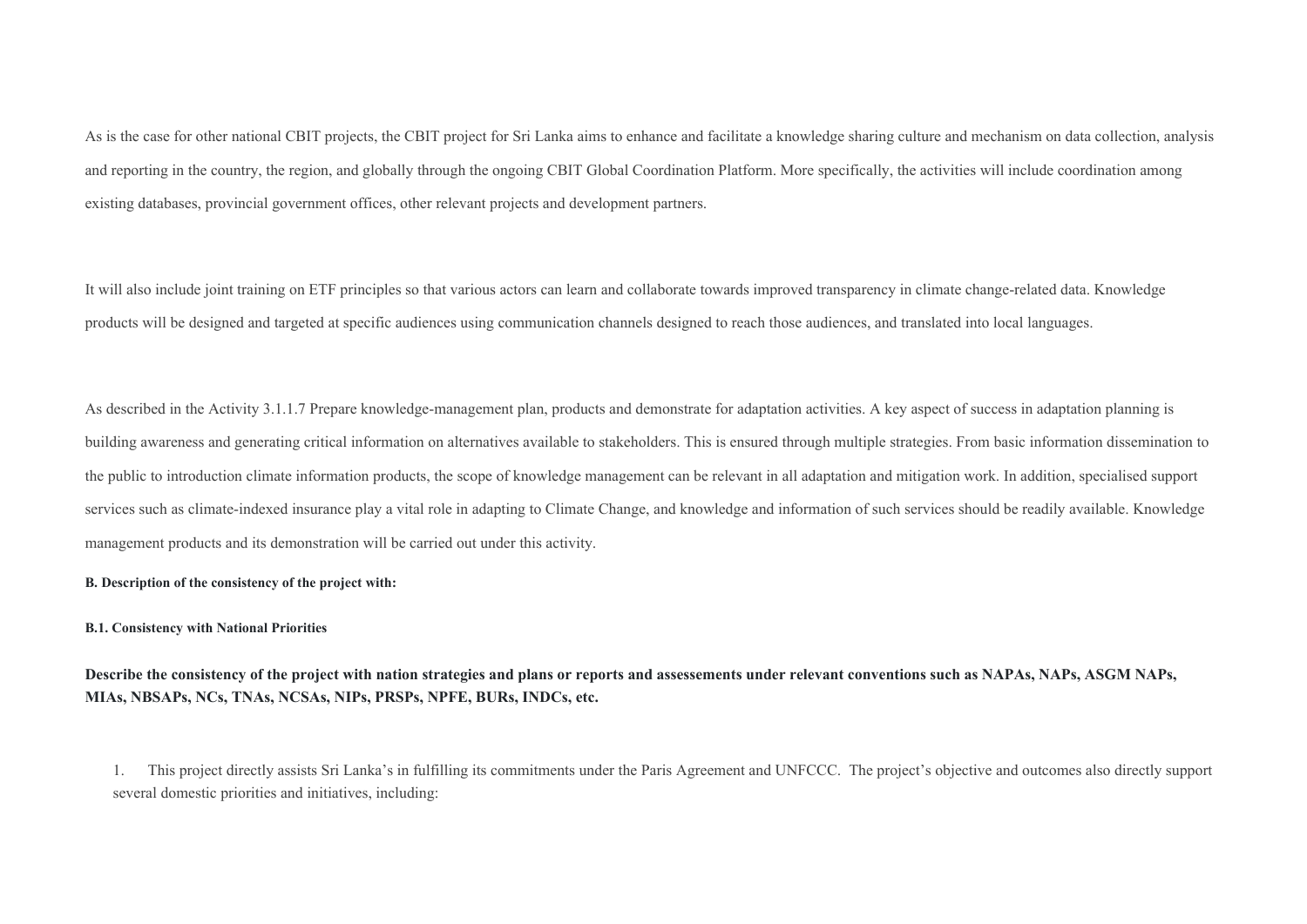As is the case for other national CBIT projects, the CBIT project for Sri Lanka aims to enhance and facilitate a knowledge sharing culture and mechanism on data collection, analysis and reporting in the country, the region, and globally through the ongoing CBIT Global Coordination Platform. More specifically, the activities will include coordination among existing databases, provincial government offices, other relevant projects and development partners.

It will also include joint training on ETF principles so that various actors can learn and collaborate towards improved transparency in climate change-related data. Knowledge products will be designed and targeted at specific audiences using communication channels designed to reach those audiences, and translated into local languages.

As described in the Activity 3.1.1.7 Prepare knowledge-management plan, products and demonstrate for adaptation activities. A key aspect of success in adaptation planning is building awareness and generating critical information on alternatives available to stakeholders. This is ensured through multiple strategies. From basic information dissemination to the public to introduction climate information products, the scope of knowledge management can be relevant in all adaptation and mitigation work. In addition, specialised support services such as climate-indexed insurance play a vital role in adapting to Climate Change, and knowledge and information of such services should be readily available. Knowledge management products and its demonstration will be carried out under this activity.

**B. Description of the consistency of the project with:**

**B.1. Consistency with National Priorities**

**Describe the consistency of the project with nation strategies and plans or reports and assessements under relevant conventions such as NAPAs, NAPs, ASGM NAPs, MIAs, NBSAPs, NCs, TNAs, NCSAs, NIPs, PRSPs, NPFE, BURs, INDCs, etc.**

1. This project directly assists Sri Lanka's in fulfilling its commitments under the Paris Agreement and UNFCCC. The project's objective and outcomes also directly support several domestic priorities and initiatives, including: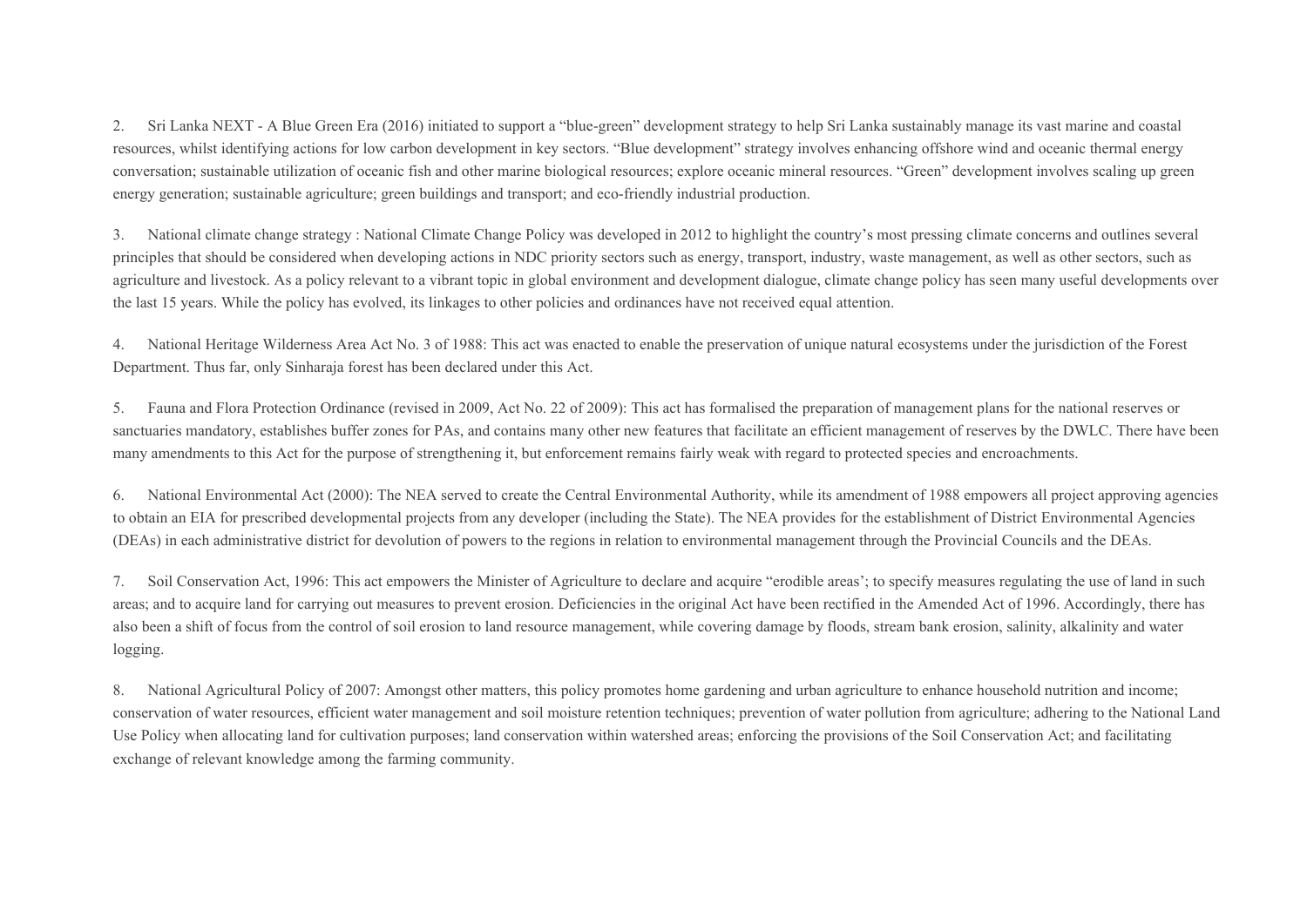2. Sri Lanka NEXT - A Blue Green Era (2016) initiated to support a "blue-green" development strategy to help Sri Lanka sustainably manage its vast marine and coastal resources, whilst identifying actions for low carbon development in key sectors. "Blue development" strategy involves enhancing offshore wind and oceanic thermal energy conversation; sustainable utilization of oceanic fish and other marine biological resources; explore oceanic mineral resources. "Green" development involves scaling up green energy generation; sustainable agriculture; green buildings and transport; and eco-friendly industrial production.

3. National climate change strategy : National Climate Change Policy was developed in 2012 to highlight the country's most pressing climate concerns and outlines several principles that should be considered when developing actions in NDC priority sectors such as energy, transport, industry, waste management, as well as other sectors, such as agriculture and livestock. As a policy relevant to a vibrant topic in global environment and development dialogue, climate change policy has seen many useful developments over the last 15 years. While the policy has evolved, its linkages to other policies and ordinances have not received equal attention.

4. National Heritage Wilderness Area Act No. 3 of 1988: This act was enacted to enable the preservation of unique natural ecosystems under the jurisdiction of the Forest Department. Thus far, only Sinharaja forest has been declared under this Act.

5. Fauna and Flora Protection Ordinance (revised in 2009, Act No. 22 of 2009): This act has formalised the preparation of management plans for the national reserves or sanctuaries mandatory, establishes buffer zones for PAs, and contains many other new features that facilitate an efficient management of reserves by the DWLC. There have been many amendments to this Act for the purpose of strengthening it, but enforcement remains fairly weak with regard to protected species and encroachments.

6. National Environmental Act (2000): The NEA served to create the Central Environmental Authority, while its amendment of 1988 empowers all project approving agencies to obtain an EIA for prescribed developmental projects from any developer (including the State). The NEA provides for the establishment of District Environmental Agencies (DEAs) in each administrative district for devolution of powers to the regions in relation to environmental management through the Provincial Councils and the DEAs.

7. Soil Conservation Act, 1996: This act empowers the Minister of Agriculture to declare and acquire "erodible areas'; to specify measures regulating the use of land in such areas; and to acquire land for carrying out measures to prevent erosion. Deficiencies in the original Act have been rectified in the Amended Act of 1996. Accordingly, there has also been a shift of focus from the control of soil erosion to land resource management, while covering damage by floods, stream bank erosion, salinity, alkalinity and water logging.

8. National Agricultural Policy of 2007: Amongst other matters, this policy promotes home gardening and urban agriculture to enhance household nutrition and income; conservation of water resources, efficient water management and soil moisture retention techniques; prevention of water pollution from agriculture; adhering to the National Land Use Policy when allocating land for cultivation purposes; land conservation within watershed areas; enforcing the provisions of the Soil Conservation Act; and facilitating exchange of relevant knowledge among the farming community.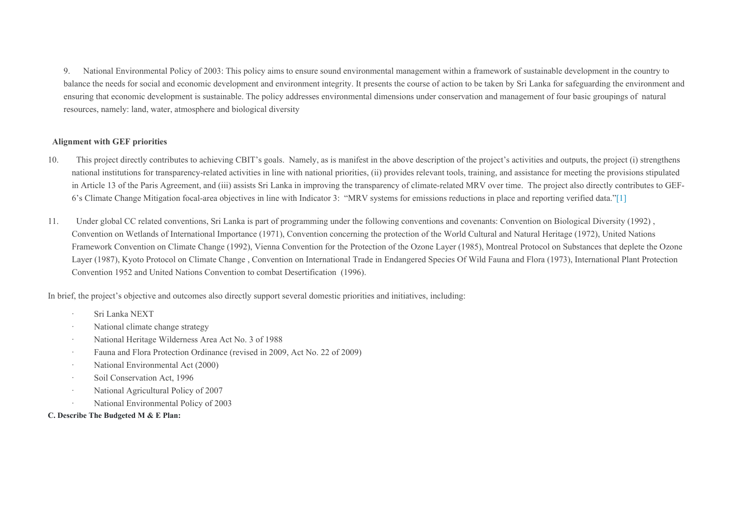9. National Environmental Policy of 2003: This policy aims to ensure sound environmental management within a framework of sustainable development in the country to balance the needs for social and economic development and environment integrity. It presents the course of action to be taken by Sri Lanka for safeguarding the environment and ensuring that economic development is sustainable. The policy addresses environmental dimensions under conservation and management of four basic groupings of natural resources, namely: land, water, atmosphere and biological diversity

**Alignment with GEF priorities**

10. This project directly contributes to achieving CBIT's goals. Namely, as is manifest in the above description of the project's activities and outputs, the project (i) strengthens national institutions for transparency-related activities in line with national priorities, (ii) provides relevant tools, training, and assistance for meeting the provisions stipulated in Article 13 of the Paris Agreement, and (iii) assists Sri Lanka in improving the transparency of climate-related MRV over time. The project also directly contributes to GEF-6's Climate Change Mitigation focal-area objectives in line with Indicator 3: "MRV systems for emissions reductions in place and reporting verified data."[1]

11. Under global CC related conventions, Sri Lanka is part of programming under the following conventions and covenants: Convention on Biological Diversity (1992) , Convention on Wetlands of International Importance (1971), Convention concerning the protection of the World Cultural and Natural Heritage (1972), United Nations Framework Convention on Climate Change (1992), Vienna Convention for the Protection of the Ozone Layer (1985), Montreal Protocol on Substances that deplete the Ozone Layer (1987), Kyoto Protocol on Climate Change , Convention on International Trade in Endangered Species Of Wild Fauna and Flora (1973), International Plant Protection Convention 1952 and United Nations Convention to combat Desertification (1996).

In brief, the project's objective and outcomes also directly support several domestic priorities and initiatives, including:

- Sri Lanka NEXT
- National climate change strategy
- National Heritage Wilderness Area Act No. 3 of 1988
- Fauna and Flora Protection Ordinance (revised in 2009, Act No. 22 of 2009)
- National Environmental Act (2000)
- Soil Conservation Act, 1996
- National Agricultural Policy of 2007
- National Environmental Policy of 2003

**C. Describe The Budgeted M & E Plan:**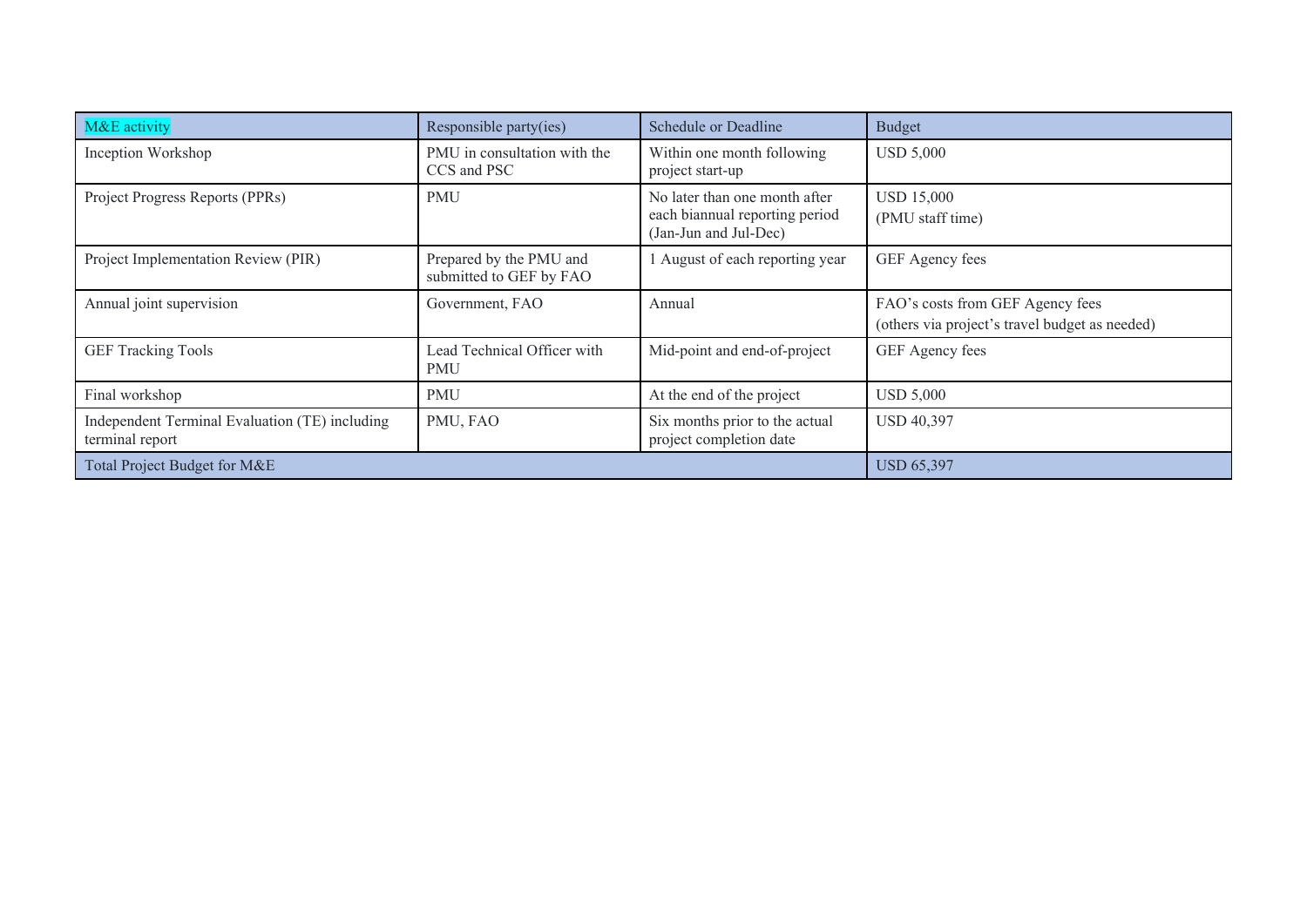| M&E activity | Responsible party(ies) | Schedule or Deadline | Budget |
| --- | --- | --- | --- |
| Inception Workshop | PMU in consultation with the CCS and PSC | Within one month following project start-up | USD 5,000 |
| Project Progress Reports (PPRs) | PMU | No later than one month after each biannual reporting period (Jan-Jun and Jul-Dec) | USD 15,000<br>(PMU staff time) |
| Project Implementation Review (PIR) | Prepared by the PMU and submitted to GEF by FAO | 1 August of each reporting year | GEF Agency fees |
| Annual joint supervision | Government, FAO | Annual | FAO's costs from GEF Agency fees<br>(others via project's travel budget as needed) |
| GEF Tracking Tools | Lead Technical Officer with PMU | Mid-point and end-of-project | GEF Agency fees |
| Final workshop | PMU | At the end of the project | USD 5,000 |
| Independent Terminal Evaluation (TE) including terminal report | PMU, FAO | Six months prior to the actual project completion date | USD 40,397 |
| Total Project Budget for M&E | | | USD 65,397 |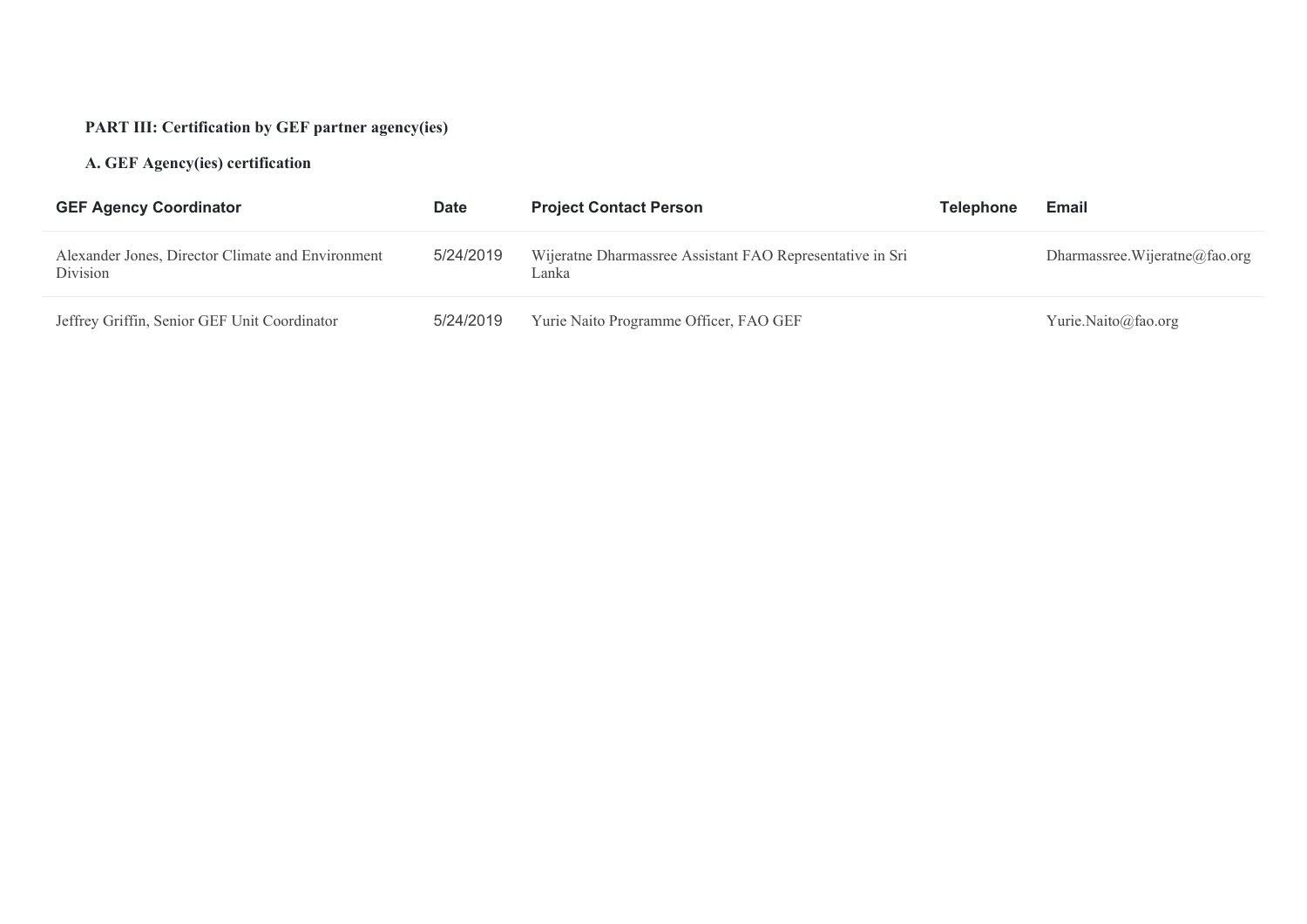**PART III: Certification by GEF partner agency(ies)**

**A. GEF Agency(ies) certification**

| GEF Agency Coordinator | Date | Project Contact Person | Telephone | Email |
|---|---|---|---|---|
| Alexander Jones, Director Climate and Environment Division | 5/24/2019 | Wijeratne Dharmassree Assistant FAO Representative in Sri Lanka | | Dharmassree.Wijeratne@fao.org |
| Jeffrey Griffin, Senior GEF Unit Coordinator | 5/24/2019 | Yurie Naito Programme Officer, FAO GEF | | Yurie.Naito@fao.org |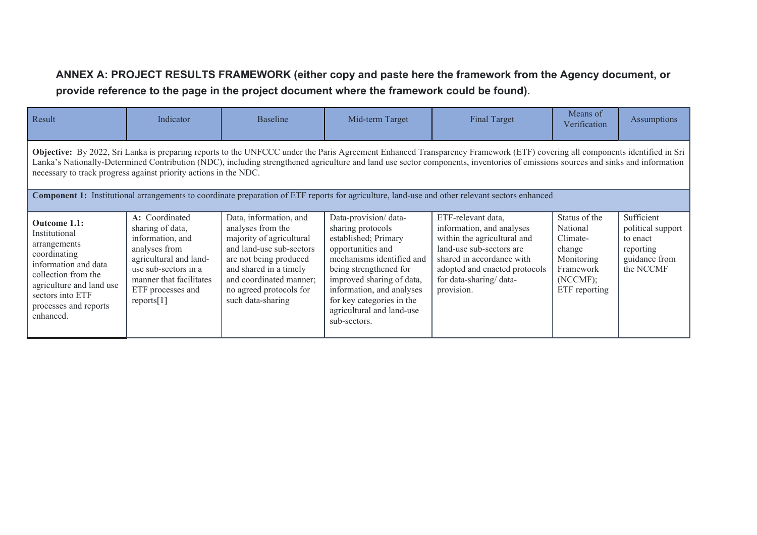**ANNEX A: PROJECT RESULTS FRAMEWORK (either copy and paste here the framework from the Agency document, or provide reference to the page in the project document where the framework could be found).**

| Result | Indicator | Baseline | Mid-term Target | Final Target | Means of Verification | Assumptions |
|---|---|---|---|---|---|---|
| **Objective:** By 2022, Sri Lanka is preparing reports to the UNFCCC under the Paris Agreement Enhanced Transparency Framework (ETF) covering all components identified in Sri Lanka's Nationally-Determined Contribution (NDC), including strengthened agriculture and land use sector components, inventories of emissions sources and sinks and information necessary to track progress against priority actions in the NDC. | | | | | | |
| **Component 1:** Institutional arrangements to coordinate preparation of ETF reports for agriculture, land-use and other relevant sectors enhanced | | | | | | |
| **Outcome 1.1:** Institutional arrangements coordinating information and data collection from the agriculture and land use sectors into ETF processes and reports enhanced. | **A:** Coordinated sharing of data, information, and analyses from agricultural and land-use sub-sectors in a manner that facilitates ETF processes and reports[1] | Data, information, and analyses from the majority of agricultural and land-use sub-sectors are not being produced and shared in a timely and coordinated manner; no agreed protocols for such data-sharing | Data-provision/ data-sharing protocols established; Primary opportunities and mechanisms identified and being strengthened for improved sharing of data, information, and analyses for key categories in the agricultural and land-use sub-sectors. | ETF-relevant data, information, and analyses within the agricultural and land-use sub-sectors are shared in accordance with adopted and enacted protocols for data-sharing/ data-provision. | Status of the National Climate-change Monitoring Framework (NCCMF); ETF reporting | Sufficient political support to enact reporting guidance from the NCCMF |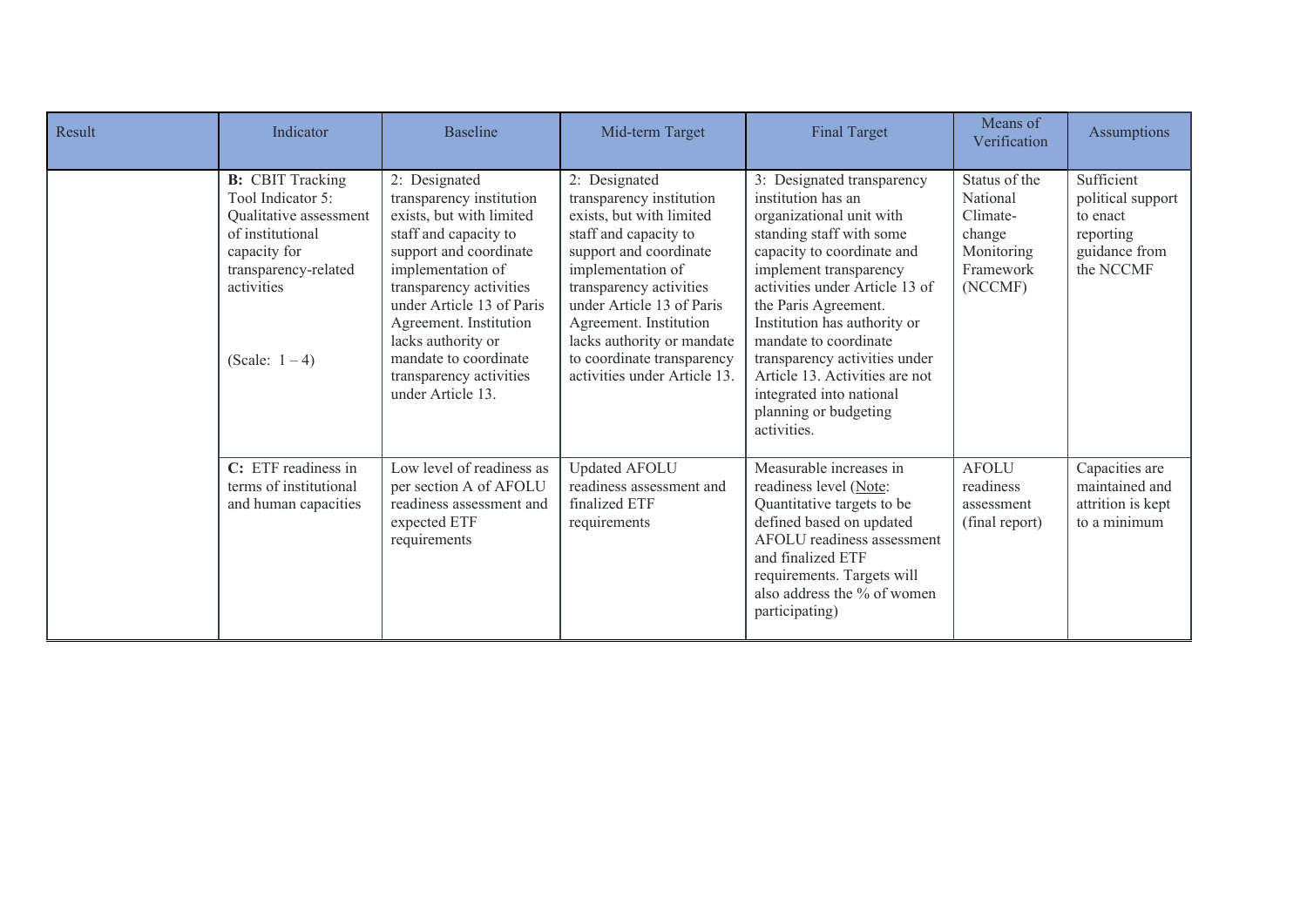| Result | Indicator | Baseline | Mid-term Target | Final Target | Means of Verification | Assumptions |
|---|---|---|---|---|---|---|
| | **B:** CBIT Tracking Tool Indicator 5: Qualitative assessment of institutional capacity for transparency-related activities (Scale: 1 – 4) | 2: Designated transparency institution exists, but with limited staff and capacity to support and coordinate implementation of transparency activities under Article 13 of Paris Agreement. Institution lacks authority or mandate to coordinate transparency activities under Article 13. | 2: Designated transparency institution exists, but with limited staff and capacity to support and coordinate implementation of transparency activities under Article 13 of Paris Agreement. Institution lacks authority or mandate to coordinate transparency activities under Article 13. | 3: Designated transparency institution has an organizational unit with standing staff with some capacity to coordinate and implement transparency activities under Article 13 of the Paris Agreement. Institution has authority or mandate to coordinate transparency activities under Article 13. Activities are not integrated into national planning or budgeting activities. | Status of the National Climate-change Monitoring Framework (NCCMF) | Sufficient political support to enact reporting guidance from the NCCMF |
| | **C:** ETF readiness in terms of institutional and human capacities | Low level of readiness as per section A of AFOLU readiness assessment and expected ETF requirements | Updated AFOLU readiness assessment and finalized ETF requirements | Measurable increases in readiness level (Note: Quantitative targets to be defined based on updated AFOLU readiness assessment and finalized ETF requirements. Targets will also address the % of women participating) | AFOLU readiness assessment (final report) | Capacities are maintained and attrition is kept to a minimum |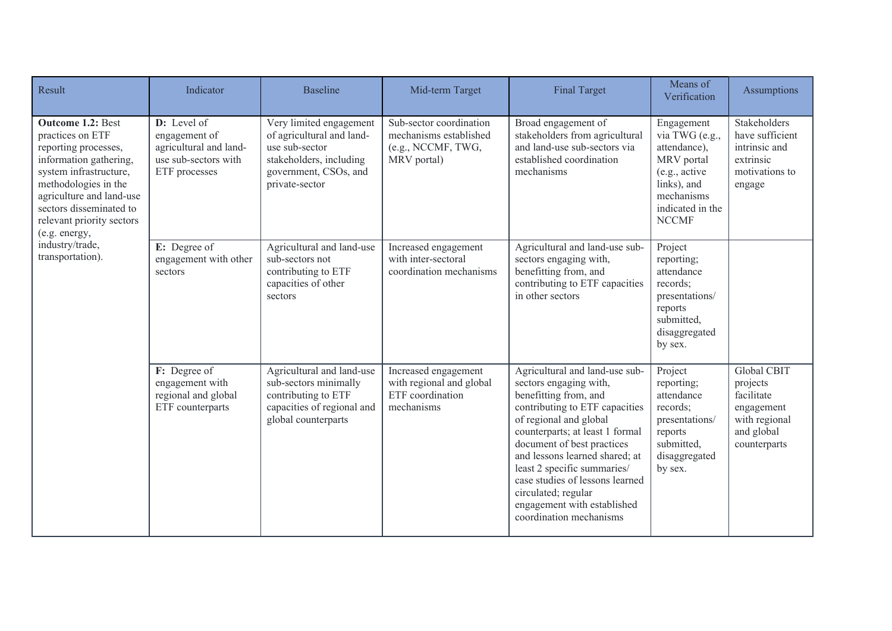| Result | Indicator | Baseline | Mid-term Target | Final Target | Means of Verification | Assumptions |
|---|---|---|---|---|---|---|
| **Outcome 1.2:** Best practices on ETF reporting processes, information gathering, system infrastructure, methodologies in the agriculture and land-use sectors disseminated to relevant priority sectors (e.g. energy, industry/trade, transportation). | **D:** Level of engagement of agricultural and land-use sub-sectors with ETF processes | Very limited engagement of agricultural and land-use sub-sector stakeholders, including government, CSOs, and private-sector | Sub-sector coordination mechanisms established (e.g., NCCMF, TWG, MRV portal) | Broad engagement of stakeholders from agricultural and land-use sub-sectors via established coordination mechanisms | Engagement via TWG (e.g., attendance), MRV portal (e.g., active links), and mechanisms indicated in the NCCMF | Stakeholders have sufficient intrinsic and extrinsic motivations to engage |
| | **E:** Degree of engagement with other sectors | Agricultural and land-use sub-sectors not contributing to ETF capacities of other sectors | Increased engagement with inter-sectoral coordination mechanisms | Agricultural and land-use sub-sectors engaging with, benefitting from, and contributing to ETF capacities in other sectors | Project reporting; attendance records; presentations/ reports submitted, disaggregated by sex. | |
| | **F:** Degree of engagement with regional and global ETF counterparts | Agricultural and land-use sub-sectors minimally contributing to ETF capacities of regional and global counterparts | Increased engagement with regional and global ETF coordination mechanisms | Agricultural and land-use sub-sectors engaging with, benefitting from, and contributing to ETF capacities of regional and global counterparts; at least 1 formal document of best practices and lessons learned shared; at least 2 specific summaries/ case studies of lessons learned circulated; regular engagement with established coordination mechanisms | Project reporting; attendance records; presentations/ reports submitted, disaggregated by sex. | Global CBIT projects facilitate engagement with regional and global counterparts |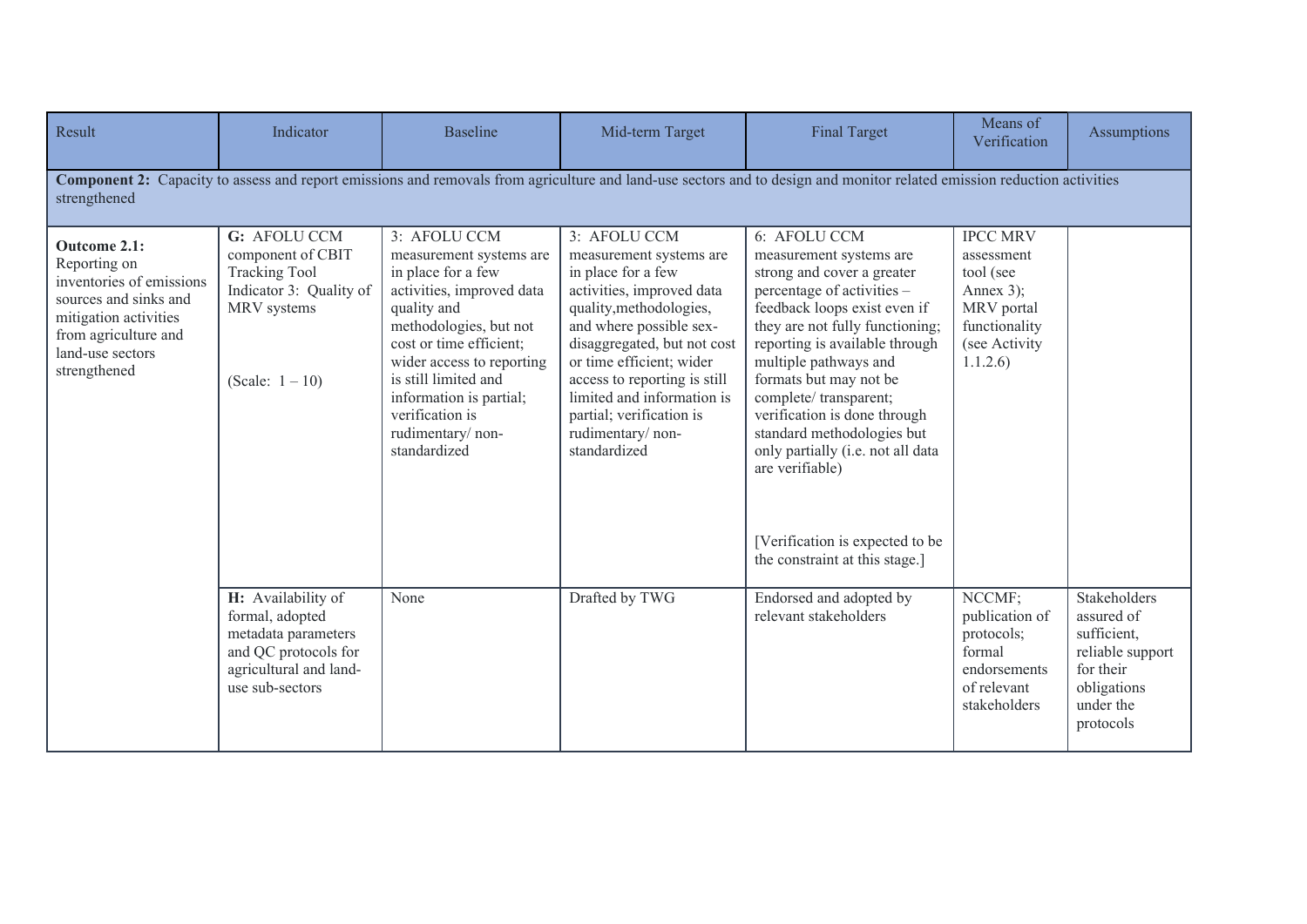| Result | Indicator | Baseline | Mid-term Target | Final Target | Means of Verification | Assumptions |
|---|---|---|---|---|---|---|
| **Component 2:** Capacity to assess and report emissions and removals from agriculture and land-use sectors and to design and monitor related emission reduction activities strengthened | | | | | | |
| **Outcome 2.1:** Reporting on inventories of emissions sources and sinks and mitigation activities from agriculture and land-use sectors strengthened | **G:** AFOLU CCM component of CBIT Tracking Tool Indicator 3: Quality of MRV systems<br><br>(Scale: 1 – 10) | 3: AFOLU CCM measurement systems are in place for a few activities, improved data quality and methodologies, but not cost or time efficient; wider access to reporting is still limited and information is partial; verification is rudimentary/ non-standardized | 3: AFOLU CCM measurement systems are in place for a few activities, improved data quality,methodologies, and where possible sex-disaggregated, but not cost or time efficient; wider access to reporting is still limited and information is partial; verification is rudimentary/ non-standardized | 6: AFOLU CCM measurement systems are strong and cover a greater percentage of activities – feedback loops exist even if they are not fully functioning; reporting is available through multiple pathways and formats but may not be complete/ transparent; verification is done through standard methodologies but only partially (i.e. not all data are verifiable)<br><br>[Verification is expected to be the constraint at this stage.] | IPCC MRV assessment tool (see Annex 3); MRV portal functionality (see Activity 1.1.2.6) | |
| | **H:** Availability of formal, adopted metadata parameters and QC protocols for agricultural and land-use sub-sectors | None | Drafted by TWG | Endorsed and adopted by relevant stakeholders | NCCMF; publication of protocols; formal endorsements of relevant stakeholders | Stakeholders assured of sufficient, reliable support for their obligations under the protocols |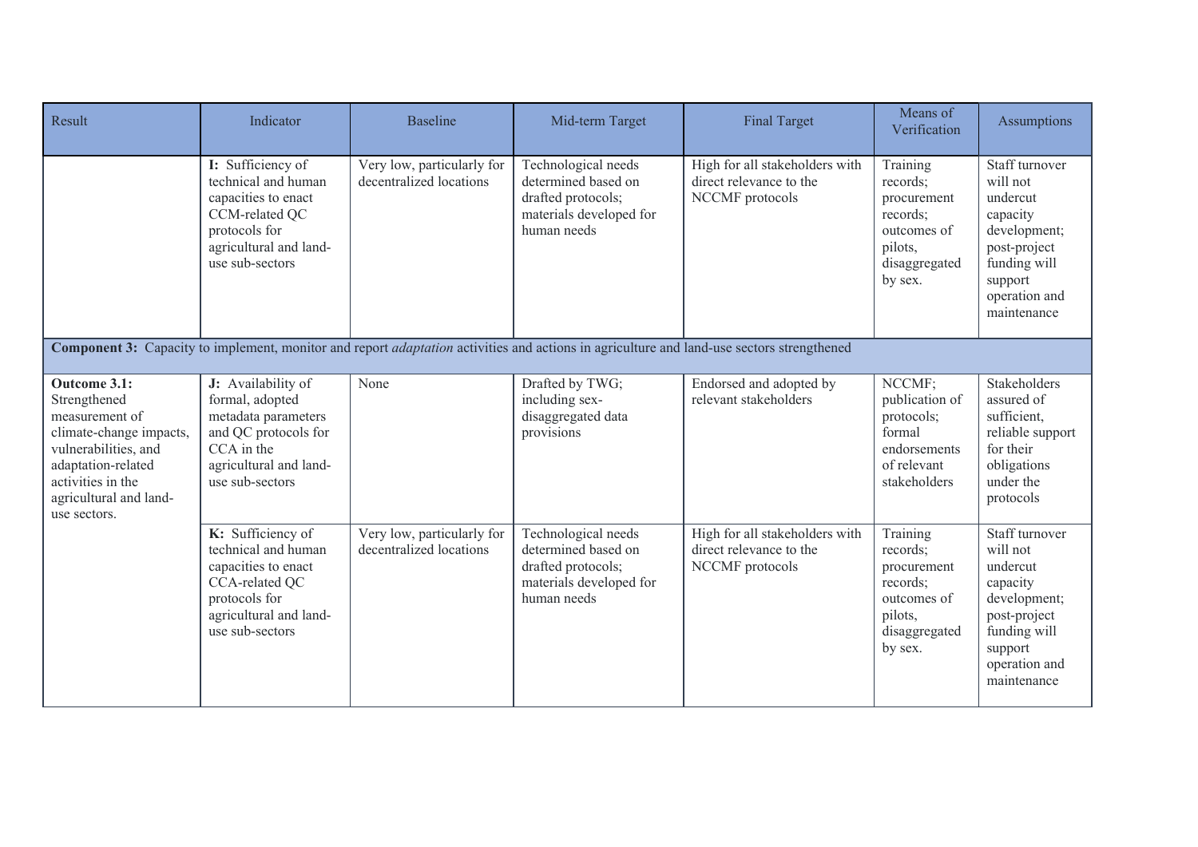| Result | Indicator | Baseline | Mid-term Target | Final Target | Means of Verification | Assumptions |
|---|---|---|---|---|---|---|
| | **I:** Sufficiency of technical and human capacities to enact CCM-related QC protocols for agricultural and land-use sub-sectors | Very low, particularly for decentralized locations | Technological needs determined based on drafted protocols; materials developed for human needs | High for all stakeholders with direct relevance to the NCCMF protocols | Training records; procurement records; outcomes of pilots, disaggregated by sex. | Staff turnover will not undercut capacity development; post-project funding will support operation and maintenance |
| **Component 3:** Capacity to implement, monitor and report *adaptation* activities and actions in agriculture and land-use sectors strengthened | | | | | | |
| **Outcome 3.1:** Strengthened measurement of climate-change impacts, vulnerabilities, and adaptation-related activities in the agricultural and land-use sectors. | **J:** Availability of formal, adopted metadata parameters and QC protocols for CCA in the agricultural and land-use sub-sectors | None | Drafted by TWG; including sex-disaggregated data provisions | Endorsed and adopted by relevant stakeholders | NCCMF; publication of protocols; formal endorsements of relevant stakeholders | Stakeholders assured of sufficient, reliable support for their obligations under the protocols |
| | **K:** Sufficiency of technical and human capacities to enact CCA-related QC protocols for agricultural and land-use sub-sectors | Very low, particularly for decentralized locations | Technological needs determined based on drafted protocols; materials developed for human needs | High for all stakeholders with direct relevance to the NCCMF protocols | Training records; procurement records; outcomes of pilots, disaggregated by sex. | Staff turnover will not undercut capacity development; post-project funding will support operation and maintenance |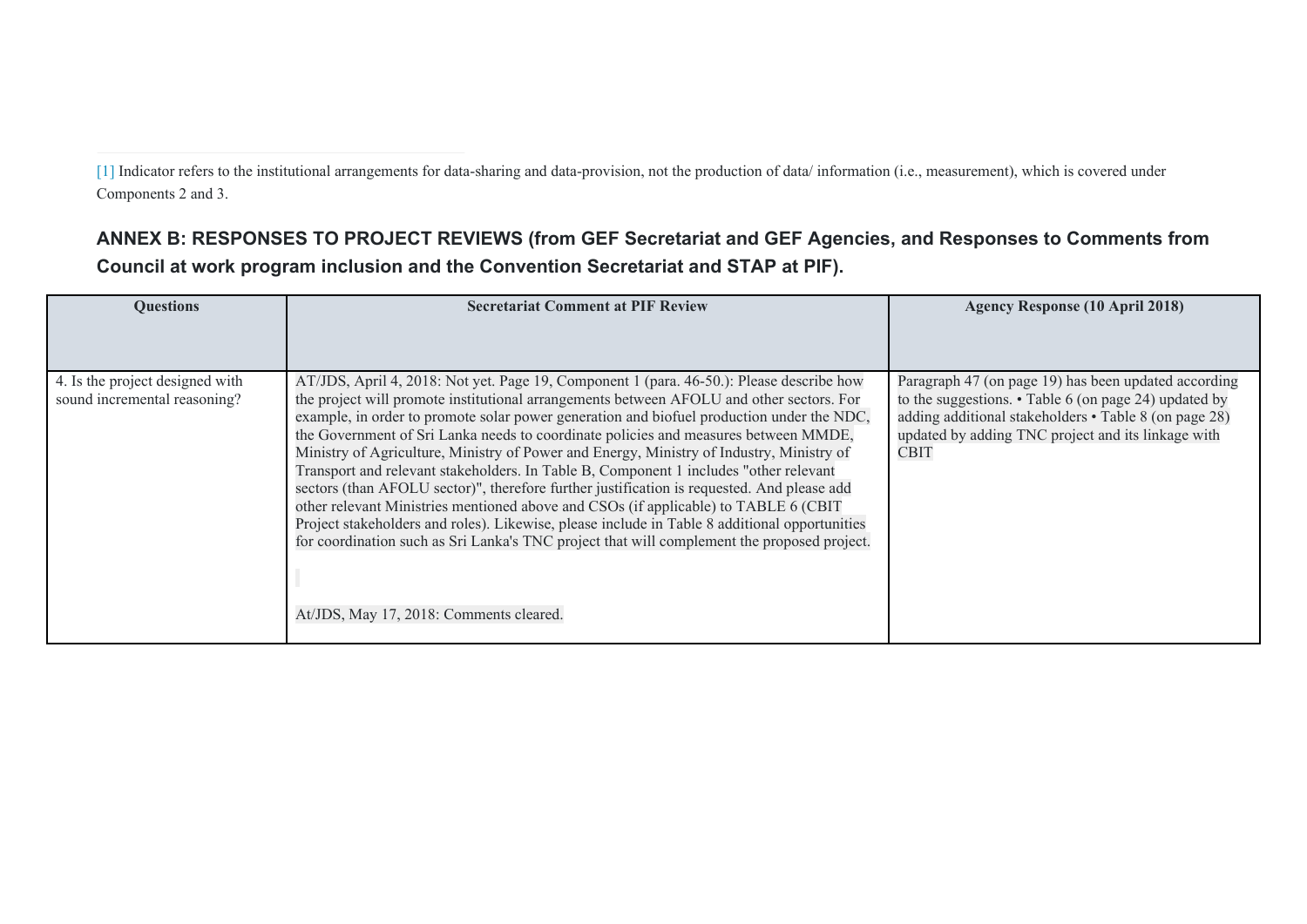[1] Indicator refers to the institutional arrangements for data-sharing and data-provision, not the production of data/ information (i.e., measurement), which is covered under Components 2 and 3.

## ANNEX B: RESPONSES TO PROJECT REVIEWS (from GEF Secretariat and GEF Agencies, and Responses to Comments from Council at work program inclusion and the Convention Secretariat and STAP at PIF).

| Questions | Secretariat Comment at PIF Review | Agency Response (10 April 2018) |
|---|---|---|
| 4. Is the project designed with sound incremental reasoning? | AT/JDS, April 4, 2018: Not yet. Page 19, Component 1 (para. 46-50.): Please describe how the project will promote institutional arrangements between AFOLU and other sectors. For example, in order to promote solar power generation and biofuel production under the NDC, the Government of Sri Lanka needs to coordinate policies and measures between MMDE, Ministry of Agriculture, Ministry of Power and Energy, Ministry of Industry, Ministry of Transport and relevant stakeholders. In Table B, Component 1 includes "other relevant sectors (than AFOLU sector)", therefore further justification is requested. And please add other relevant Ministries mentioned above and CSOs (if applicable) to TABLE 6 (CBIT Project stakeholders and roles). Likewise, please include in Table 8 additional opportunities for coordination such as Sri Lanka's TNC project that will complement the proposed project.<br><br>At/JDS, May 17, 2018: Comments cleared. | Paragraph 47 (on page 19) has been updated according to the suggestions. • Table 6 (on page 24) updated by adding additional stakeholders • Table 8 (on page 28) updated by adding TNC project and its linkage with CBIT |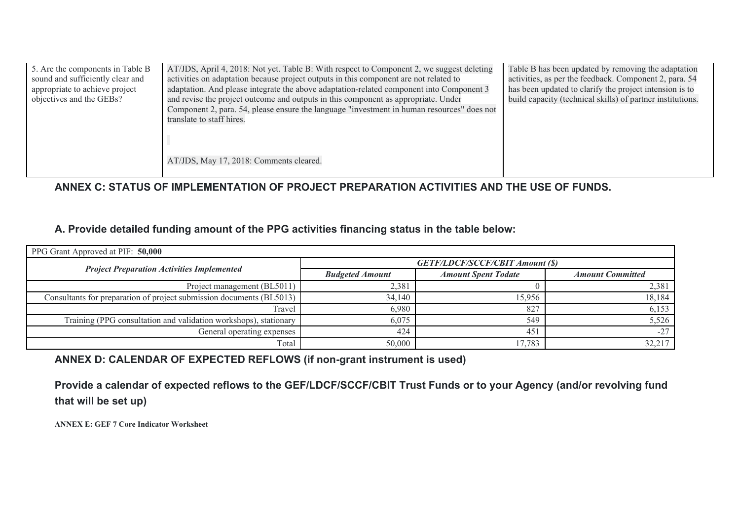| 5. Are the components in Table B sound and sufficiently clear and appropriate to achieve project objectives and the GEBs? | AT/JDS, April 4, 2018: Not yet. Table B: With respect to Component 2, we suggest deleting activities on adaptation because project outputs in this component are not related to adaptation. And please integrate the above adaptation-related component into Component 3 and revise the project outcome and outputs in this component as appropriate. Under Component 2, para. 54, please ensure the language "investment in human resources" does not translate to staff hires.<br><br>AT/JDS, May 17, 2018: Comments cleared. | Table B has been updated by removing the adaptation activities, as per the feedback. Component 2, para. 54 has been updated to clarify the project intension is to build capacity (technical skills) of partner institutions. |
|---|---|---|

## ANNEX C: STATUS OF IMPLEMENTATION OF PROJECT PREPARATION ACTIVITIES AND THE USE OF FUNDS.

### A. Provide detailed funding amount of the PPG activities financing status in the table below:

| PPG Grant Approved at PIF: **50,000** | | | |
|---|---|---|---|
| ***Project Preparation Activities Implemented*** | ***GETF/LDCF/SCCF/CBIT Amount ($)*** | | |
| | ***Budgeted Amount*** | ***Amount Spent Todate*** | ***Amount Committed*** |
| Project management (BL5011) | 2,381 | 0 | 2,381 |
| Consultants for preparation of project submission documents (BL5013) | 34,140 | 15,956 | 18,184 |
| Travel | 6,980 | 827 | 6,153 |
| Training (PPG consultation and validation workshops), stationary | 6,075 | 549 | 5,526 |
| General operating expenses | 424 | 451 | -27 |
| Total | 50,000 | 17,783 | 32,217 |

## ANNEX D: CALENDAR OF EXPECTED REFLOWS (if non-grant instrument is used)

**Provide a calendar of expected reflows to the GEF/LDCF/SCCF/CBIT Trust Funds or to your Agency (and/or revolving fund that will be set up)**

**ANNEX E: GEF 7 Core Indicator Worksheet**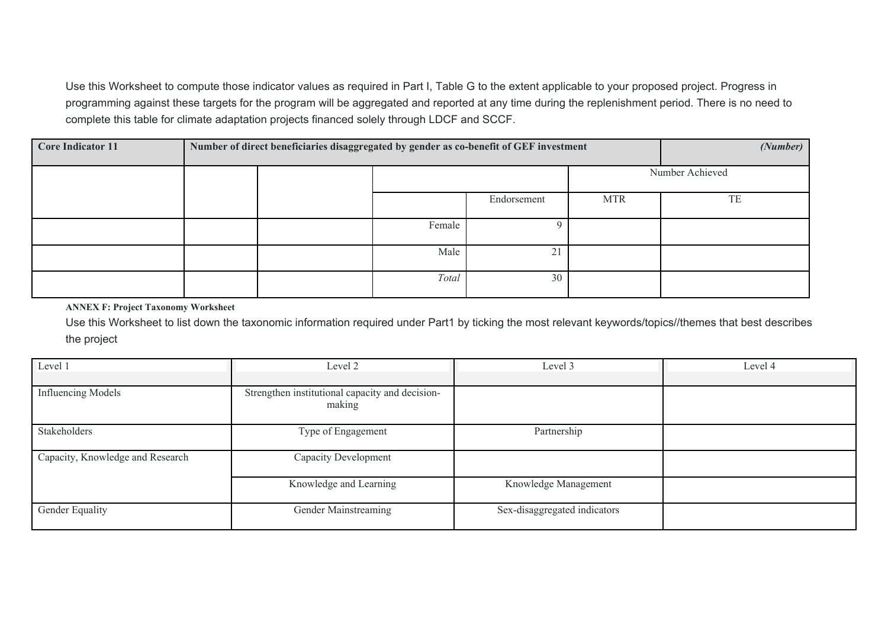Use this Worksheet to compute those indicator values as required in Part I, Table G to the extent applicable to your proposed project. Progress in programming against these targets for the program will be aggregated and reported at any time during the replenishment period. There is no need to complete this table for climate adaptation projects financed solely through LDCF and SCCF.

| **Core Indicator 11** | **Number of direct beneficiaries disaggregated by gender as co-benefit of GEF investment** | | | | | ***(Number)*** |
|---|---|---|---|---|---|---|
| | | | | | Number Achieved | |
| | | | | Endorsement | MTR | TE |
| | | | Female | 9 | | |
| | | | Male | 21 | | |
| | | | *Total* | 30 | | |

**ANNEX F: Project Taxonomy Worksheet**

Use this Worksheet to list down the taxonomic information required under Part1 by ticking the most relevant keywords/topics//themes that best describes the project

| Level 1 | Level 2 | Level 3 | Level 4 |
|---|---|---|---|
| Influencing Models | Strengthen institutional capacity and decision-making | | |
| Stakeholders | Type of Engagement | Partnership | |
| Capacity, Knowledge and Research | Capacity Development | | |
| | Knowledge and Learning | Knowledge Management | |
| Gender Equality | Gender Mainstreaming | Sex-disaggregated indicators | |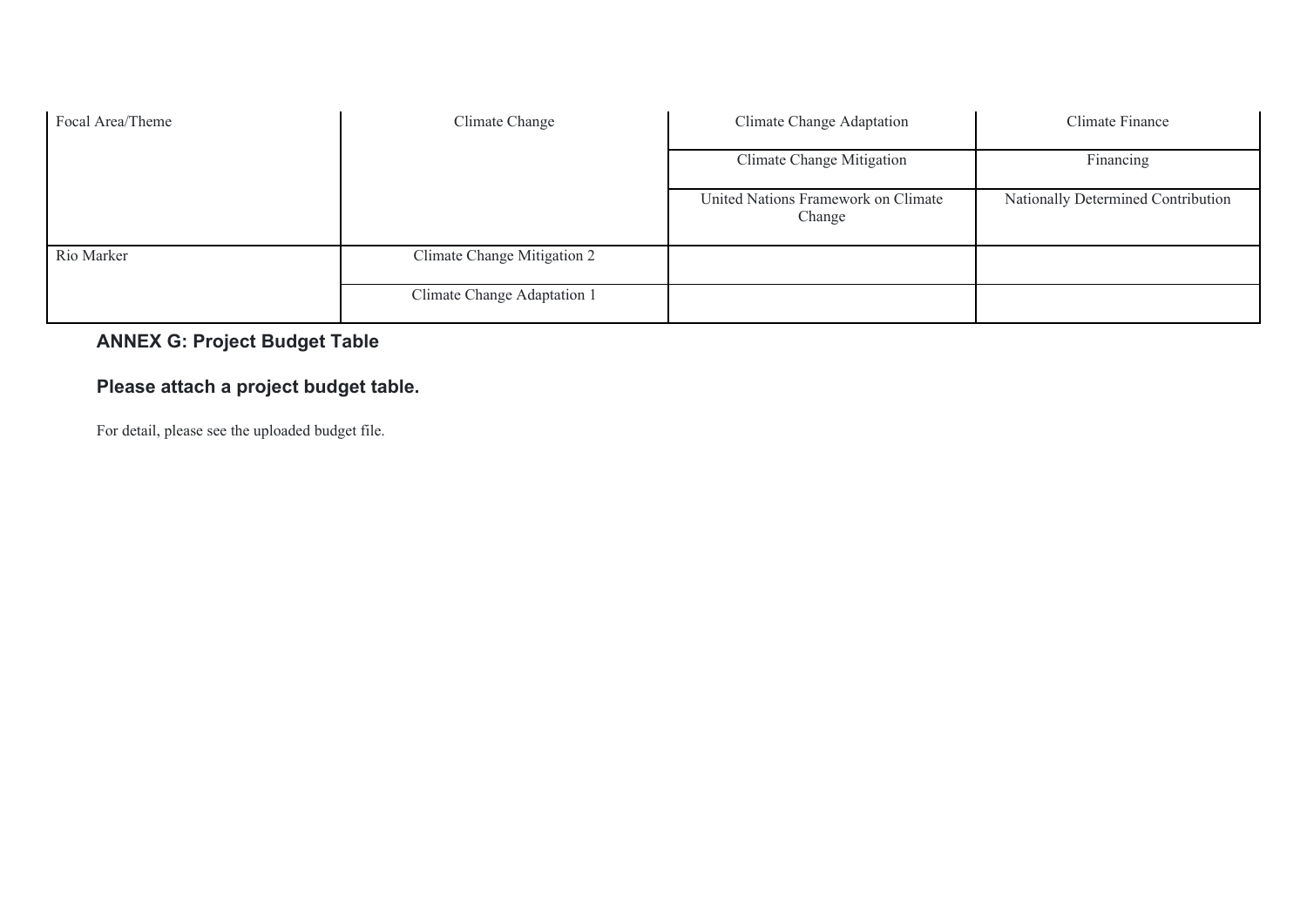| | | | |
|---|---|---|---|
| Focal Area/Theme | Climate Change | Climate Change Adaptation | Climate Finance |
| | | Climate Change Mitigation | Financing |
| | | United Nations Framework on Climate Change | Nationally Determined Contribution |
| Rio Marker | Climate Change Mitigation 2 | | |
| | Climate Change Adaptation 1 | | |

## ANNEX G: Project Budget Table

### Please attach a project budget table.

For detail, please see the uploaded budget file.